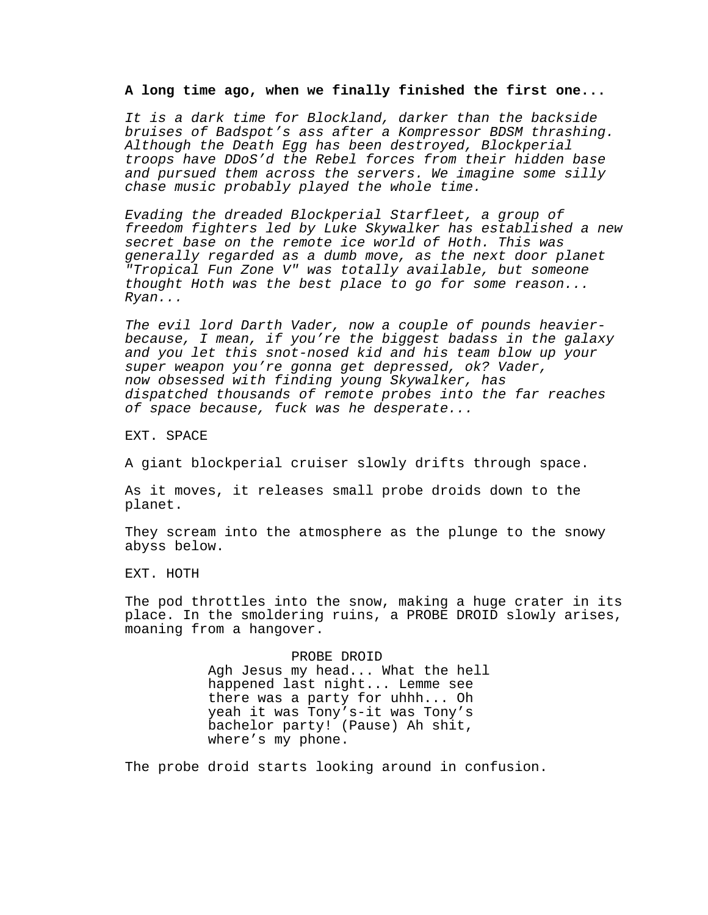**A long time ago, when we finally finished the first one...**

*It is a dark time for Blockland, darker than the backside bruises of Badspot's ass after a Kompressor BDSM thrashing. Although the Death Egg has been destroyed, Blockperial troops have DDoS'd the Rebel forces from their hidden base and pursued them across the servers. We imagine some silly chase music probably played the whole time.*

*Evading the dreaded Blockperial Starfleet, a group of freedom fighters led by Luke Skywalker has established a new secret base on the remote ice world of Hoth. This was generally regarded as a dumb move, as the next door planet "Tropical Fun Zone V" was totally available, but someone thought Hoth was the best place to go for some reason... Ryan...*

*The evil lord Darth Vader, now a couple of pounds heavier-because, I mean, if you're the biggest badass in the galaxy and you let this snot-nosed kid and his team blow up your super weapon you're gonna get depressed, ok? Vader, now obsessed with finding young Skywalker, has dispatched thousands of remote probes into the far reaches of space because, fuck was he desperate...*

EXT. SPACE

A giant blockperial cruiser slowly drifts through space.

As it moves, it releases small probe droids down to the planet.

They scream into the atmosphere as the plunge to the snowy abyss below.

EXT. HOTH

The pod throttles into the snow, making a huge crater in its place. In the smoldering ruins, a PROBE DROID slowly arises, moaning from a hangover.

PROBE DROID
Agh Jesus my head... What the hell happened last night... Lemme see there was a party for uhhh... Oh yeah it was Tony's-it was Tony's bachelor party! (Pause) Ah shit, where's my phone.

The probe droid starts looking around in confusion.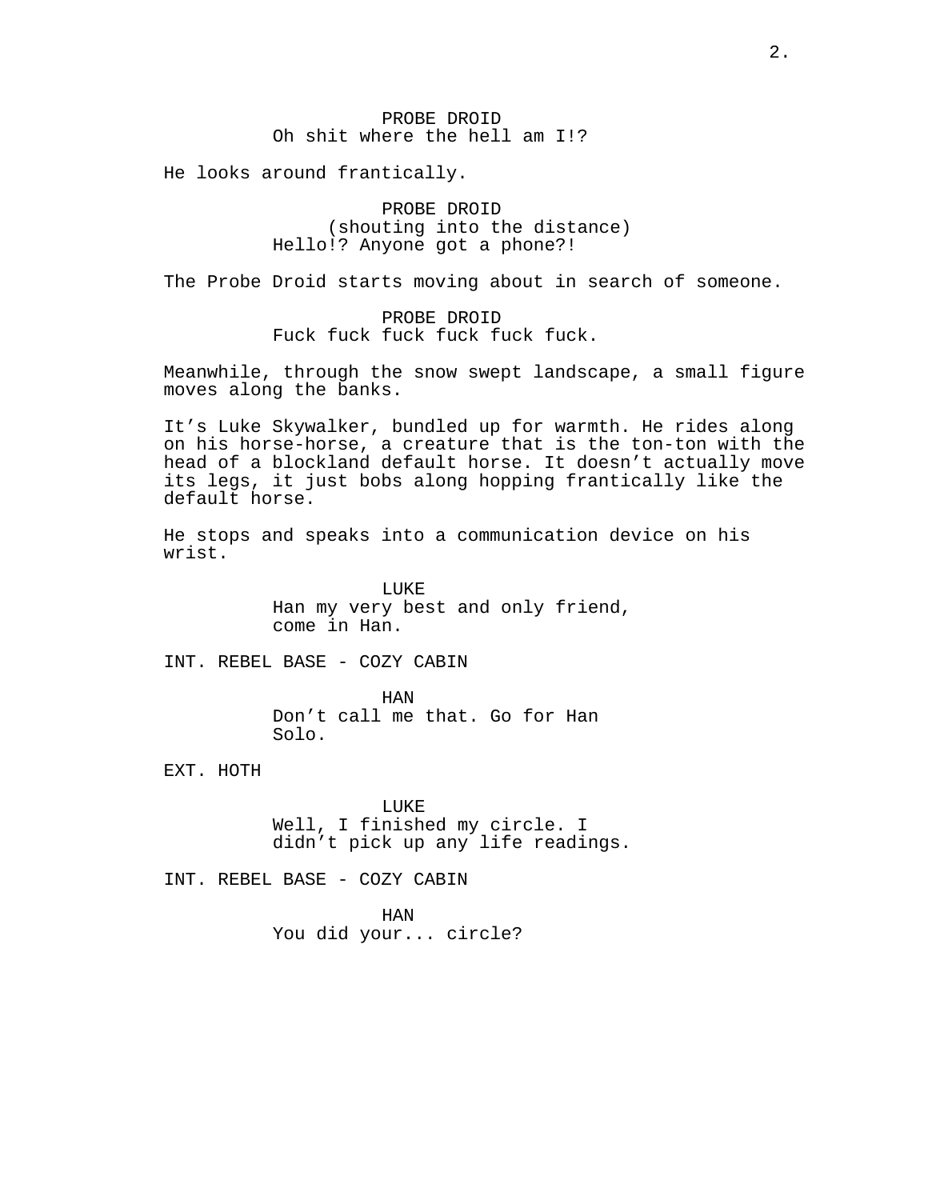PROBE DROID
Oh shit where the hell am I!?

He looks around frantically.

PROBE DROID
(shouting into the distance)
Hello!? Anyone got a phone?!

The Probe Droid starts moving about in search of someone.

PROBE DROID
Fuck fuck fuck fuck fuck fuck.

Meanwhile, through the snow swept landscape, a small figure moves along the banks.

It's Luke Skywalker, bundled up for warmth. He rides along on his horse-horse, a creature that is the ton-ton with the head of a blockland default horse. It doesn't actually move its legs, it just bobs along hopping frantically like the default horse.

He stops and speaks into a communication device on his wrist.

LUKE
Han my very best and only friend, come in Han.

INT. REBEL BASE - COZY CABIN

HAN
Don't call me that. Go for Han Solo.

EXT. HOTH

LUKE
Well, I finished my circle. I didn't pick up any life readings.

INT. REBEL BASE - COZY CABIN

HAN
You did your... circle?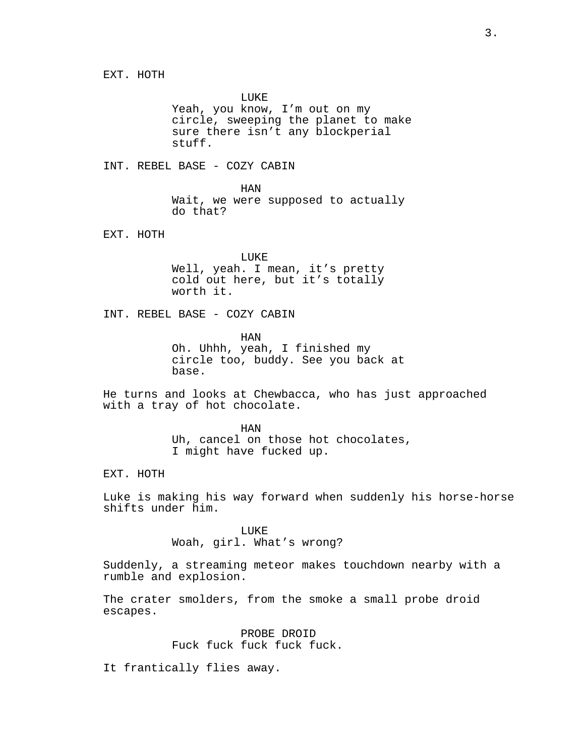EXT. HOTH

LUKE
Yeah, you know, I'm out on my circle, sweeping the planet to make sure there isn't any blockperial stuff.

INT. REBEL BASE - COZY CABIN

HAN
Wait, we were supposed to actually do that?

EXT. HOTH

LUKE
Well, yeah. I mean, it's pretty cold out here, but it's totally worth it.

INT. REBEL BASE - COZY CABIN

HAN
Oh. Uhhh, yeah, I finished my circle too, buddy. See you back at base.

He turns and looks at Chewbacca, who has just approached with a tray of hot chocolate.

HAN
Uh, cancel on those hot chocolates, I might have fucked up.

EXT. HOTH

Luke is making his way forward when suddenly his horse-horse shifts under him.

LUKE
Woah, girl. What's wrong?

Suddenly, a streaming meteor makes touchdown nearby with a rumble and explosion.

The crater smolders, from the smoke a small probe droid escapes.

PROBE DROID
Fuck fuck fuck fuck fuck.

It frantically flies away.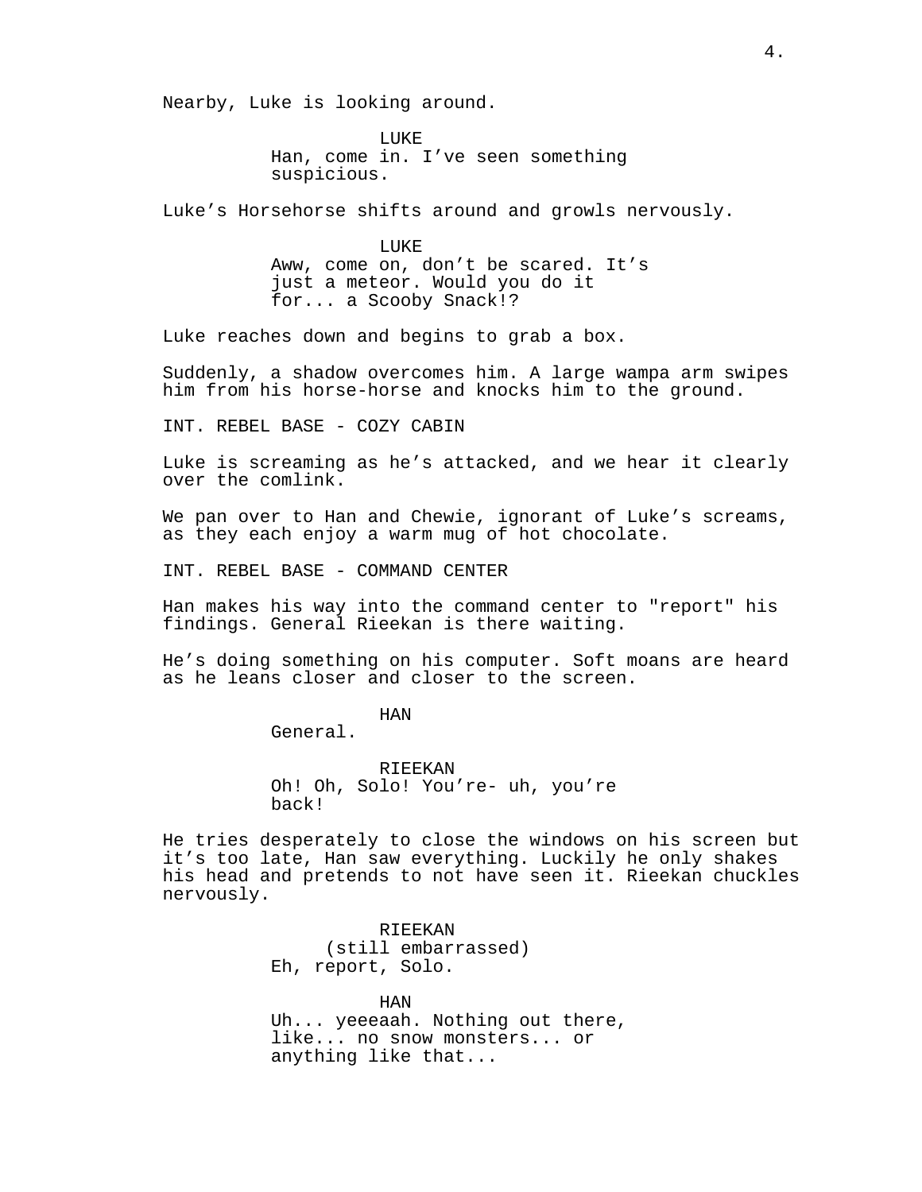Nearby, Luke is looking around.

LUKE
Han, come in. I've seen something suspicious.

Luke's Horsehorse shifts around and growls nervously.

LUKE
Aww, come on, don't be scared. It's just a meteor. Would you do it for... a Scooby Snack!?

Luke reaches down and begins to grab a box.

Suddenly, a shadow overcomes him. A large wampa arm swipes him from his horse-horse and knocks him to the ground.

INT. REBEL BASE - COZY CABIN

Luke is screaming as he's attacked, and we hear it clearly over the comlink.

We pan over to Han and Chewie, ignorant of Luke's screams, as they each enjoy a warm mug of hot chocolate.

INT. REBEL BASE - COMMAND CENTER

Han makes his way into the command center to "report" his findings. General Rieekan is there waiting.

He's doing something on his computer. Soft moans are heard as he leans closer and closer to the screen.

HAN
General.

RIEEKAN
Oh! Oh, Solo! You're- uh, you're back!

He tries desperately to close the windows on his screen but it's too late, Han saw everything. Luckily he only shakes his head and pretends to not have seen it. Rieekan chuckles nervously.

RIEEKAN
(still embarrassed)
Eh, report, Solo.

HAN
Uh... yeeeaah. Nothing out there, like... no snow monsters... or anything like that...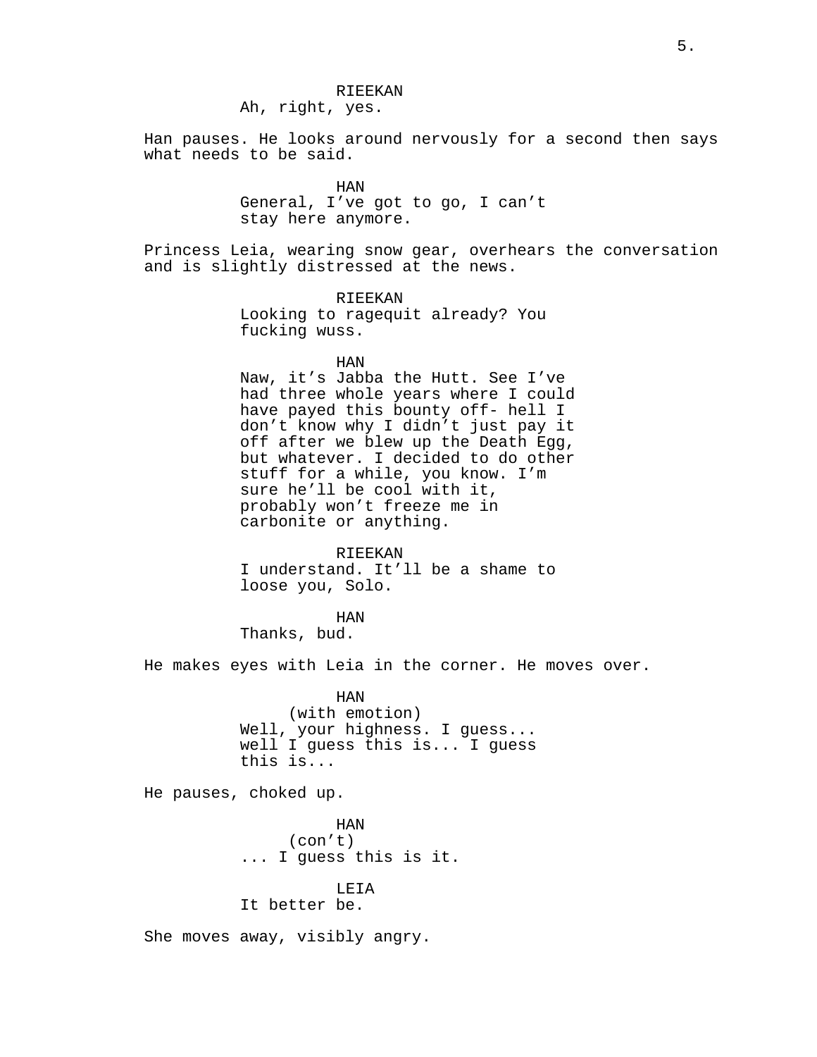RIEEKAN
Ah, right, yes.

Han pauses. He looks around nervously for a second then says what needs to be said.

HAN
General, I’ve got to go, I can’t stay here anymore.

Princess Leia, wearing snow gear, overhears the conversation and is slightly distressed at the news.

RIEEKAN
Looking to ragequit already? You fucking wuss.

HAN
Naw, it’s Jabba the Hutt. See I’ve had three whole years where I could have payed this bounty off- hell I don’t know why I didn’t just pay it off after we blew up the Death Egg, but whatever. I decided to do other stuff for a while, you know. I’m sure he’ll be cool with it, probably won’t freeze me in carbonite or anything.

RIEEKAN
I understand. It’ll be a shame to loose you, Solo.

HAN
Thanks, bud.

He makes eyes with Leia in the corner. He moves over.

HAN
(with emotion)
Well, your highness. I guess... well I guess this is... I guess this is...

He pauses, choked up.

HAN
(con’t)
... I guess this is it.

LEIA
It better be.

She moves away, visibly angry.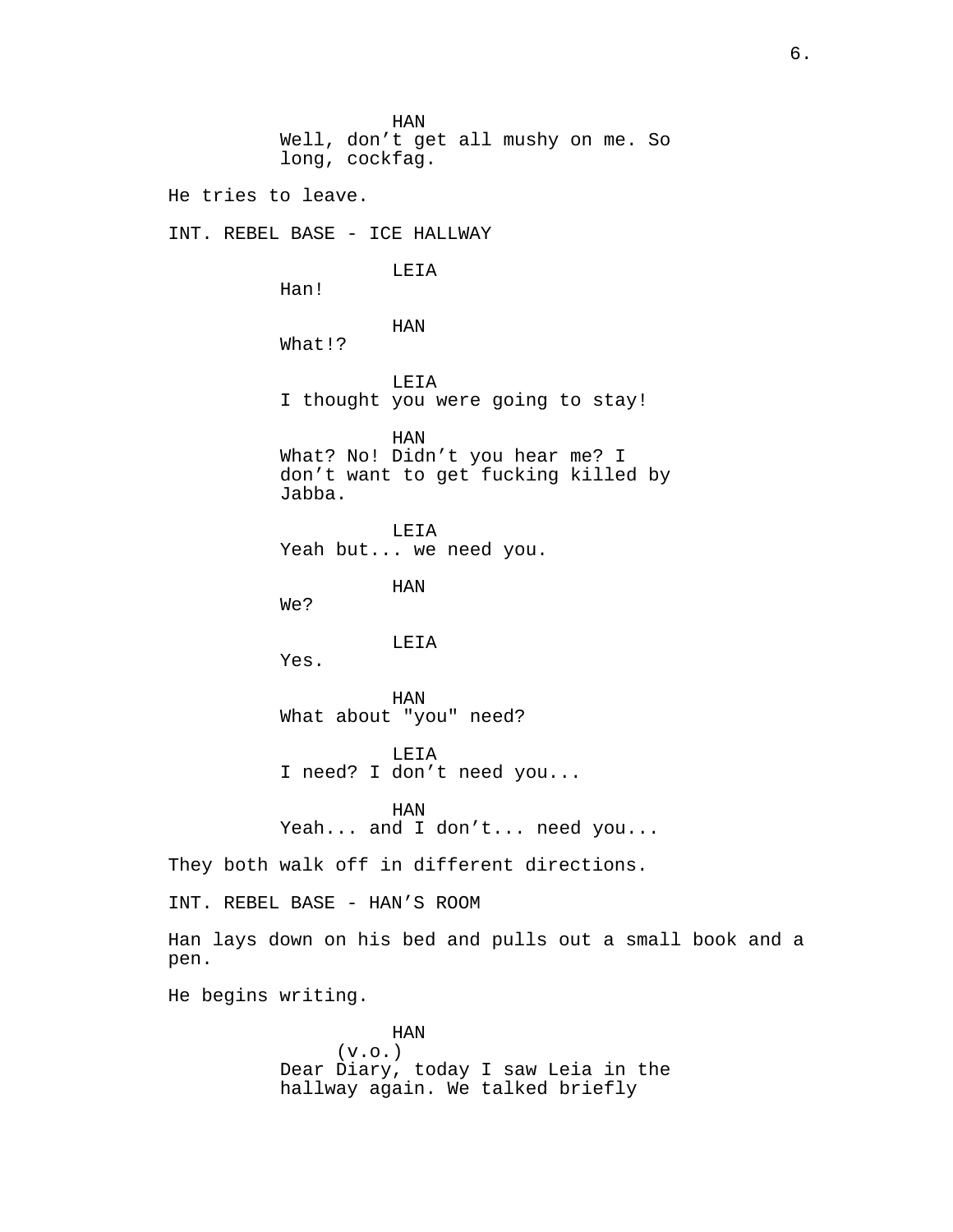HAN
Well, don't get all mushy on me. So long, cockfag.

He tries to leave.

INT. REBEL BASE - ICE HALLWAY

LEIA
Han!

HAN
What!?

LEIA
I thought you were going to stay!

HAN
What? No! Didn't you hear me? I don't want to get fucking killed by Jabba.

LEIA
Yeah but... we need you.

HAN
We?

LEIA
Yes.

HAN
What about "you" need?

LEIA
I need? I don't need you...

HAN
Yeah... and I don't... need you...

They both walk off in different directions.

INT. REBEL BASE - HAN'S ROOM

Han lays down on his bed and pulls out a small book and a pen.

He begins writing.

HAN
(v.o.)
Dear Diary, today I saw Leia in the hallway again. We talked briefly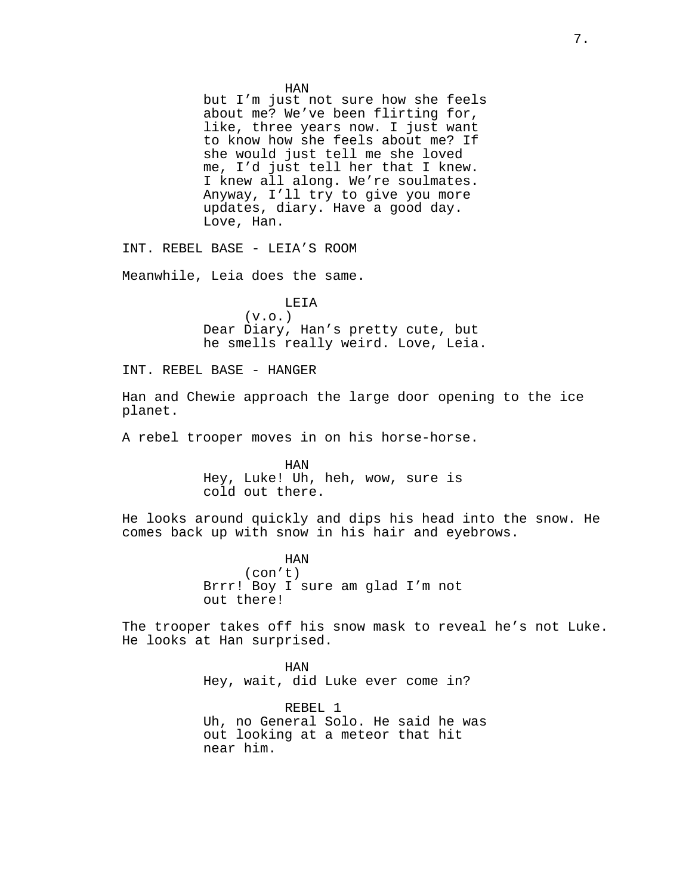HAN

but I’m just not sure how she feels about me? We’ve been flirting for, like, three years now. I just want to know how she feels about me? If she would just tell me she loved me, I’d just tell her that I knew. I knew all along. We’re soulmates. Anyway, I’ll try to give you more updates, diary. Have a good day. Love, Han.

INT. REBEL BASE - LEIA’S ROOM

Meanwhile, Leia does the same.

LEIA
(v.o.)
Dear Diary, Han’s pretty cute, but he smells really weird. Love, Leia.

INT. REBEL BASE - HANGER

Han and Chewie approach the large door opening to the ice planet.

A rebel trooper moves in on his horse-horse.

HAN
Hey, Luke! Uh, heh, wow, sure is cold out there.

He looks around quickly and dips his head into the snow. He comes back up with snow in his hair and eyebrows.

HAN
(con’t)
Brrr! Boy I sure am glad I’m not out there!

The trooper takes off his snow mask to reveal he’s not Luke. He looks at Han surprised.

HAN
Hey, wait, did Luke ever come in?

REBEL 1
Uh, no General Solo. He said he was out looking at a meteor that hit near him.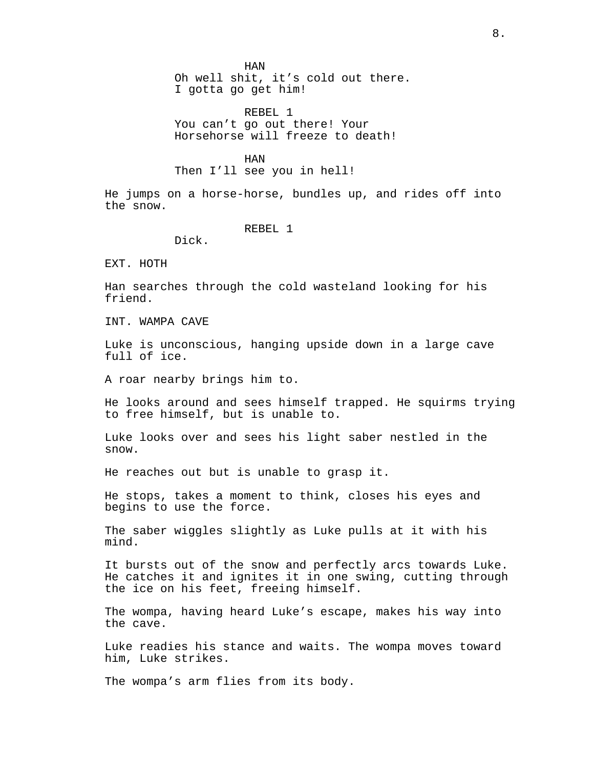HAN

Oh well shit, it's cold out there.
I gotta go get him!

REBEL 1

You can't go out there! Your
Horsehorse will freeze to death!

HAN

Then I'll see you in hell!

He jumps on a horse-horse, bundles up, and rides off into the snow.

REBEL 1

Dick.

EXT. HOTH

Han searches through the cold wasteland looking for his friend.

INT. WAMPA CAVE

Luke is unconscious, hanging upside down in a large cave full of ice.

A roar nearby brings him to.

He looks around and sees himself trapped. He squirms trying to free himself, but is unable to.

Luke looks over and sees his light saber nestled in the snow.

He reaches out but is unable to grasp it.

He stops, takes a moment to think, closes his eyes and begins to use the force.

The saber wiggles slightly as Luke pulls at it with his mind.

It bursts out of the snow and perfectly arcs towards Luke. He catches it and ignites it in one swing, cutting through the ice on his feet, freeing himself.

The wompa, having heard Luke's escape, makes his way into the cave.

Luke readies his stance and waits. The wompa moves toward him, Luke strikes.

The wompa's arm flies from its body.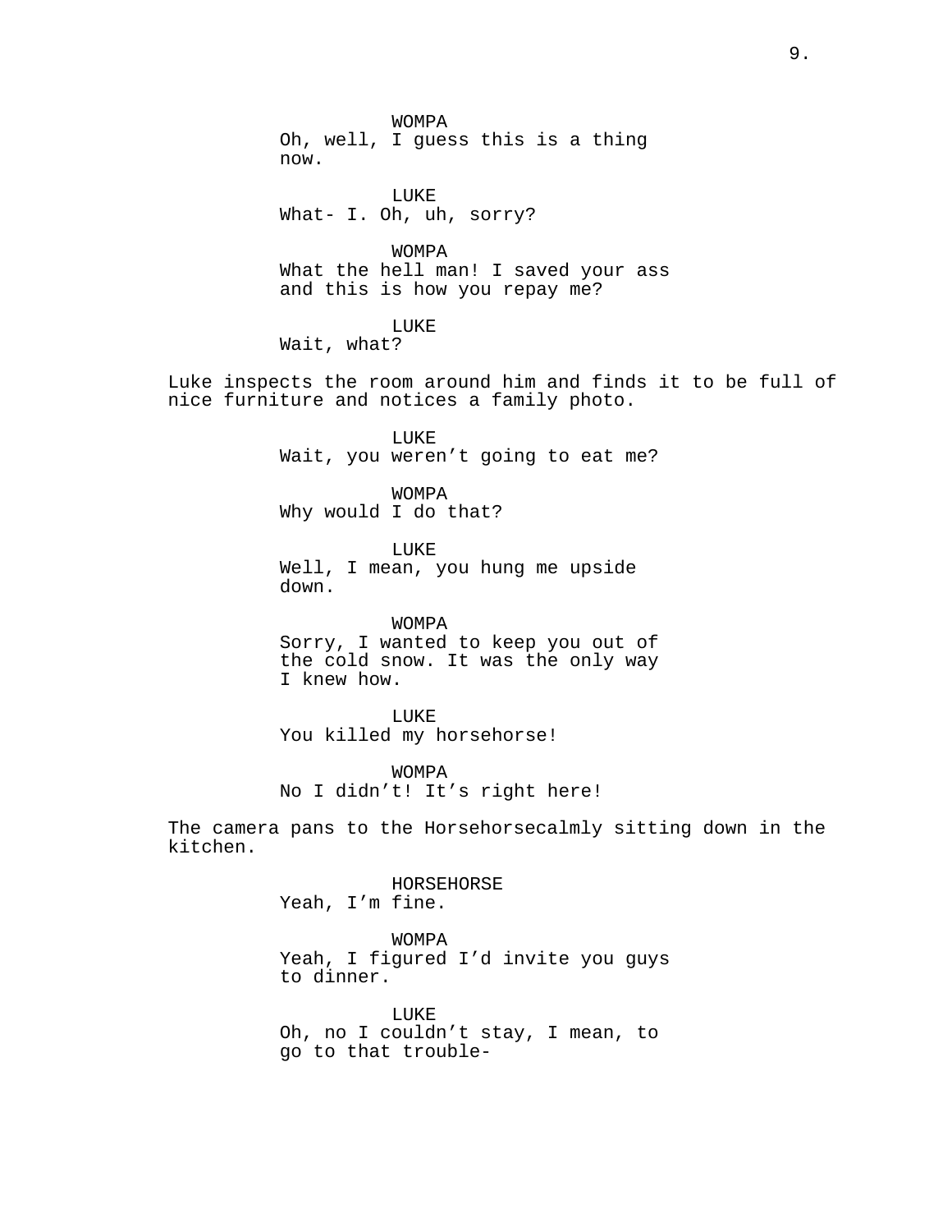WOMPA
Oh, well, I guess this is a thing now.

LUKE
What- I. Oh, uh, sorry?

WOMPA
What the hell man! I saved your ass and this is how you repay me?

LUKE
Wait, what?

Luke inspects the room around him and finds it to be full of nice furniture and notices a family photo.

LUKE
Wait, you weren’t going to eat me?

WOMPA
Why would I do that?

LUKE
Well, I mean, you hung me upside down.

WOMPA
Sorry, I wanted to keep you out of the cold snow. It was the only way I knew how.

LUKE
You killed my horsehorse!

WOMPA
No I didn’t! It’s right here!

The camera pans to the Horsehorsecalmly sitting down in the kitchen.

HORSEHORSE
Yeah, I’m fine.

WOMPA
Yeah, I figured I’d invite you guys to dinner.

LUKE
Oh, no I couldn’t stay, I mean, to go to that trouble-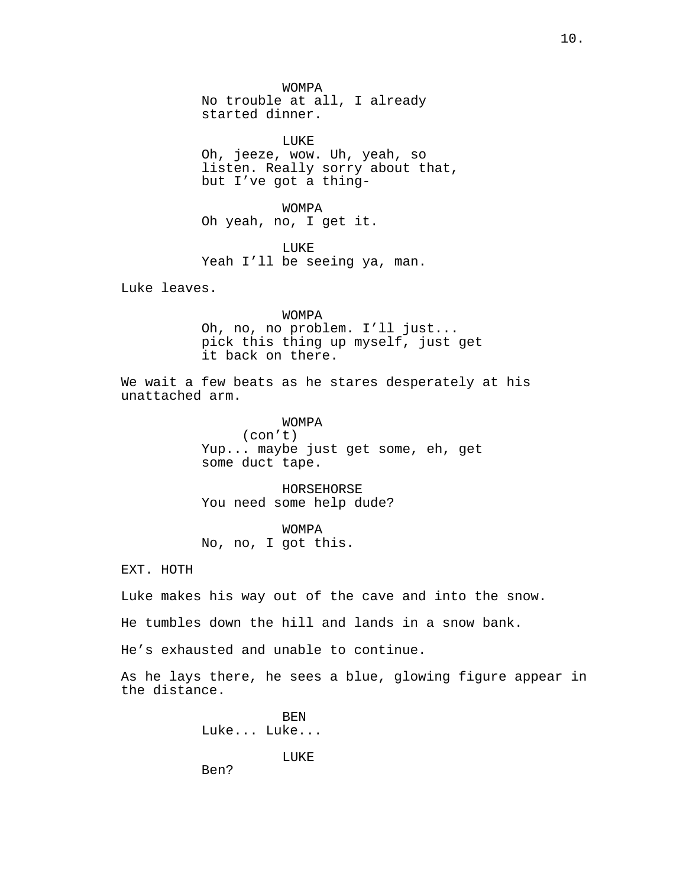WOMPA
No trouble at all, I already started dinner.

LUKE
Oh, jeeze, wow. Uh, yeah, so listen. Really sorry about that, but I've got a thing-

WOMPA
Oh yeah, no, I get it.

LUKE
Yeah I'll be seeing ya, man.

Luke leaves.

WOMPA
Oh, no, no problem. I'll just... pick this thing up myself, just get it back on there.

We wait a few beats as he stares desperately at his unattached arm.

WOMPA
(con't)
Yup... maybe just get some, eh, get some duct tape.

HORSEHORSE
You need some help dude?

WOMPA
No, no, I got this.

EXT. HOTH

Luke makes his way out of the cave and into the snow.

He tumbles down the hill and lands in a snow bank.

He's exhausted and unable to continue.

As he lays there, he sees a blue, glowing figure appear in the distance.

BEN
Luke... Luke...

LUKE
Ben?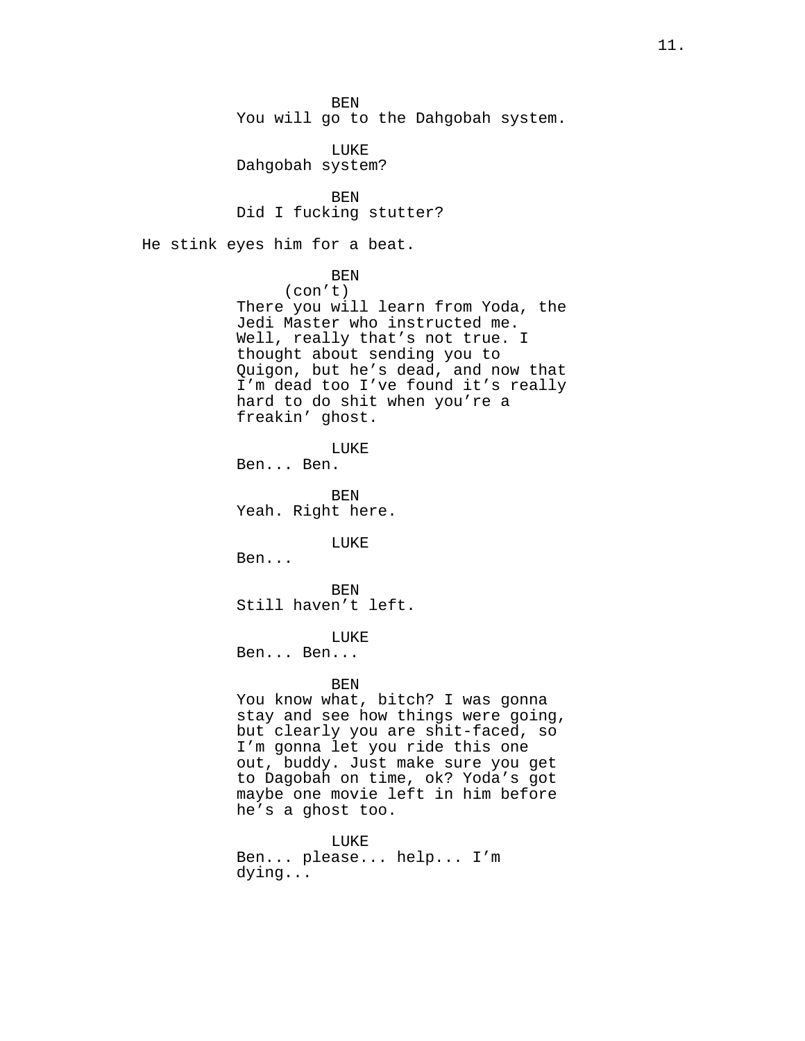BEN
You will go to the Dahgobah system.

LUKE
Dahgobah system?

BEN
Did I fucking stutter?

He stink eyes him for a beat.

BEN
(con't)
There you will learn from Yoda, the Jedi Master who instructed me. Well, really that's not true. I thought about sending you to Quigon, but he's dead, and now that I'm dead too I've found it's really hard to do shit when you're a freakin' ghost.

LUKE
Ben... Ben.

BEN
Yeah. Right here.

LUKE
Ben...

BEN
Still haven't left.

LUKE
Ben... Ben...

BEN
You know what, bitch? I was gonna stay and see how things were going, but clearly you are shit-faced, so I'm gonna let you ride this one out, buddy. Just make sure you get to Dagobah on time, ok? Yoda's got maybe one movie left in him before he's a ghost too.

LUKE
Ben... please... help... I'm dying...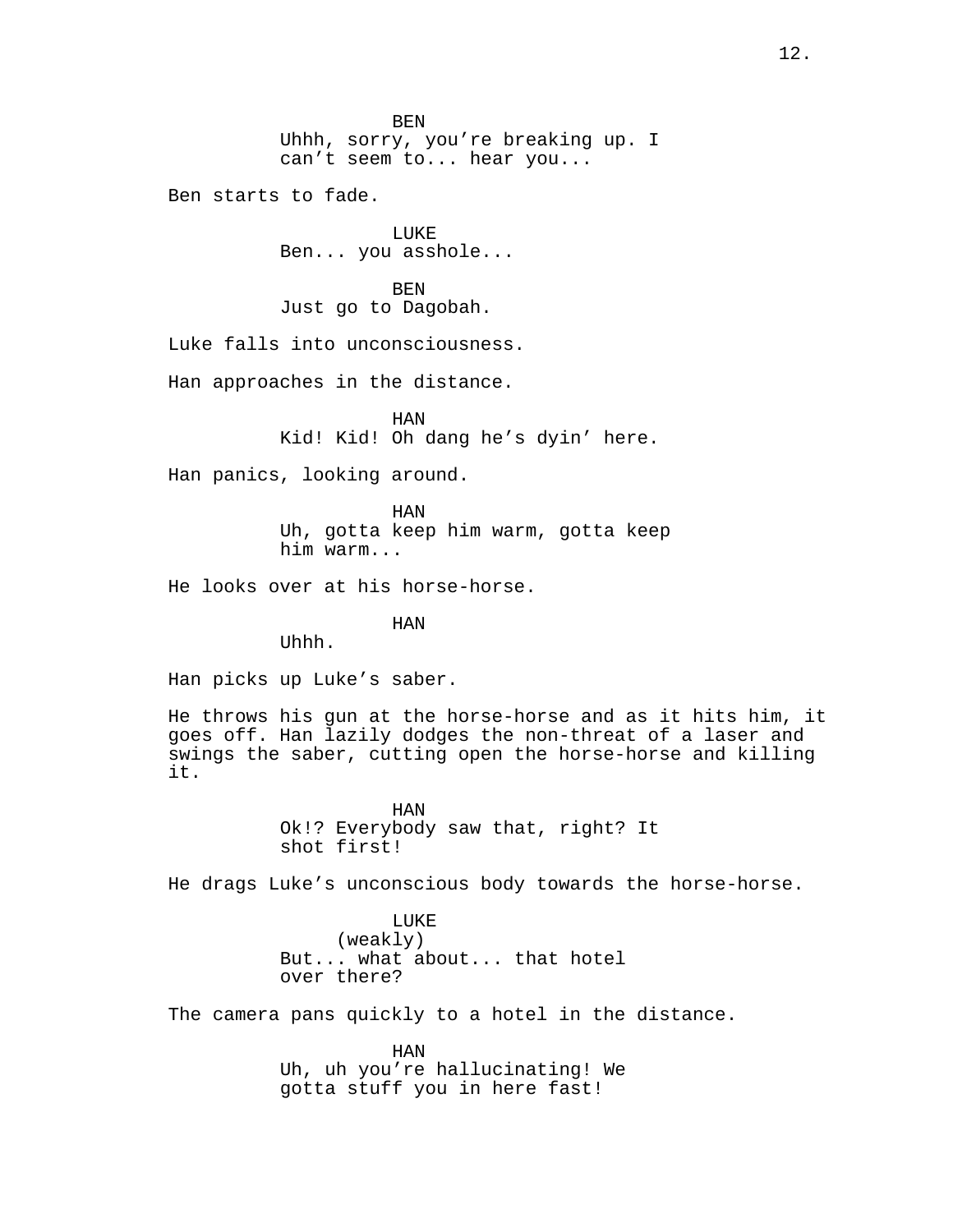BEN
Uhhh, sorry, you're breaking up. I can't seem to... hear you...

Ben starts to fade.

LUKE
Ben... you asshole...

BEN
Just go to Dagobah.

Luke falls into unconsciousness.

Han approaches in the distance.

HAN
Kid! Kid! Oh dang he's dyin' here.

Han panics, looking around.

HAN
Uh, gotta keep him warm, gotta keep him warm...

He looks over at his horse-horse.

HAN
Uhhh.

Han picks up Luke's saber.

He throws his gun at the horse-horse and as it hits him, it goes off. Han lazily dodges the non-threat of a laser and swings the saber, cutting open the horse-horse and killing it.

HAN
Ok!? Everybody saw that, right? It shot first!

He drags Luke's unconscious body towards the horse-horse.

LUKE
(weakly)
But... what about... that hotel over there?

The camera pans quickly to a hotel in the distance.

HAN
Uh, uh you're hallucinating! We gotta stuff you in here fast!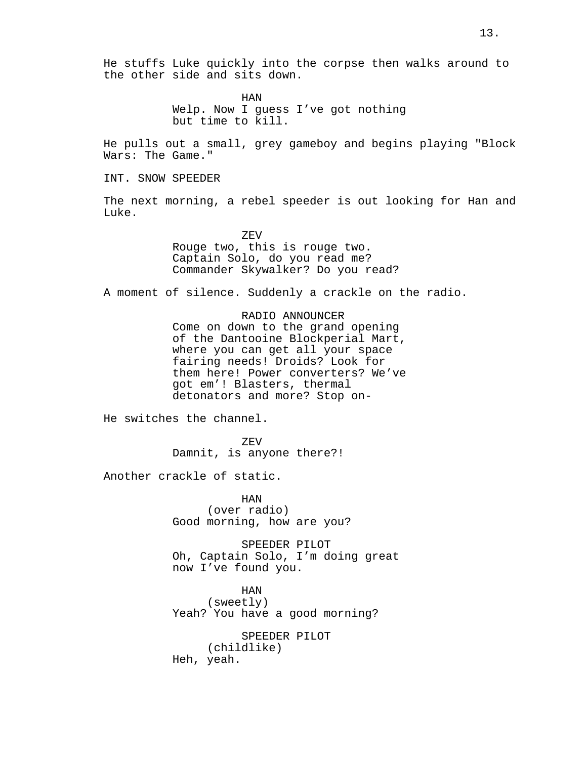He stuffs Luke quickly into the corpse then walks around to the other side and sits down.

HAN
Welp. Now I guess I've got nothing but time to kill.

He pulls out a small, grey gameboy and begins playing "Block Wars: The Game."

INT. SNOW SPEEDER

The next morning, a rebel speeder is out looking for Han and Luke.

ZEV
Rouge two, this is rouge two. Captain Solo, do you read me? Commander Skywalker? Do you read?

A moment of silence. Suddenly a crackle on the radio.

RADIO ANNOUNCER
Come on down to the grand opening of the Dantooine Blockperial Mart, where you can get all your space fairing needs! Droids? Look for them here! Power converters? We've got em'! Blasters, thermal detonators and more? Stop on-

He switches the channel.

ZEV
Damnit, is anyone there?!

Another crackle of static.

HAN
(over radio)
Good morning, how are you?

SPEEDER PILOT
Oh, Captain Solo, I'm doing great now I've found you.

HAN
(sweetly)
Yeah? You have a good morning?

SPEEDER PILOT
(childlike)
Heh, yeah.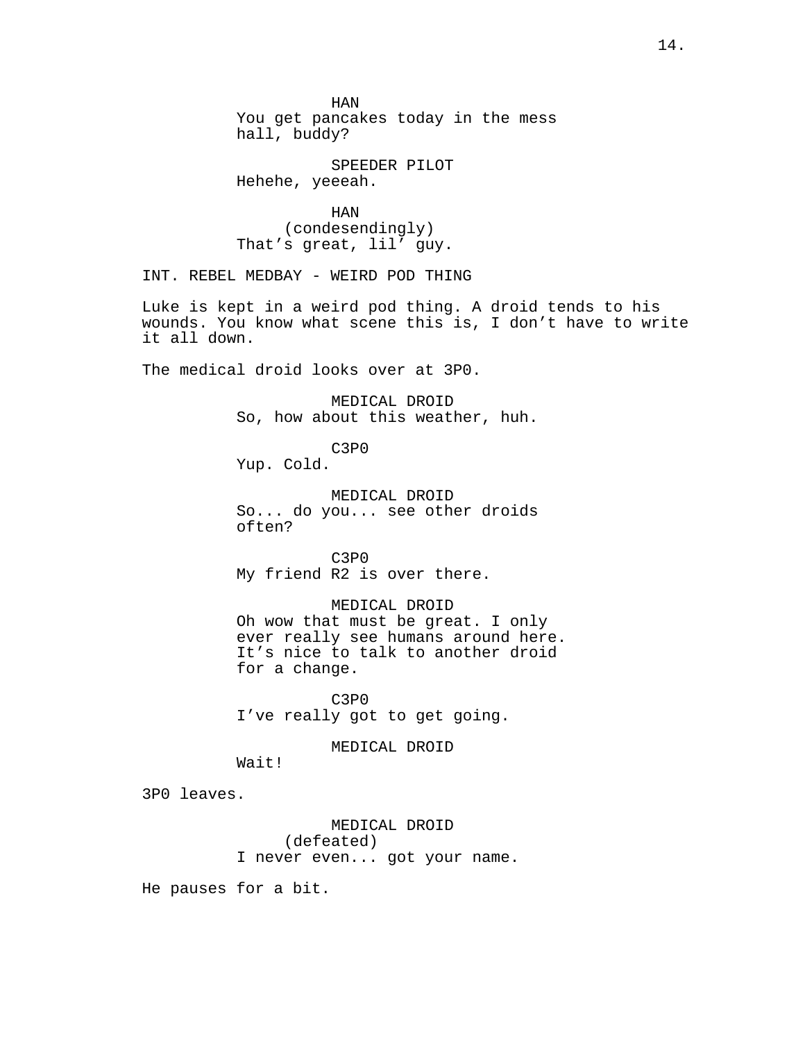HAN
You get pancakes today in the mess hall, buddy?

SPEEDER PILOT
Hehehe, yeeeah.

HAN
(condesendingly)
That's great, lil' guy.

INT. REBEL MEDBAY - WEIRD POD THING

Luke is kept in a weird pod thing. A droid tends to his wounds. You know what scene this is, I don't have to write it all down.

The medical droid looks over at 3P0.

MEDICAL DROID
So, how about this weather, huh.

C3P0
Yup. Cold.

MEDICAL DROID
So... do you... see other droids often?

C3P0
My friend R2 is over there.

MEDICAL DROID
Oh wow that must be great. I only ever really see humans around here. It's nice to talk to another droid for a change.

C3P0
I've really got to get going.

MEDICAL DROID
Wait!

3P0 leaves.

MEDICAL DROID
(defeated)
I never even... got your name.

He pauses for a bit.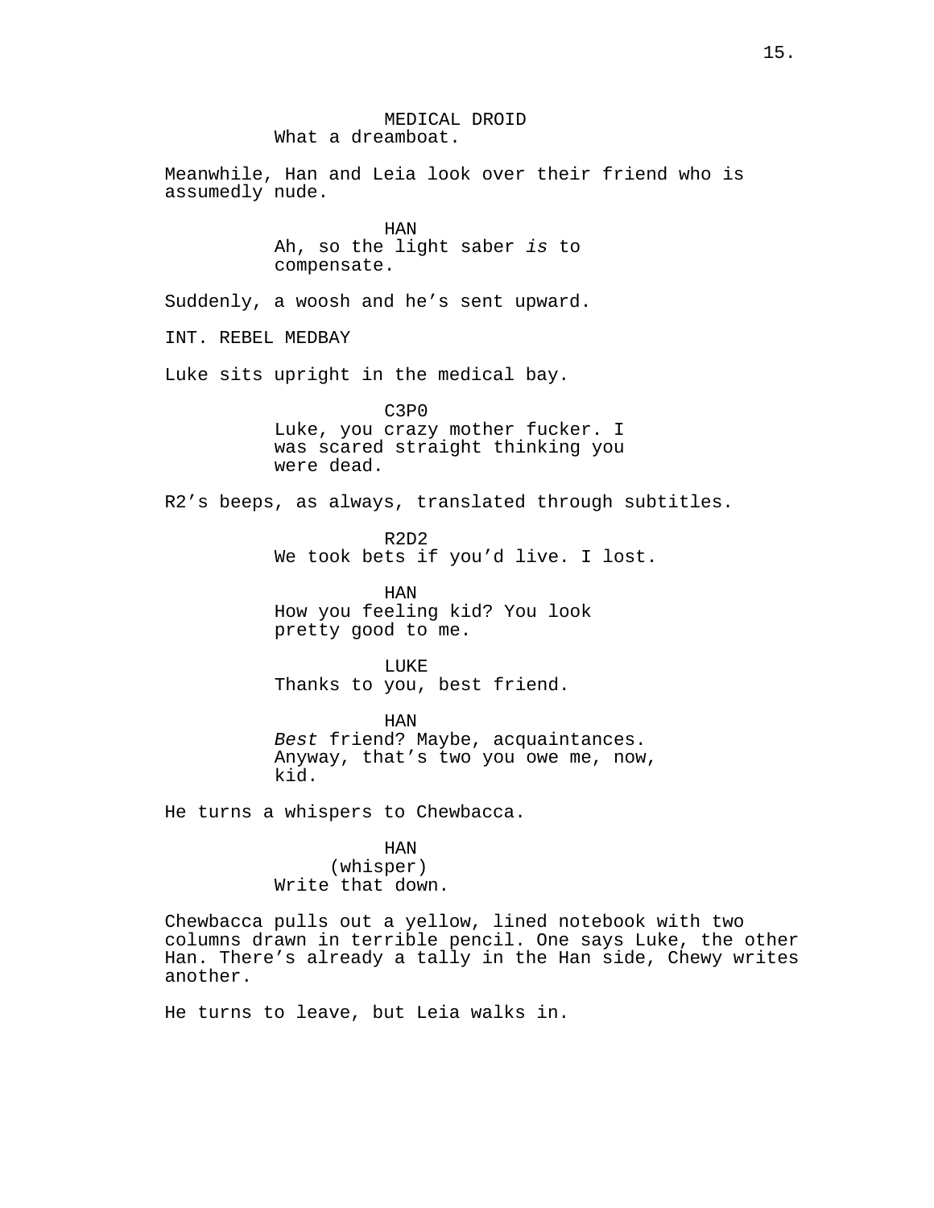MEDICAL DROID
What a dreamboat.

Meanwhile, Han and Leia look over their friend who is assumedly nude.

HAN
Ah, so the light saber *is* to compensate.

Suddenly, a woosh and he's sent upward.

INT. REBEL MEDBAY

Luke sits upright in the medical bay.

C3P0
Luke, you crazy mother fucker. I was scared straight thinking you were dead.

R2's beeps, as always, translated through subtitles.

R2D2
We took bets if you'd live. I lost.

HAN
How you feeling kid? You look pretty good to me.

LUKE
Thanks to you, best friend.

HAN
*Best* friend? Maybe, acquaintances. Anyway, that's two you owe me, now, kid.

He turns a whispers to Chewbacca.

HAN
(whisper)
Write that down.

Chewbacca pulls out a yellow, lined notebook with two columns drawn in terrible pencil. One says Luke, the other Han. There's already a tally in the Han side, Chewy writes another.

He turns to leave, but Leia walks in.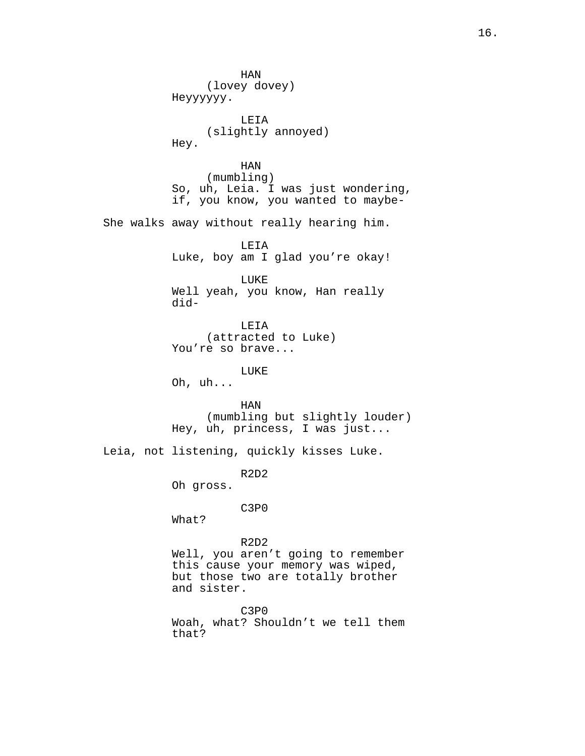HAN
(lovey dovey)
Heyyyyyy.

LEIA
(slightly annoyed)
Hey.

HAN
(mumbling)
So, uh, Leia. I was just wondering, if, you know, you wanted to maybe-

She walks away without really hearing him.

LEIA
Luke, boy am I glad you’re okay!

LUKE
Well yeah, you know, Han really did-

LEIA
(attracted to Luke)
You’re so brave...

LUKE
Oh, uh...

HAN
(mumbling but slightly louder)
Hey, uh, princess, I was just...

Leia, not listening, quickly kisses Luke.

R2D2
Oh gross.

C3P0
What?

R2D2
Well, you aren’t going to remember this cause your memory was wiped, but those two are totally brother and sister.

C3P0
Woah, what? Shouldn’t we tell them that?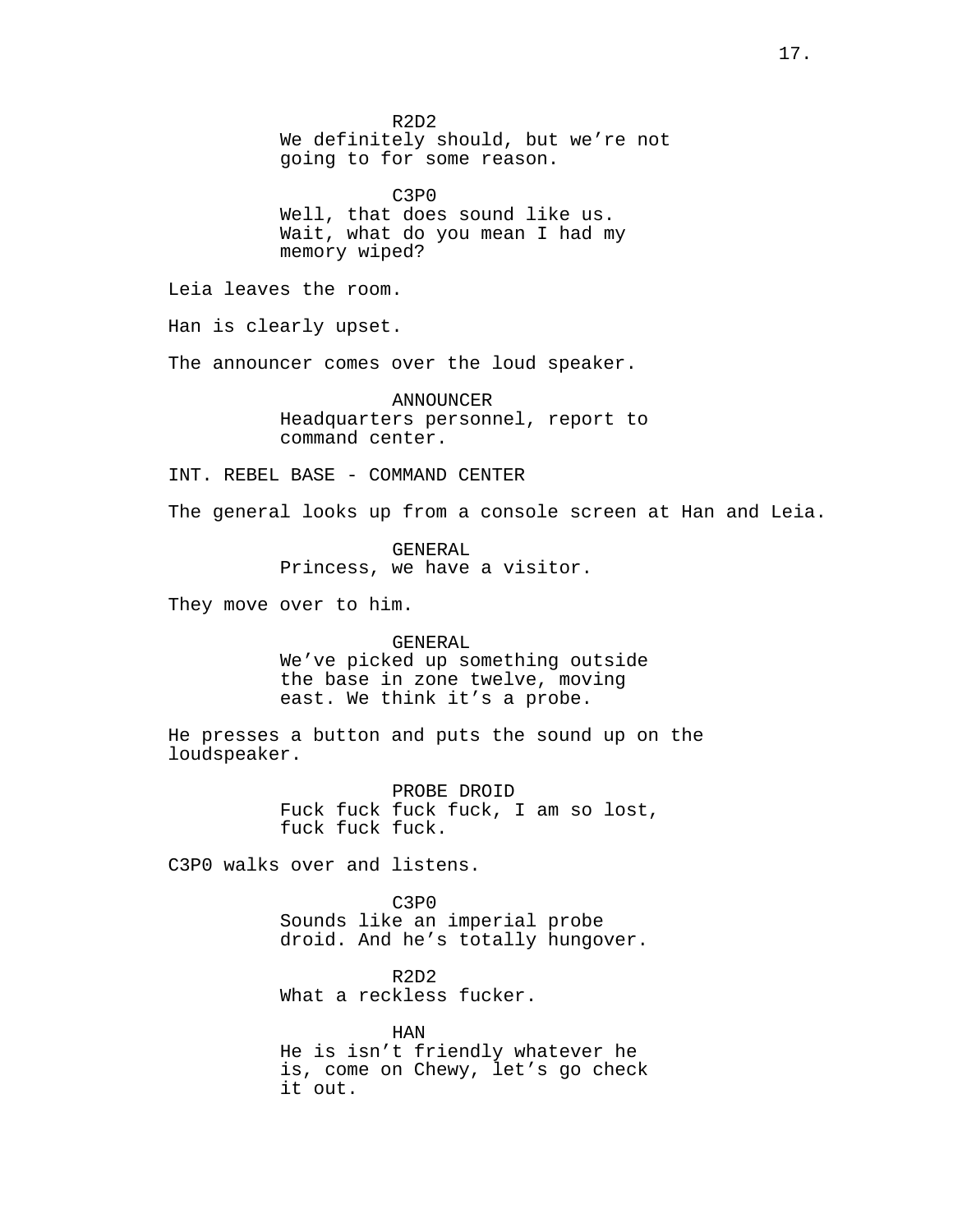R2D2
We definitely should, but we’re not going to for some reason.

C3P0
Well, that does sound like us. Wait, what do you mean I had my memory wiped?

Leia leaves the room.

Han is clearly upset.

The announcer comes over the loud speaker.

ANNOUNCER
Headquarters personnel, report to command center.

INT. REBEL BASE - COMMAND CENTER

The general looks up from a console screen at Han and Leia.

GENERAL
Princess, we have a visitor.

They move over to him.

GENERAL
We’ve picked up something outside the base in zone twelve, moving east. We think it’s a probe.

He presses a button and puts the sound up on the loudspeaker.

PROBE DROID
Fuck fuck fuck fuck, I am so lost, fuck fuck fuck.

C3P0 walks over and listens.

C3P0
Sounds like an imperial probe droid. And he’s totally hungover.

R2D2
What a reckless fucker.

HAN
He is isn’t friendly whatever he is, come on Chewy, let’s go check it out.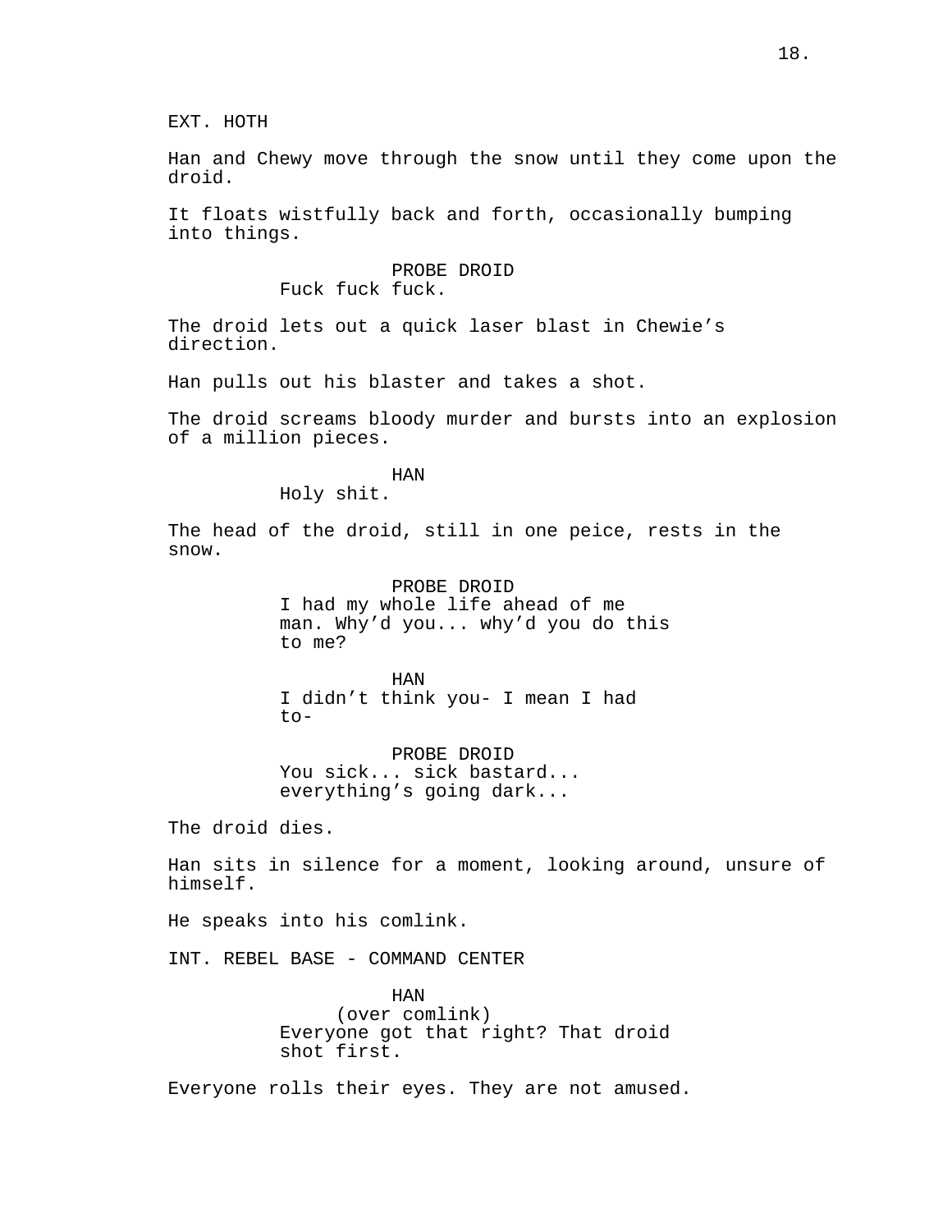EXT. HOTH

Han and Chewy move through the snow until they come upon the droid.

It floats wistfully back and forth, occasionally bumping into things.

PROBE DROID
Fuck fuck fuck.

The droid lets out a quick laser blast in Chewie's direction.

Han pulls out his blaster and takes a shot.

The droid screams bloody murder and bursts into an explosion of a million pieces.

HAN
Holy shit.

The head of the droid, still in one peice, rests in the snow.

PROBE DROID
I had my whole life ahead of me man. Why'd you... why'd you do this to me?

HAN
I didn't think you- I mean I had to-

PROBE DROID
You sick... sick bastard... everything's going dark...

The droid dies.

Han sits in silence for a moment, looking around, unsure of himself.

He speaks into his comlink.

INT. REBEL BASE - COMMAND CENTER

HAN
(over comlink)
Everyone got that right? That droid shot first.

Everyone rolls their eyes. They are not amused.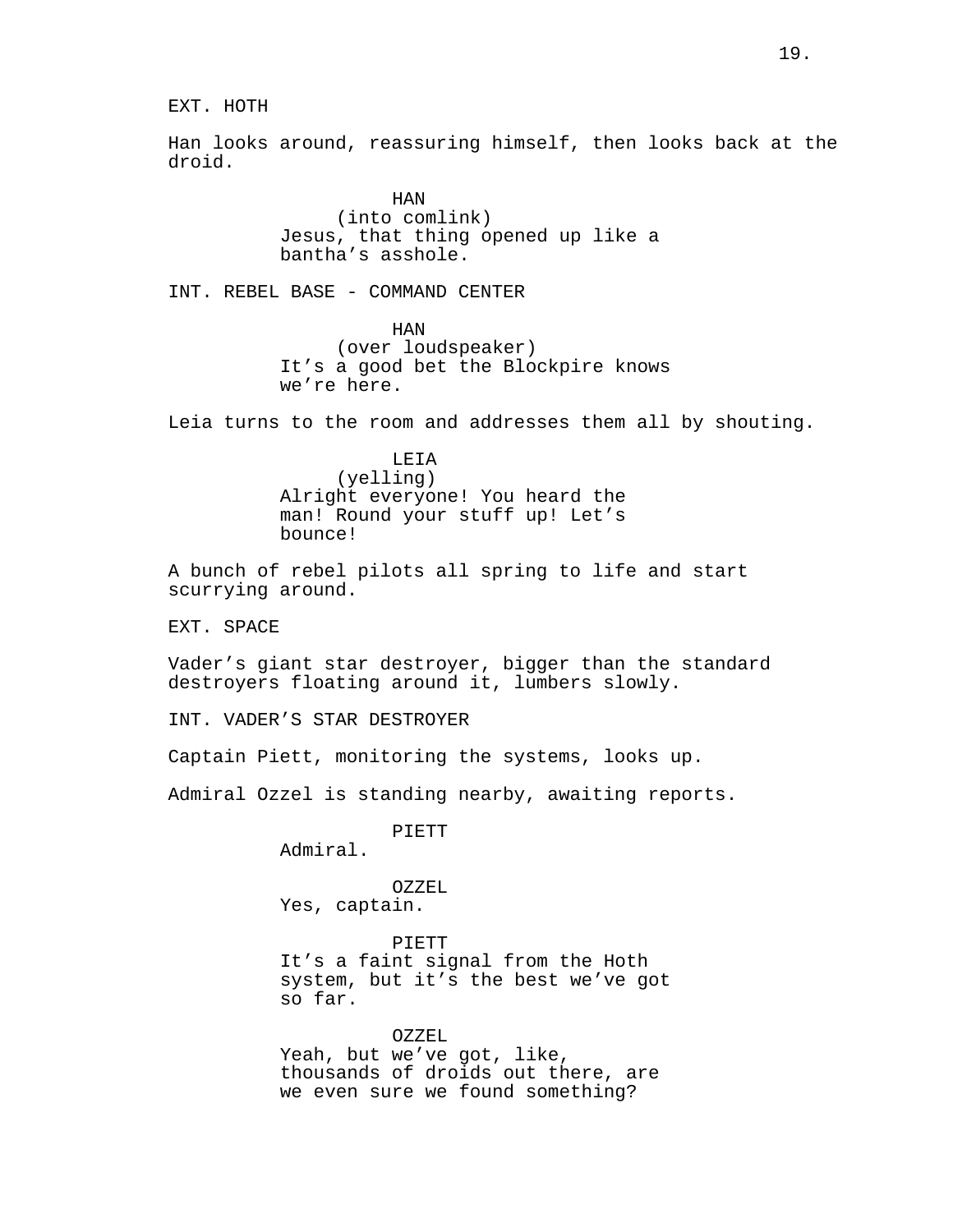EXT. HOTH

Han looks around, reassuring himself, then looks back at the droid.

HAN
(into comlink)
Jesus, that thing opened up like a bantha's asshole.

INT. REBEL BASE - COMMAND CENTER

HAN
(over loudspeaker)
It's a good bet the Blockpire knows we're here.

Leia turns to the room and addresses them all by shouting.

LEIA
(yelling)
Alright everyone! You heard the man! Round your stuff up! Let's bounce!

A bunch of rebel pilots all spring to life and start scurrying around.

EXT. SPACE

Vader's giant star destroyer, bigger than the standard destroyers floating around it, lumbers slowly.

INT. VADER'S STAR DESTROYER

Captain Piett, monitoring the systems, looks up.

Admiral Ozzel is standing nearby, awaiting reports.

PIETT
Admiral.

OZZEL
Yes, captain.

PIETT
It's a faint signal from the Hoth system, but it's the best we've got so far.

OZZEL
Yeah, but we've got, like, thousands of droids out there, are we even sure we found something?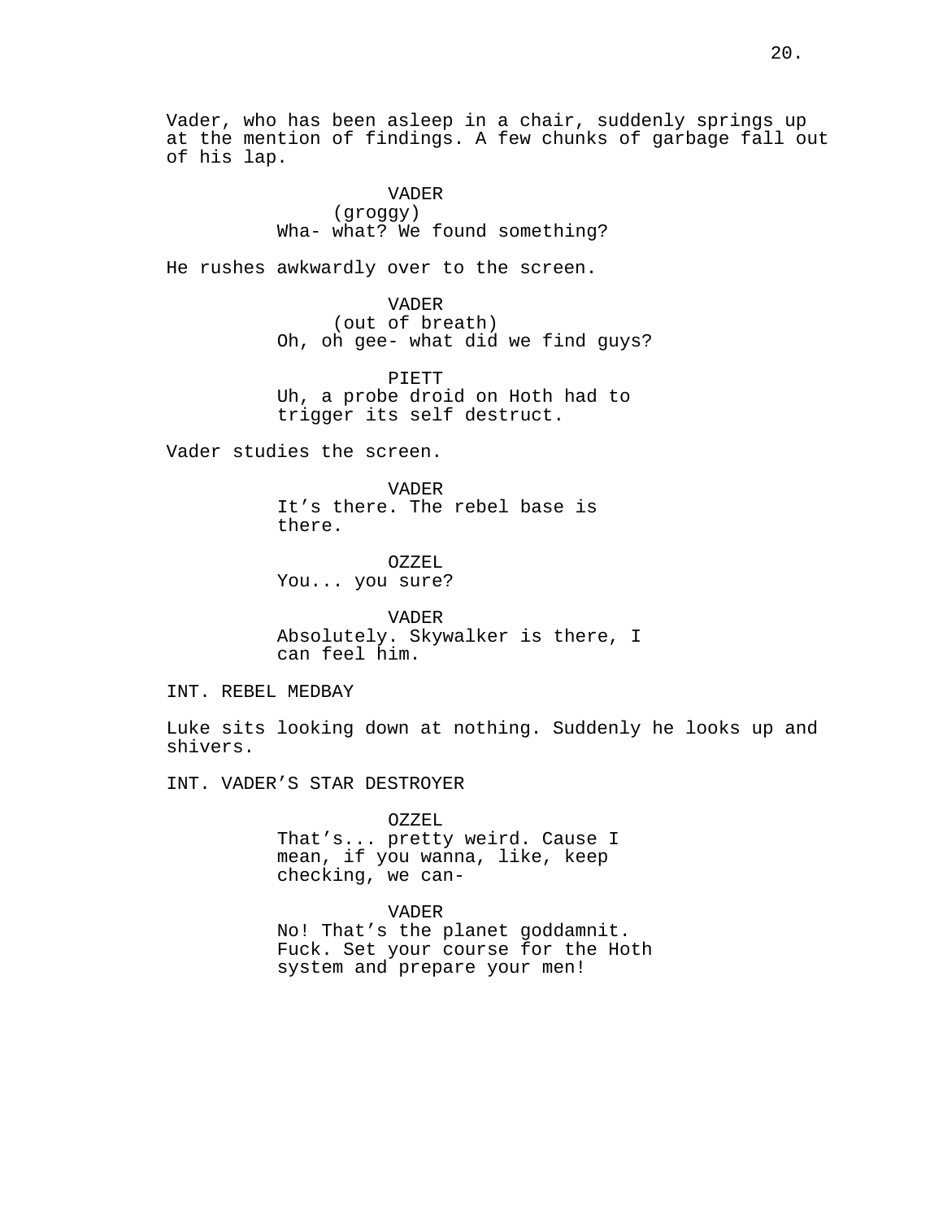Vader, who has been asleep in a chair, suddenly springs up at the mention of findings. A few chunks of garbage fall out of his lap.

VADER
(groggy)
Wha- what? We found something?

He rushes awkwardly over to the screen.

VADER
(out of breath)
Oh, oh gee- what did we find guys?

PIETT
Uh, a probe droid on Hoth had to trigger its self destruct.

Vader studies the screen.

VADER
It's there. The rebel base is there.

OZZEL
You... you sure?

VADER
Absolutely. Skywalker is there, I can feel him.

INT. REBEL MEDBAY

Luke sits looking down at nothing. Suddenly he looks up and shivers.

INT. VADER'S STAR DESTROYER

OZZEL
That's... pretty weird. Cause I mean, if you wanna, like, keep checking, we can-

VADER
No! That's the planet goddamnit. Fuck. Set your course for the Hoth system and prepare your men!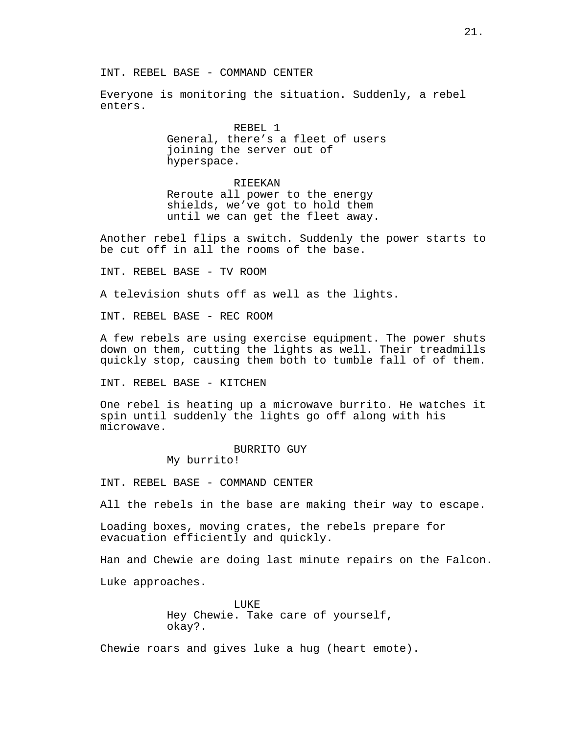INT. REBEL BASE - COMMAND CENTER

Everyone is monitoring the situation. Suddenly, a rebel enters.

REBEL 1
General, there's a fleet of users joining the server out of hyperspace.

RIEEKAN
Reroute all power to the energy shields, we've got to hold them until we can get the fleet away.

Another rebel flips a switch. Suddenly the power starts to be cut off in all the rooms of the base.

INT. REBEL BASE - TV ROOM

A television shuts off as well as the lights.

INT. REBEL BASE - REC ROOM

A few rebels are using exercise equipment. The power shuts down on them, cutting the lights as well. Their treadmills quickly stop, causing them both to tumble fall of of them.

INT. REBEL BASE - KITCHEN

One rebel is heating up a microwave burrito. He watches it spin until suddenly the lights go off along with his microwave.

BURRITO GUY
My burrito!

INT. REBEL BASE - COMMAND CENTER

All the rebels in the base are making their way to escape.

Loading boxes, moving crates, the rebels prepare for evacuation efficiently and quickly.

Han and Chewie are doing last minute repairs on the Falcon.

Luke approaches.

LUKE
Hey Chewie. Take care of yourself, okay?.

Chewie roars and gives luke a hug (heart emote).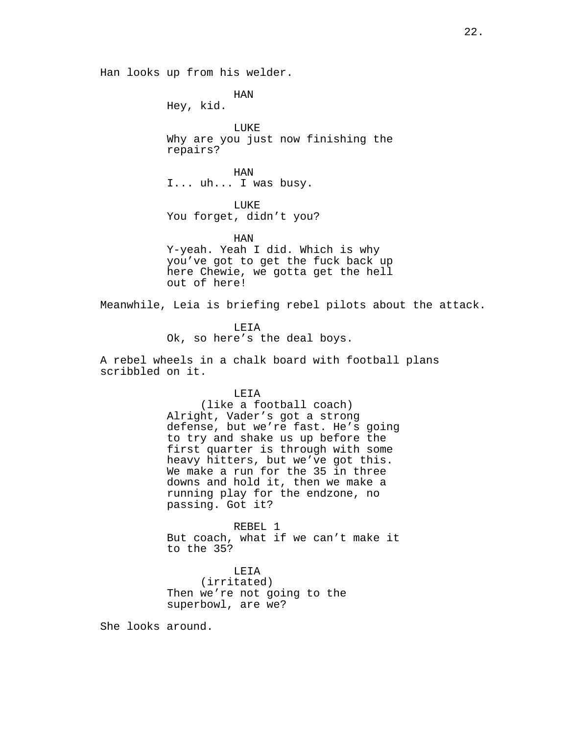Han looks up from his welder.

HAN
Hey, kid.

LUKE
Why are you just now finishing the repairs?

HAN
I... uh... I was busy.

LUKE
You forget, didn't you?

HAN
Y-yeah. Yeah I did. Which is why you've got to get the fuck back up here Chewie, we gotta get the hell out of here!

Meanwhile, Leia is briefing rebel pilots about the attack.

LEIA
Ok, so here's the deal boys.

A rebel wheels in a chalk board with football plans scribbled on it.

LEIA
(like a football coach)
Alright, Vader's got a strong defense, but we're fast. He's going to try and shake us up before the first quarter is through with some heavy hitters, but we've got this. We make a run for the 35 in three downs and hold it, then we make a running play for the endzone, no passing. Got it?

REBEL 1
But coach, what if we can't make it to the 35?

LEIA
(irritated)
Then we're not going to the superbowl, are we?

She looks around.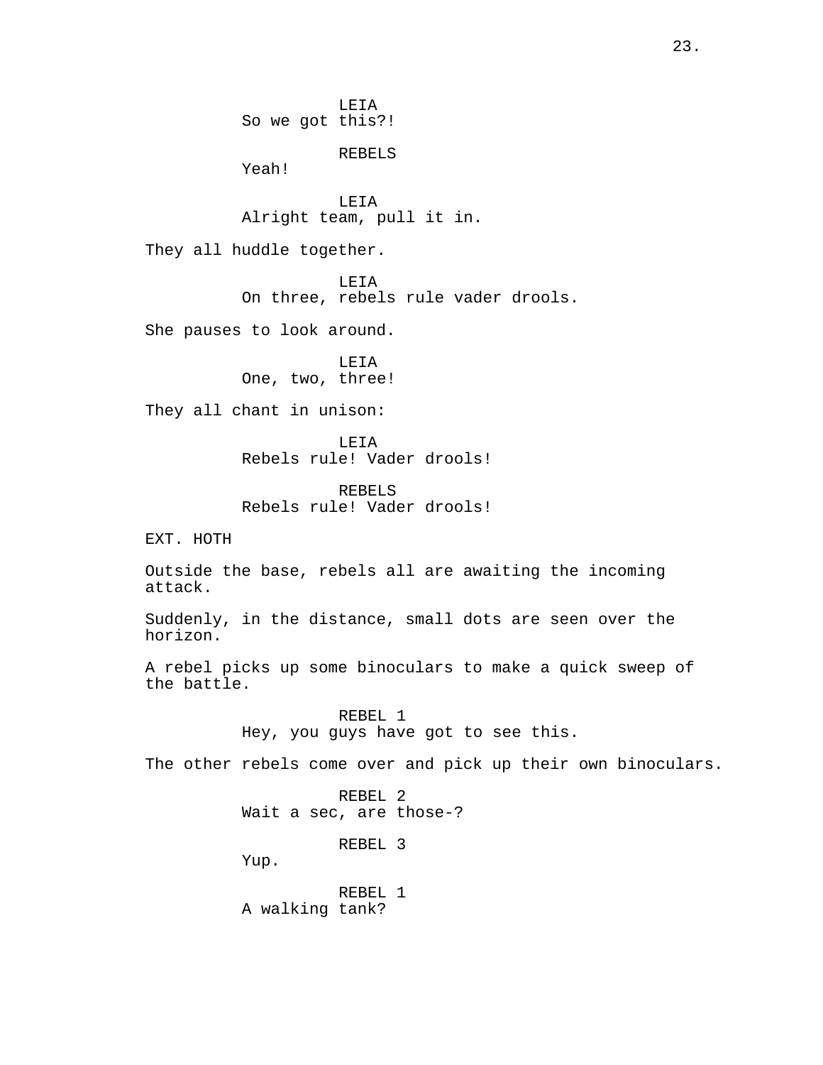LEIA
So we got this?!

REBELS
Yeah!

LEIA
Alright team, pull it in.

They all huddle together.

LEIA
On three, rebels rule vader drools.

She pauses to look around.

LEIA
One, two, three!

They all chant in unison:

LEIA
Rebels rule! Vader drools!

REBELS
Rebels rule! Vader drools!

EXT. HOTH

Outside the base, rebels all are awaiting the incoming attack.

Suddenly, in the distance, small dots are seen over the horizon.

A rebel picks up some binoculars to make a quick sweep of the battle.

REBEL 1
Hey, you guys have got to see this.

The other rebels come over and pick up their own binoculars.

REBEL 2
Wait a sec, are those-?

REBEL 3
Yup.

REBEL 1
A walking tank?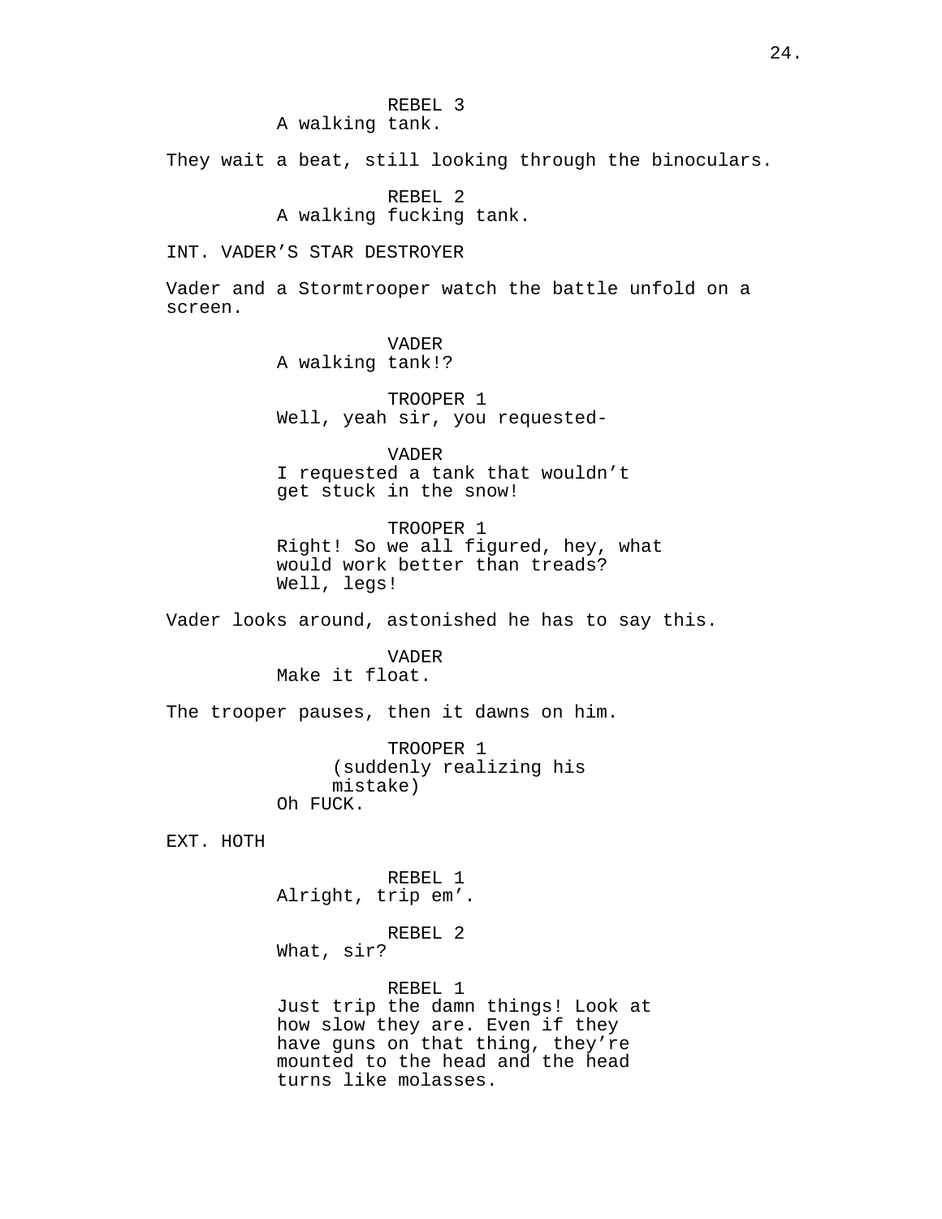REBEL 3
A walking tank.

They wait a beat, still looking through the binoculars.

REBEL 2
A walking fucking tank.

INT. VADER'S STAR DESTROYER

Vader and a Stormtrooper watch the battle unfold on a screen.

VADER
A walking tank!?

TROOPER 1
Well, yeah sir, you requested-

VADER
I requested a tank that wouldn't get stuck in the snow!

TROOPER 1
Right! So we all figured, hey, what would work better than treads? Well, legs!

Vader looks around, astonished he has to say this.

VADER
Make it float.

The trooper pauses, then it dawns on him.

TROOPER 1
(suddenly realizing his mistake)
Oh FUCK.

EXT. HOTH

REBEL 1
Alright, trip em'.

REBEL 2
What, sir?

REBEL 1
Just trip the damn things! Look at how slow they are. Even if they have guns on that thing, they're mounted to the head and the head turns like molasses.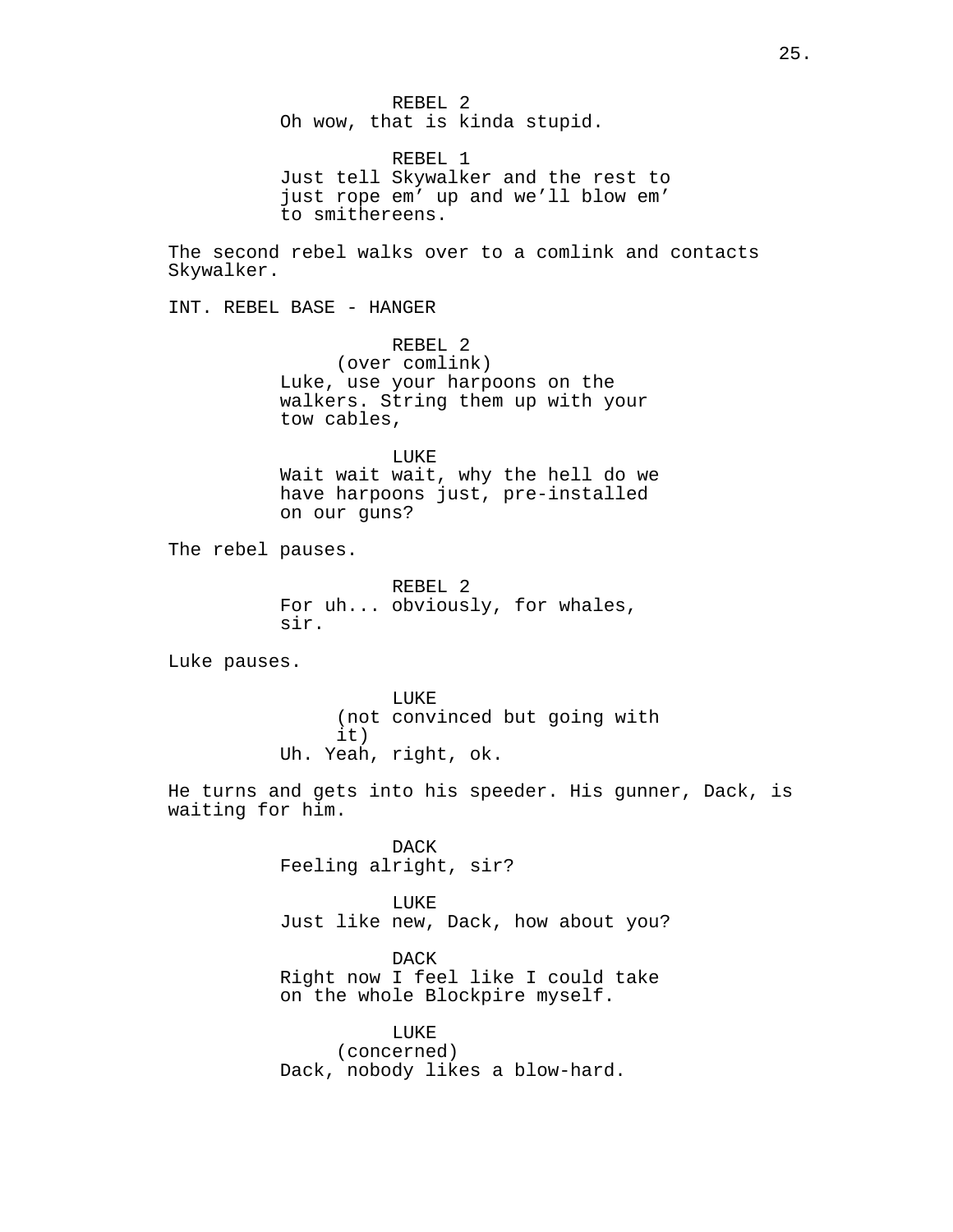REBEL 2

Oh wow, that is kinda stupid.

REBEL 1

Just tell Skywalker and the rest to just rope em’ up and we’ll blow em’ to smithereens.

The second rebel walks over to a comlink and contacts Skywalker.

INT. REBEL BASE - HANGER

REBEL 2

(over comlink)

Luke, use your harpoons on the walkers. String them up with your tow cables,

LUKE

Wait wait wait, why the hell do we have harpoons just, pre-installed on our guns?

The rebel pauses.

REBEL 2

For uh... obviously, for whales, sir.

Luke pauses.

LUKE

(not convinced but going with it)

Uh. Yeah, right, ok.

He turns and gets into his speeder. His gunner, Dack, is waiting for him.

DACK

Feeling alright, sir?

LUKE

Just like new, Dack, how about you?

DACK

Right now I feel like I could take on the whole Blockpire myself.

LUKE

(concerned)

Dack, nobody likes a blow-hard.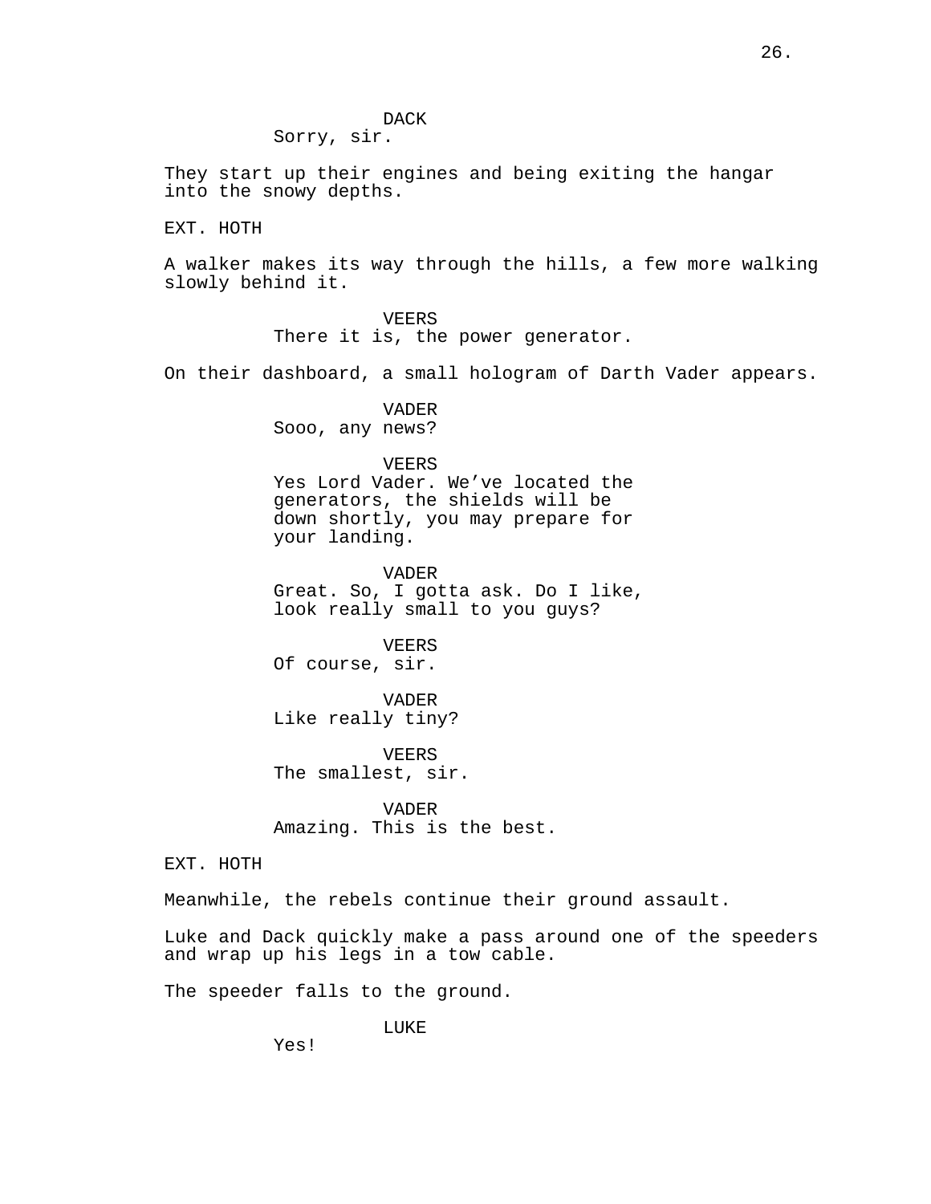DACK
Sorry, sir.

They start up their engines and being exiting the hangar into the snowy depths.

EXT. HOTH

A walker makes its way through the hills, a few more walking slowly behind it.

VEERS
There it is, the power generator.

On their dashboard, a small hologram of Darth Vader appears.

VADER
Sooo, any news?

VEERS
Yes Lord Vader. We've located the generators, the shields will be down shortly, you may prepare for your landing.

VADER
Great. So, I gotta ask. Do I like, look really small to you guys?

VEERS
Of course, sir.

VADER
Like really tiny?

VEERS
The smallest, sir.

VADER
Amazing. This is the best.

EXT. HOTH

Meanwhile, the rebels continue their ground assault.

Luke and Dack quickly make a pass around one of the speeders and wrap up his legs in a tow cable.

The speeder falls to the ground.

LUKE
Yes!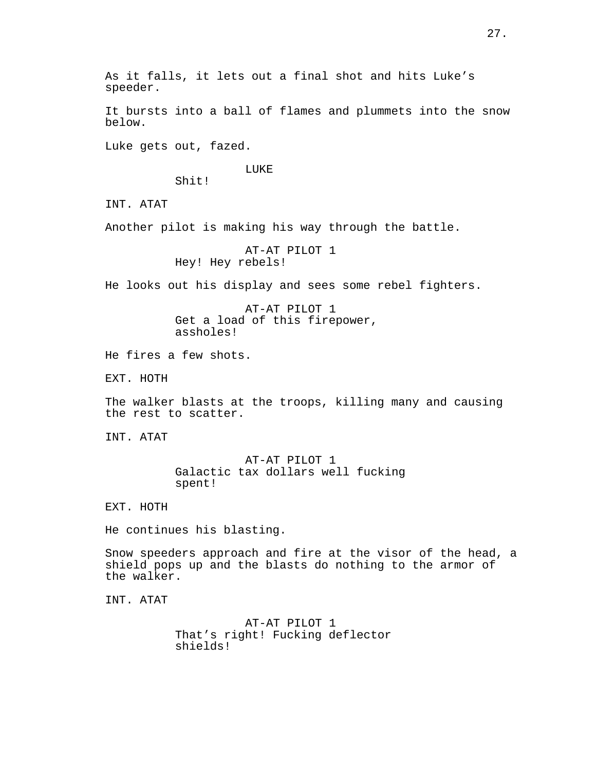As it falls, it lets out a final shot and hits Luke's speeder.

It bursts into a ball of flames and plummets into the snow below.

Luke gets out, fazed.

LUKE
Shit!

INT. ATAT

Another pilot is making his way through the battle.

AT-AT PILOT 1
Hey! Hey rebels!

He looks out his display and sees some rebel fighters.

AT-AT PILOT 1
Get a load of this firepower, assholes!

He fires a few shots.

EXT. HOTH

The walker blasts at the troops, killing many and causing the rest to scatter.

INT. ATAT

AT-AT PILOT 1
Galactic tax dollars well fucking spent!

EXT. HOTH

He continues his blasting.

Snow speeders approach and fire at the visor of the head, a shield pops up and the blasts do nothing to the armor of the walker.

INT. ATAT

AT-AT PILOT 1
That's right! Fucking deflector shields!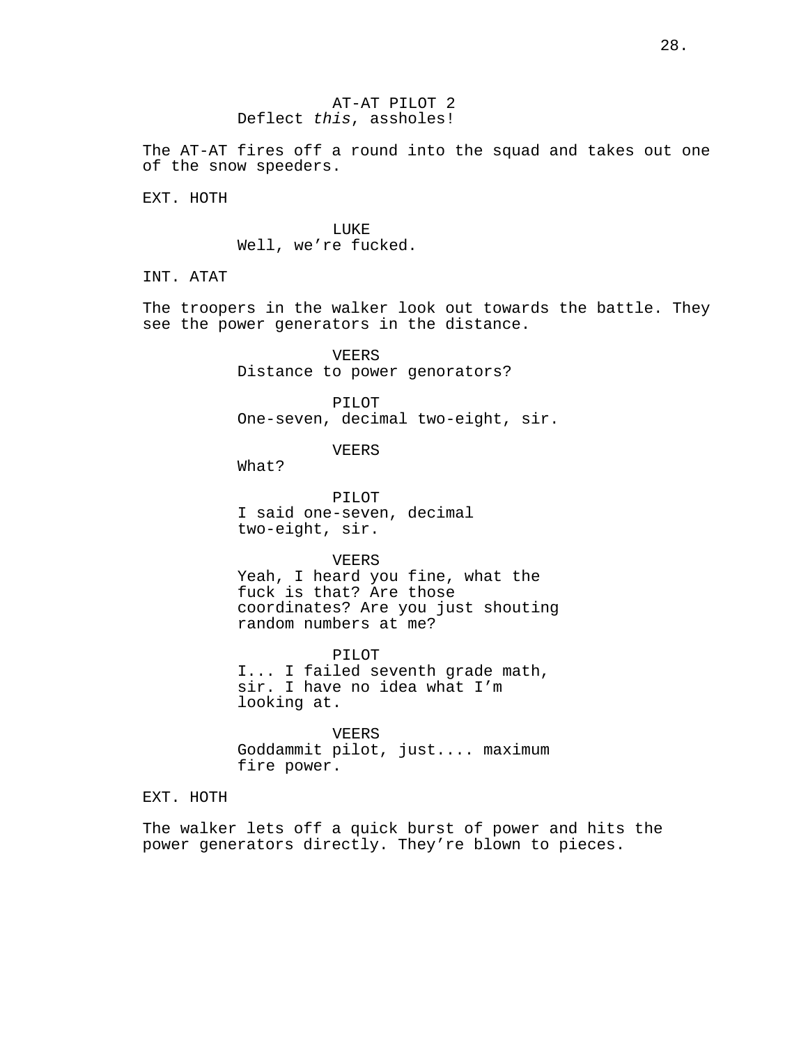AT-AT PILOT 2
Deflect *this*, assholes!

The AT-AT fires off a round into the squad and takes out one of the snow speeders.

EXT. HOTH

LUKE
Well, we're fucked.

INT. ATAT

The troopers in the walker look out towards the battle. They see the power generators in the distance.

VEERS
Distance to power genorators?

PILOT
One-seven, decimal two-eight, sir.

VEERS
What?

PILOT
I said one-seven, decimal two-eight, sir.

VEERS
Yeah, I heard you fine, what the fuck is that? Are those coordinates? Are you just shouting random numbers at me?

PILOT
I... I failed seventh grade math, sir. I have no idea what I'm looking at.

VEERS
Goddammit pilot, just.... maximum fire power.

EXT. HOTH

The walker lets off a quick burst of power and hits the power generators directly. They're blown to pieces.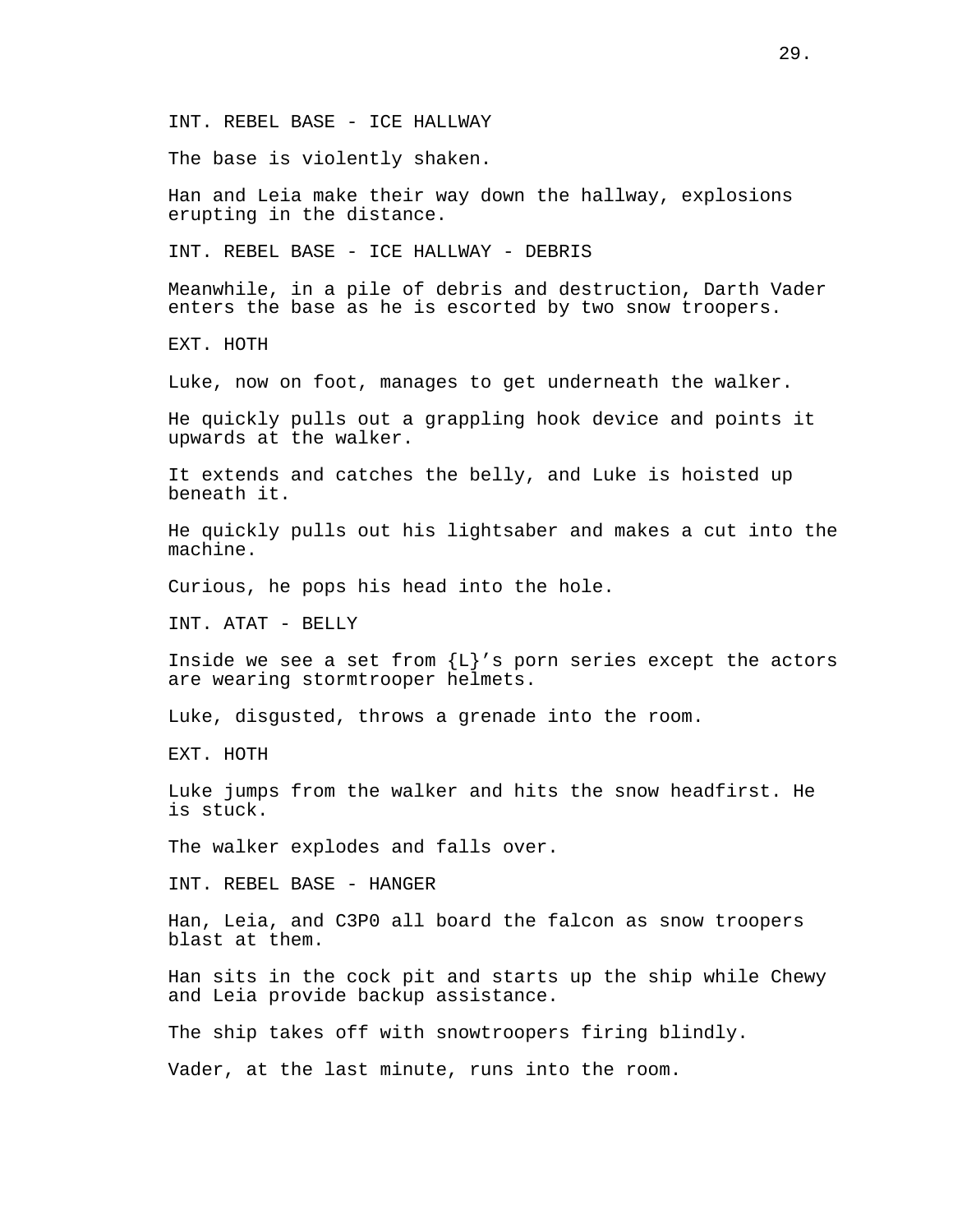INT. REBEL BASE - ICE HALLWAY

The base is violently shaken.

Han and Leia make their way down the hallway, explosions erupting in the distance.

INT. REBEL BASE - ICE HALLWAY - DEBRIS

Meanwhile, in a pile of debris and destruction, Darth Vader enters the base as he is escorted by two snow troopers.

EXT. HOTH

Luke, now on foot, manages to get underneath the walker.

He quickly pulls out a grappling hook device and points it upwards at the walker.

It extends and catches the belly, and Luke is hoisted up beneath it.

He quickly pulls out his lightsaber and makes a cut into the machine.

Curious, he pops his head into the hole.

INT. ATAT - BELLY

Inside we see a set from {L}'s porn series except the actors are wearing stormtrooper helmets.

Luke, disgusted, throws a grenade into the room.

EXT. HOTH

Luke jumps from the walker and hits the snow headfirst. He is stuck.

The walker explodes and falls over.

INT. REBEL BASE - HANGER

Han, Leia, and C3P0 all board the falcon as snow troopers blast at them.

Han sits in the cock pit and starts up the ship while Chewy and Leia provide backup assistance.

The ship takes off with snowtroopers firing blindly.

Vader, at the last minute, runs into the room.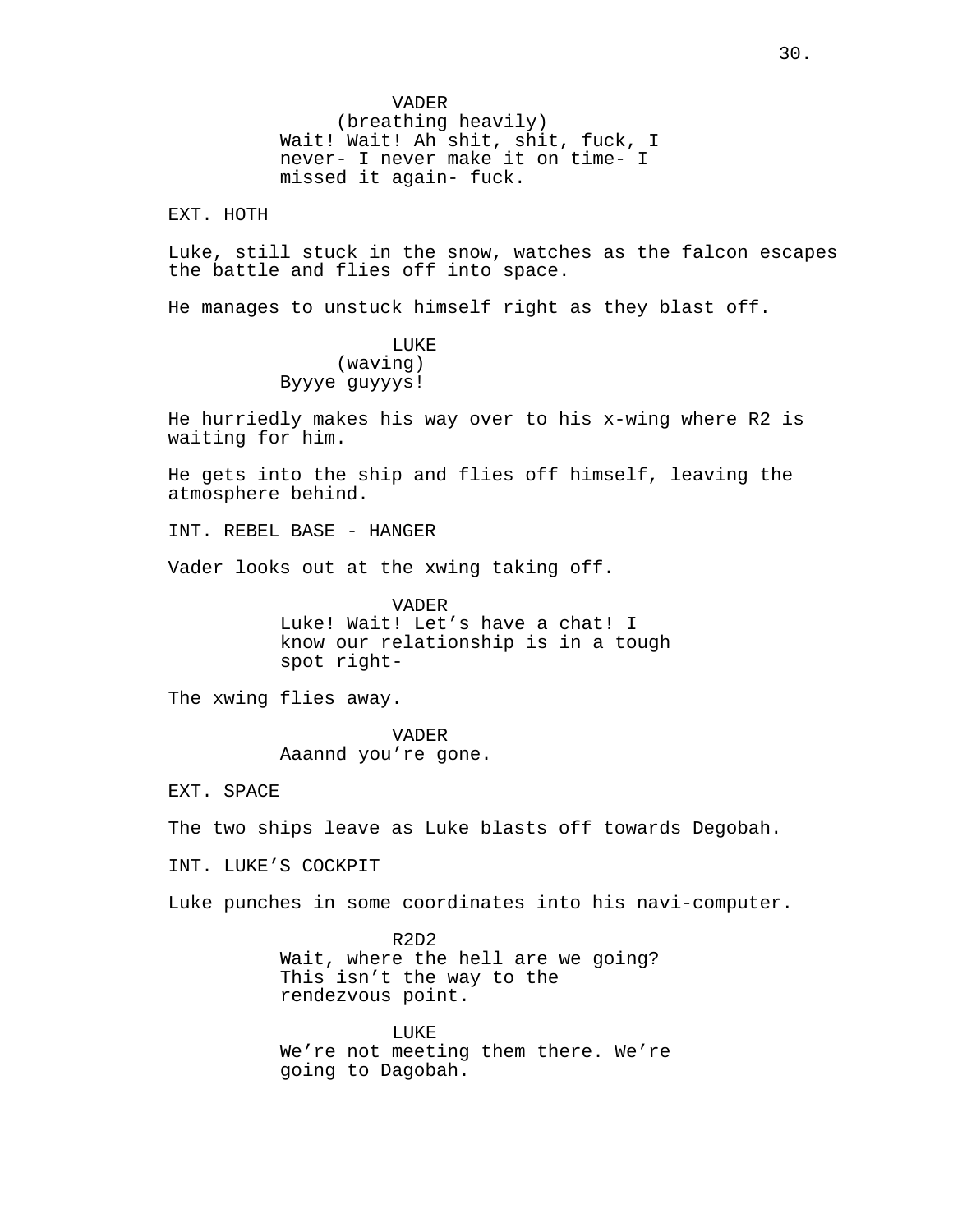VADER
(breathing heavily)
Wait! Wait! Ah shit, shit, fuck, I never- I never make it on time- I missed it again- fuck.

EXT. HOTH

Luke, still stuck in the snow, watches as the falcon escapes the battle and flies off into space.

He manages to unstuck himself right as they blast off.

LUKE
(waving)
Byyye guyyys!

He hurriedly makes his way over to his x-wing where R2 is waiting for him.

He gets into the ship and flies off himself, leaving the atmosphere behind.

INT. REBEL BASE - HANGER

Vader looks out at the xwing taking off.

VADER
Luke! Wait! Let’s have a chat! I know our relationship is in a tough spot right-

The xwing flies away.

VADER
Aaannd you’re gone.

EXT. SPACE

The two ships leave as Luke blasts off towards Degobah.

INT. LUKE’S COCKPIT

Luke punches in some coordinates into his navi-computer.

R2D2
Wait, where the hell are we going? This isn’t the way to the rendezvous point.

LUKE
We’re not meeting them there. We’re going to Dagobah.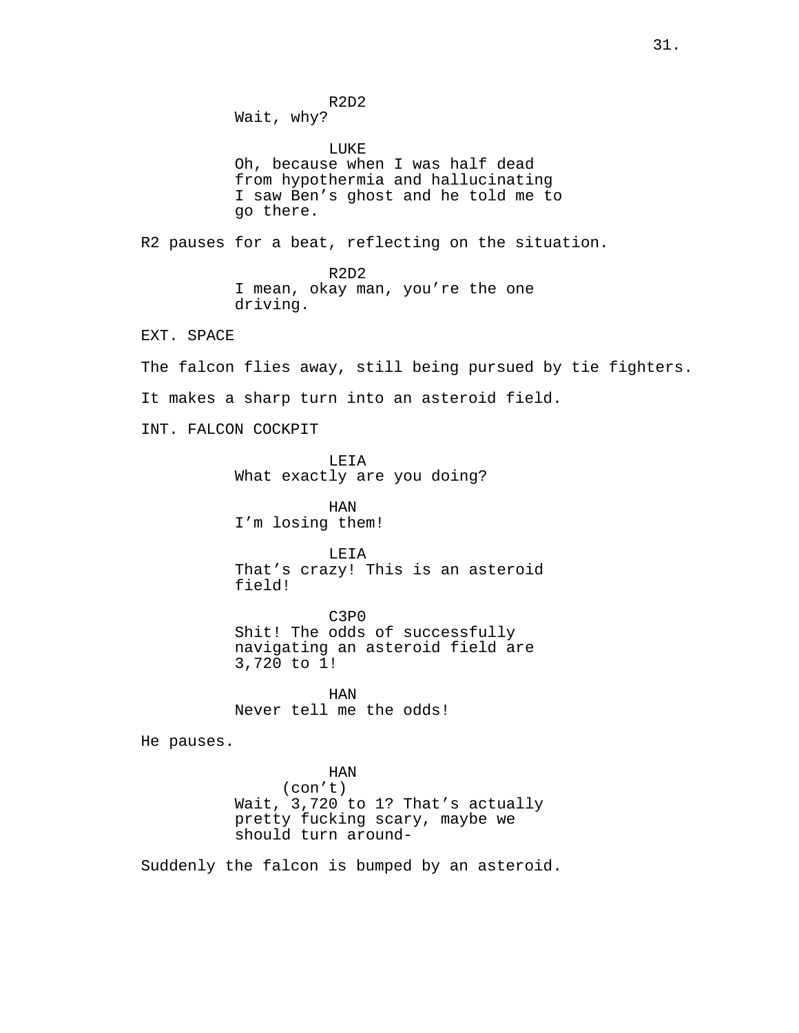R2D2

Wait, why?

LUKE

Oh, because when I was half dead from hypothermia and hallucinating I saw Ben's ghost and he told me to go there.

R2 pauses for a beat, reflecting on the situation.

R2D2

I mean, okay man, you're the one driving.

EXT. SPACE

The falcon flies away, still being pursued by tie fighters.

It makes a sharp turn into an asteroid field.

INT. FALCON COCKPIT

LEIA

What exactly are you doing?

HAN

I'm losing them!

LEIA

That's crazy! This is an asteroid field!

C3P0

Shit! The odds of successfully navigating an asteroid field are 3,720 to 1!

HAN

Never tell me the odds!

He pauses.

HAN
(con't)

Wait, 3,720 to 1? That's actually pretty fucking scary, maybe we should turn around-

Suddenly the falcon is bumped by an asteroid.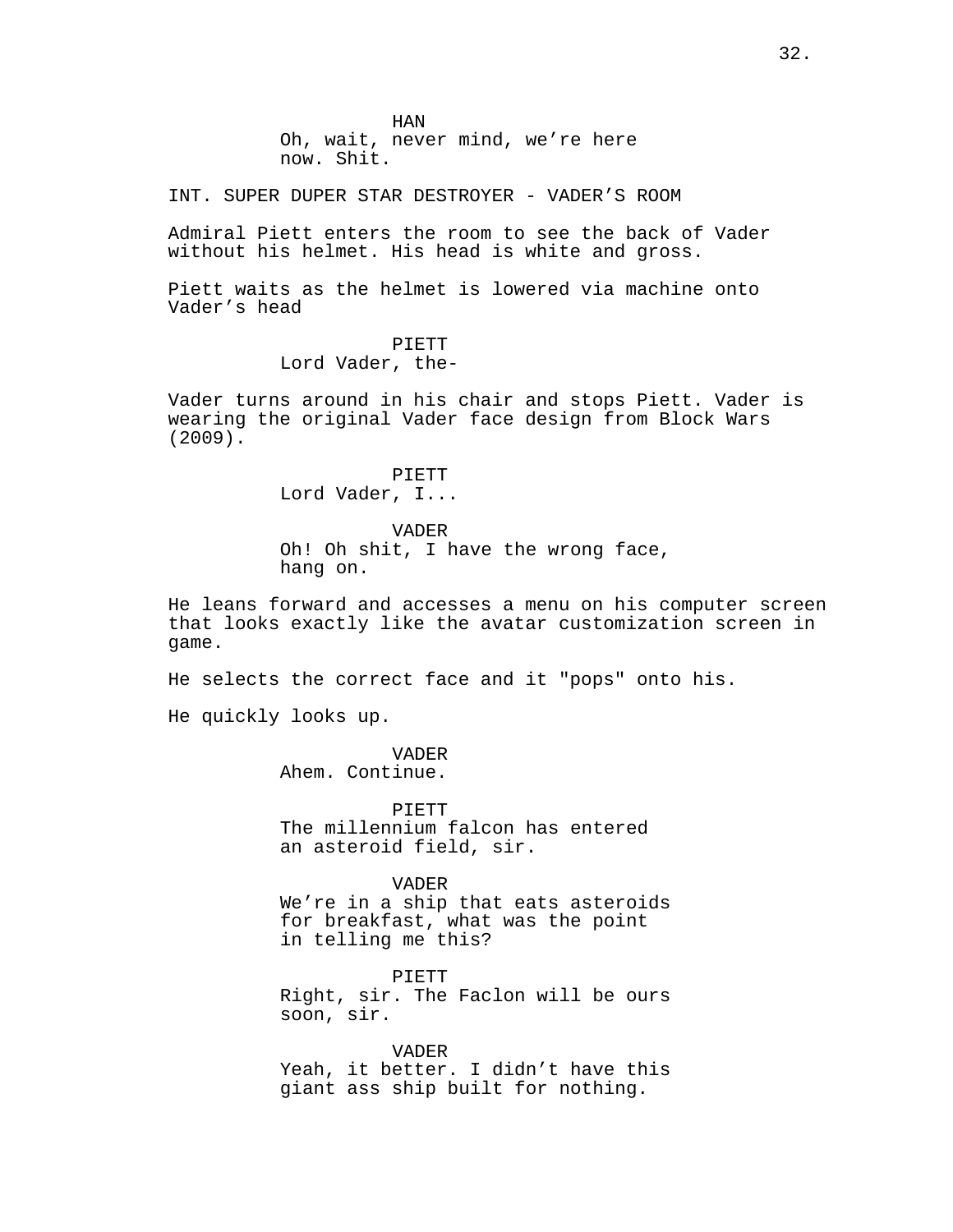HAN
Oh, wait, never mind, we're here now. Shit.

INT. SUPER DUPER STAR DESTROYER - VADER'S ROOM

Admiral Piett enters the room to see the back of Vader without his helmet. His head is white and gross.

Piett waits as the helmet is lowered via machine onto Vader's head

PIETT
Lord Vader, the-

Vader turns around in his chair and stops Piett. Vader is wearing the original Vader face design from Block Wars (2009).

PIETT
Lord Vader, I...

VADER
Oh! Oh shit, I have the wrong face, hang on.

He leans forward and accesses a menu on his computer screen that looks exactly like the avatar customization screen in game.

He selects the correct face and it "pops" onto his.

He quickly looks up.

VADER
Ahem. Continue.

PIETT
The millennium falcon has entered an asteroid field, sir.

VADER
We're in a ship that eats asteroids for breakfast, what was the point in telling me this?

PIETT
Right, sir. The Faclon will be ours soon, sir.

VADER
Yeah, it better. I didn't have this giant ass ship built for nothing.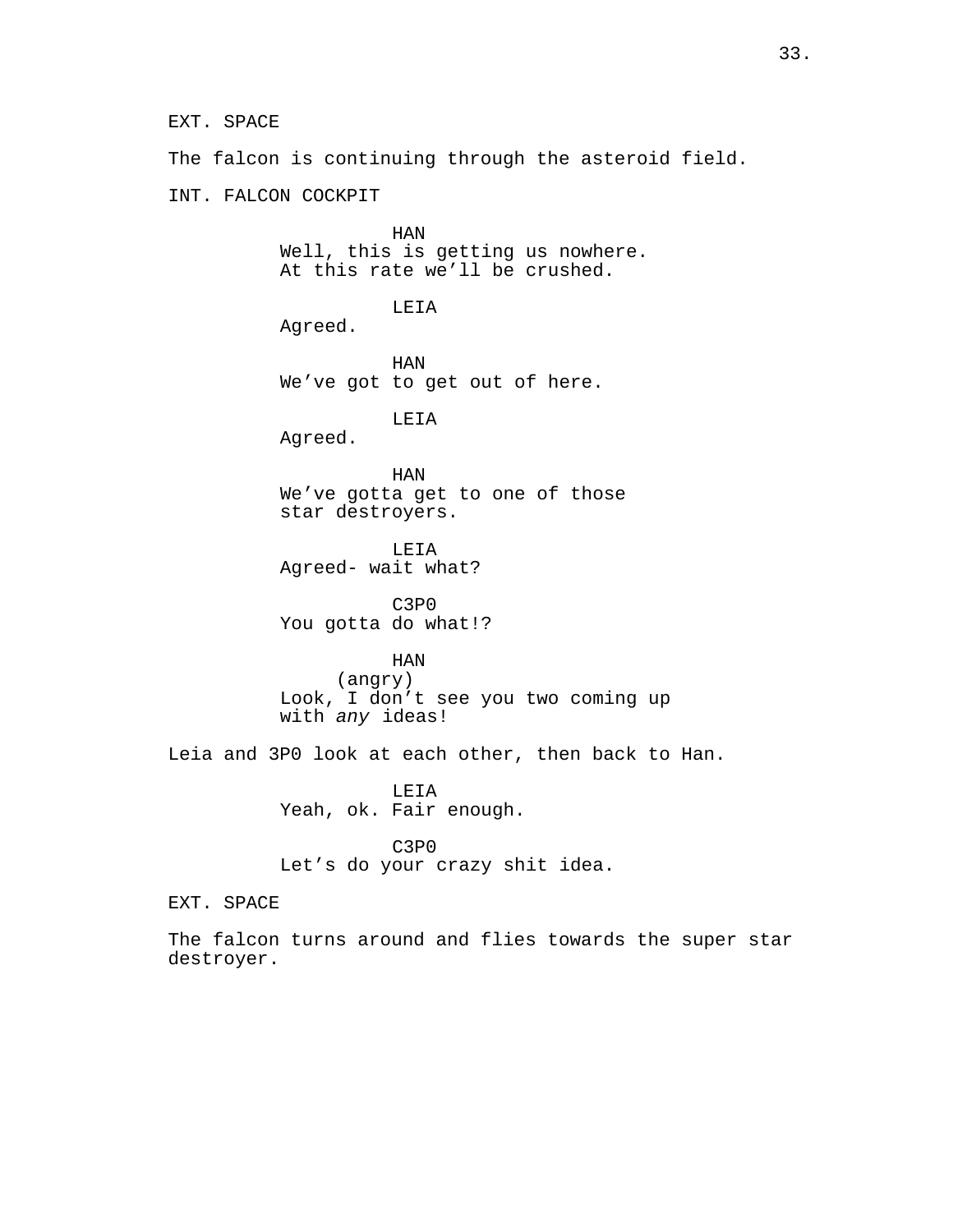EXT. SPACE

The falcon is continuing through the asteroid field.

INT. FALCON COCKPIT

HAN
Well, this is getting us nowhere.
At this rate we'll be crushed.

LEIA
Agreed.

HAN
We've got to get out of here.

LEIA
Agreed.

HAN
We've gotta get to one of those
star destroyers.

LEIA
Agreed- wait what?

C3P0
You gotta do what!?

HAN
(angry)
Look, I don't see you two coming up
with *any* ideas!

Leia and 3P0 look at each other, then back to Han.

LEIA
Yeah, ok. Fair enough.

C3P0
Let's do your crazy shit idea.

EXT. SPACE

The falcon turns around and flies towards the super star destroyer.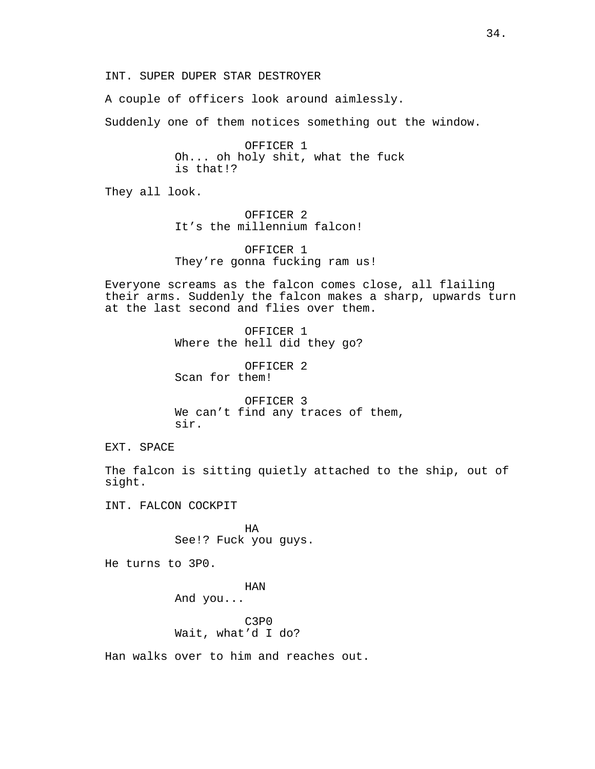INT. SUPER DUPER STAR DESTROYER

A couple of officers look around aimlessly.

Suddenly one of them notices something out the window.

OFFICER 1
Oh... oh holy shit, what the fuck is that!?

They all look.

OFFICER 2
It's the millennium falcon!

OFFICER 1
They're gonna fucking ram us!

Everyone screams as the falcon comes close, all flailing their arms. Suddenly the falcon makes a sharp, upwards turn at the last second and flies over them.

OFFICER 1
Where the hell did they go?

OFFICER 2
Scan for them!

OFFICER 3
We can't find any traces of them, sir.

EXT. SPACE

The falcon is sitting quietly attached to the ship, out of sight.

INT. FALCON COCKPIT

HA
See!? Fuck you guys.

He turns to 3P0.

HAN
And you...

C3P0
Wait, what'd I do?

Han walks over to him and reaches out.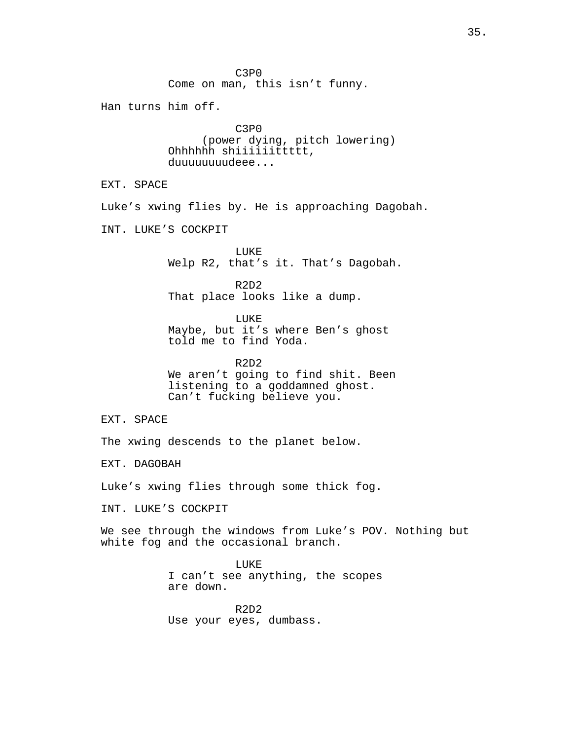C3P0
Come on man, this isn’t funny.

Han turns him off.

C3P0
(power dying, pitch lowering)
Ohhhhhh shiiiiiitttt,
duuuuuuuudeee...

EXT. SPACE

Luke’s xwing flies by. He is approaching Dagobah.

INT. LUKE’S COCKPIT

LUKE
Welp R2, that’s it. That’s Dagobah.

R2D2
That place looks like a dump.

LUKE
Maybe, but it’s where Ben’s ghost
told me to find Yoda.

R2D2
We aren’t going to find shit. Been
listening to a goddamned ghost.
Can’t fucking believe you.

EXT. SPACE

The xwing descends to the planet below.

EXT. DAGOBAH

Luke’s xwing flies through some thick fog.

INT. LUKE’S COCKPIT

We see through the windows from Luke’s POV. Nothing but
white fog and the occasional branch.

LUKE
I can’t see anything, the scopes
are down.

R2D2
Use your eyes, dumbass.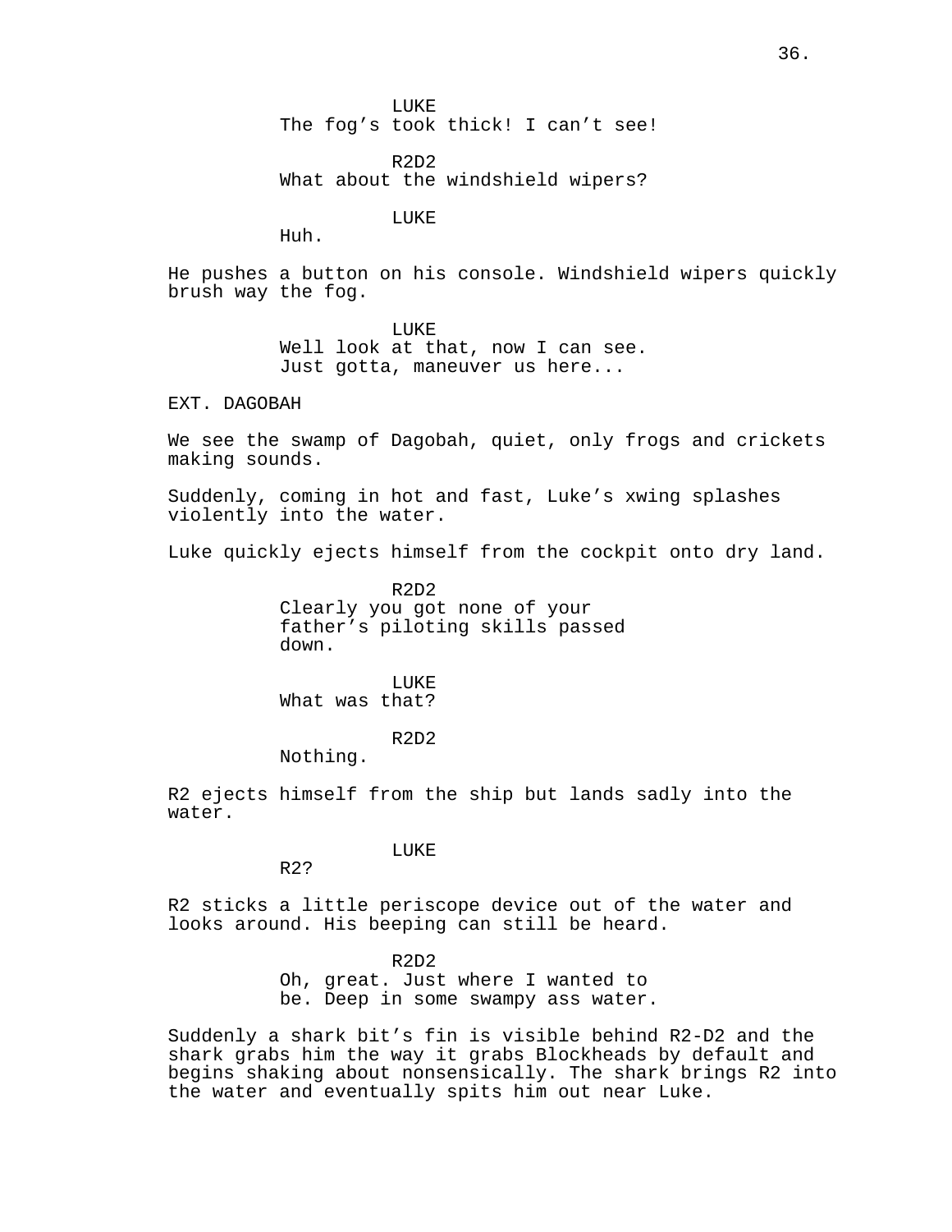LUKE
The fog's took thick! I can't see!

R2D2
What about the windshield wipers?

LUKE
Huh.

He pushes a button on his console. Windshield wipers quickly brush way the fog.

LUKE
Well look at that, now I can see. Just gotta, maneuver us here...

EXT. DAGOBAH

We see the swamp of Dagobah, quiet, only frogs and crickets making sounds.

Suddenly, coming in hot and fast, Luke's xwing splashes violently into the water.

Luke quickly ejects himself from the cockpit onto dry land.

R2D2
Clearly you got none of your father's piloting skills passed down.

LUKE
What was that?

R2D2
Nothing.

R2 ejects himself from the ship but lands sadly into the water.

LUKE
R2?

R2 sticks a little periscope device out of the water and looks around. His beeping can still be heard.

R2D2
Oh, great. Just where I wanted to be. Deep in some swampy ass water.

Suddenly a shark bit's fin is visible behind R2-D2 and the shark grabs him the way it grabs Blockheads by default and begins shaking about nonsensically. The shark brings R2 into the water and eventually spits him out near Luke.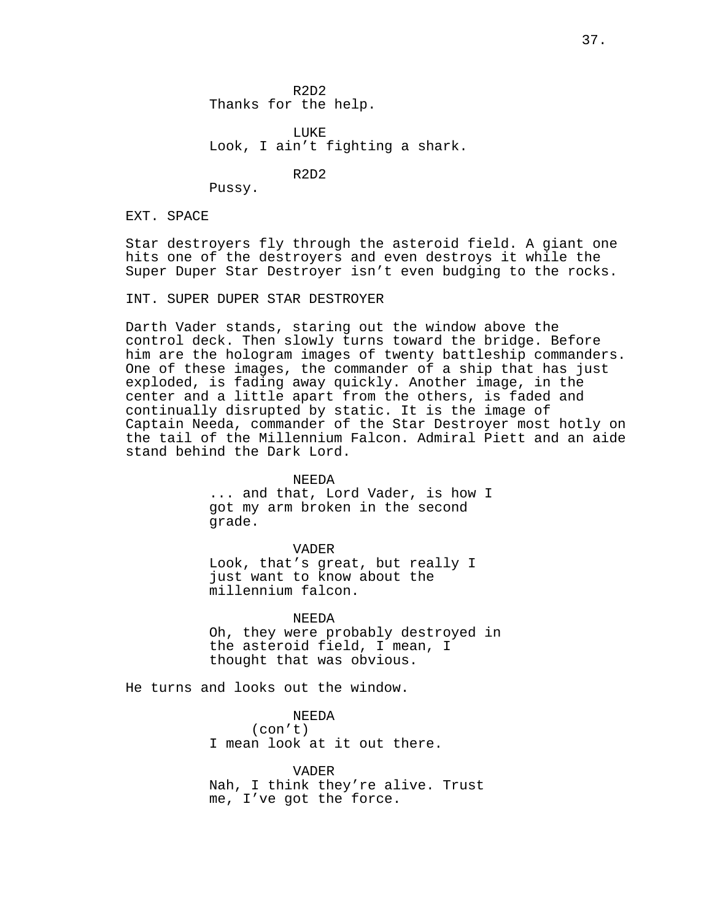R2D2
Thanks for the help.

LUKE
Look, I ain't fighting a shark.

R2D2
Pussy.

EXT. SPACE

Star destroyers fly through the asteroid field. A giant one hits one of the destroyers and even destroys it while the Super Duper Star Destroyer isn't even budging to the rocks.

INT. SUPER DUPER STAR DESTROYER

Darth Vader stands, staring out the window above the control deck. Then slowly turns toward the bridge. Before him are the hologram images of twenty battleship commanders. One of these images, the commander of a ship that has just exploded, is fading away quickly. Another image, in the center and a little apart from the others, is faded and continually disrupted by static. It is the image of Captain Needa, commander of the Star Destroyer most hotly on the tail of the Millennium Falcon. Admiral Piett and an aide stand behind the Dark Lord.

NEEDA
... and that, Lord Vader, is how I got my arm broken in the second grade.

VADER
Look, that's great, but really I just want to know about the millennium falcon.

NEEDA
Oh, they were probably destroyed in the asteroid field, I mean, I thought that was obvious.

He turns and looks out the window.

NEEDA
(con't)
I mean look at it out there.

VADER
Nah, I think they're alive. Trust me, I've got the force.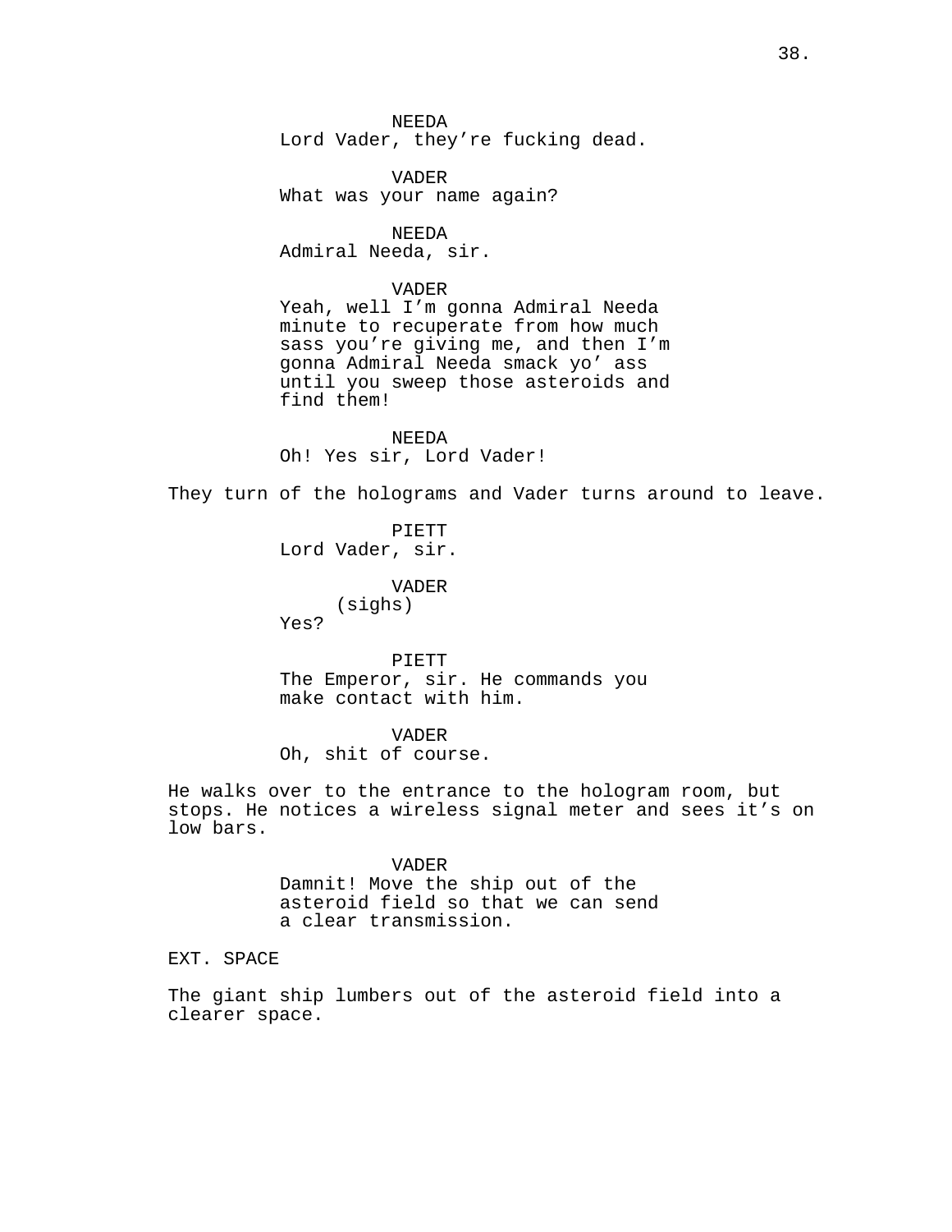NEEDA
Lord Vader, they're fucking dead.

VADER
What was your name again?

NEEDA
Admiral Needa, sir.

VADER
Yeah, well I'm gonna Admiral Needa minute to recuperate from how much sass you're giving me, and then I'm gonna Admiral Needa smack yo' ass until you sweep those asteroids and find them!

NEEDA
Oh! Yes sir, Lord Vader!

They turn of the holograms and Vader turns around to leave.

PIETT
Lord Vader, sir.

VADER
(sighs)
Yes?

PIETT
The Emperor, sir. He commands you make contact with him.

VADER
Oh, shit of course.

He walks over to the entrance to the hologram room, but stops. He notices a wireless signal meter and sees it's on low bars.

VADER
Damnit! Move the ship out of the asteroid field so that we can send a clear transmission.

EXT. SPACE

The giant ship lumbers out of the asteroid field into a clearer space.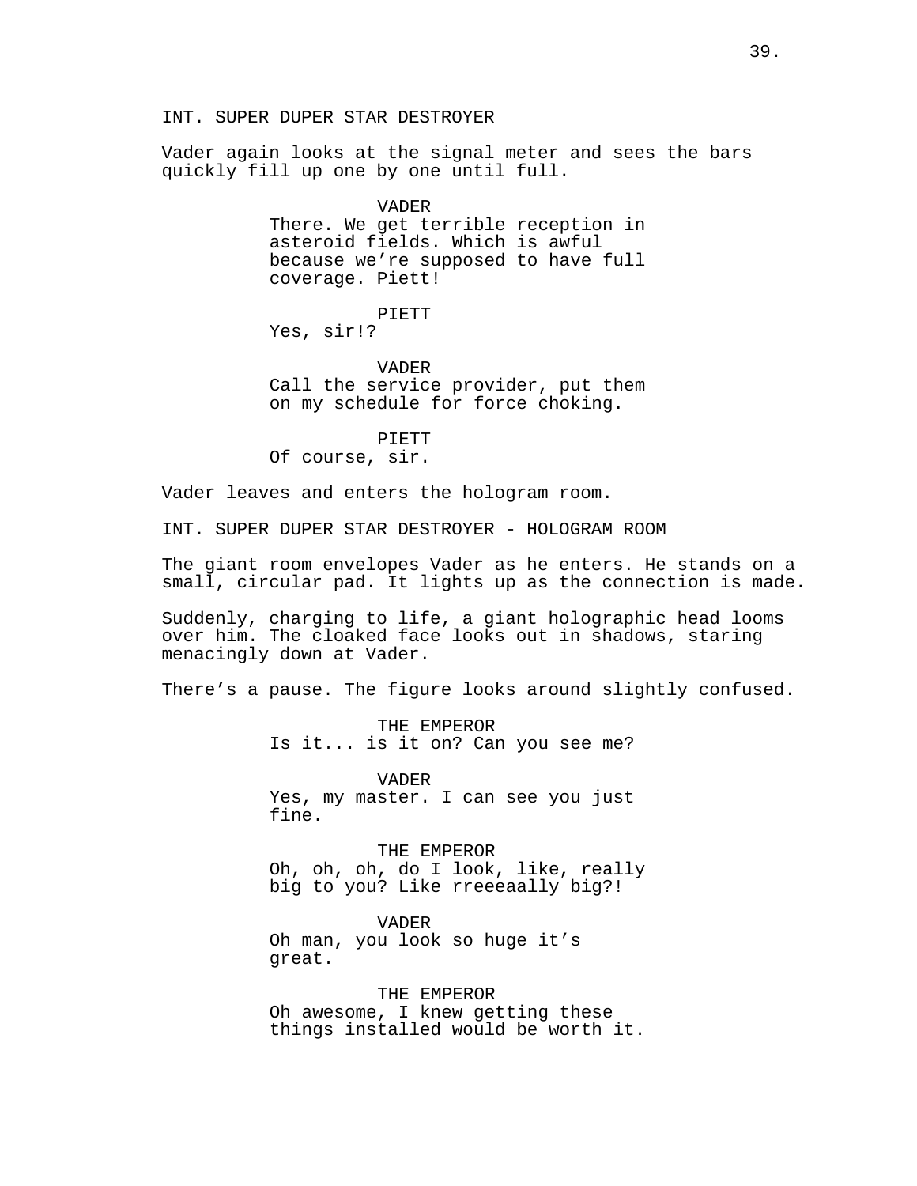INT. SUPER DUPER STAR DESTROYER

Vader again looks at the signal meter and sees the bars quickly fill up one by one until full.

VADER
There. We get terrible reception in asteroid fields. Which is awful because we're supposed to have full coverage. Piett!

PIETT
Yes, sir!?

VADER
Call the service provider, put them on my schedule for force choking.

PIETT
Of course, sir.

Vader leaves and enters the hologram room.

INT. SUPER DUPER STAR DESTROYER - HOLOGRAM ROOM

The giant room envelopes Vader as he enters. He stands on a small, circular pad. It lights up as the connection is made.

Suddenly, charging to life, a giant holographic head looms over him. The cloaked face looks out in shadows, staring menacingly down at Vader.

There's a pause. The figure looks around slightly confused.

THE EMPEROR
Is it... is it on? Can you see me?

VADER
Yes, my master. I can see you just fine.

THE EMPEROR
Oh, oh, oh, do I look, like, really big to you? Like rreeeaally big?!

VADER
Oh man, you look so huge it's great.

THE EMPEROR
Oh awesome, I knew getting these things installed would be worth it.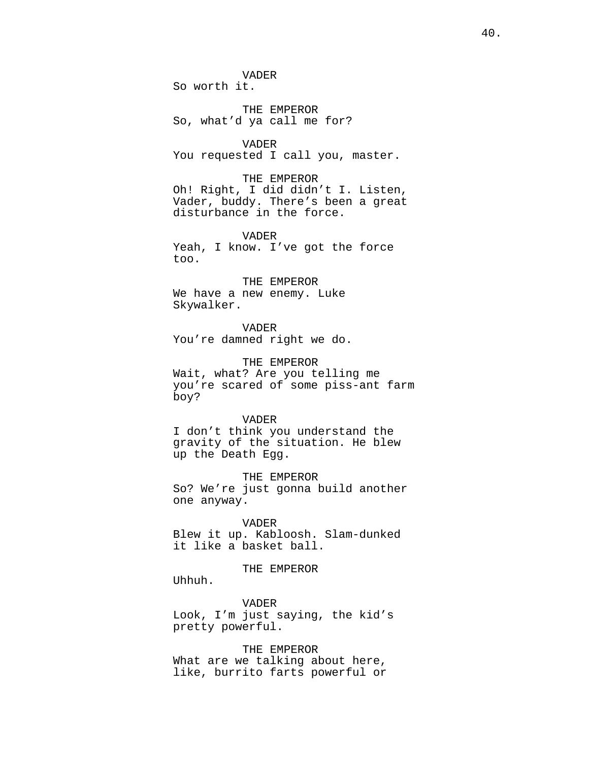VADER
So worth it.

THE EMPEROR
So, what'd ya call me for?

VADER
You requested I call you, master.

THE EMPEROR
Oh! Right, I did didn't I. Listen, Vader, buddy. There's been a great disturbance in the force.

VADER
Yeah, I know. I've got the force too.

THE EMPEROR
We have a new enemy. Luke Skywalker.

VADER
You're damned right we do.

THE EMPEROR
Wait, what? Are you telling me you're scared of some piss-ant farm boy?

VADER
I don't think you understand the gravity of the situation. He blew up the Death Egg.

THE EMPEROR
So? We're just gonna build another one anyway.

VADER
Blew it up. Kabloosh. Slam-dunked it like a basket ball.

THE EMPEROR
Uhhuh.

VADER
Look, I'm just saying, the kid's pretty powerful.

THE EMPEROR
What are we talking about here, like, burrito farts powerful or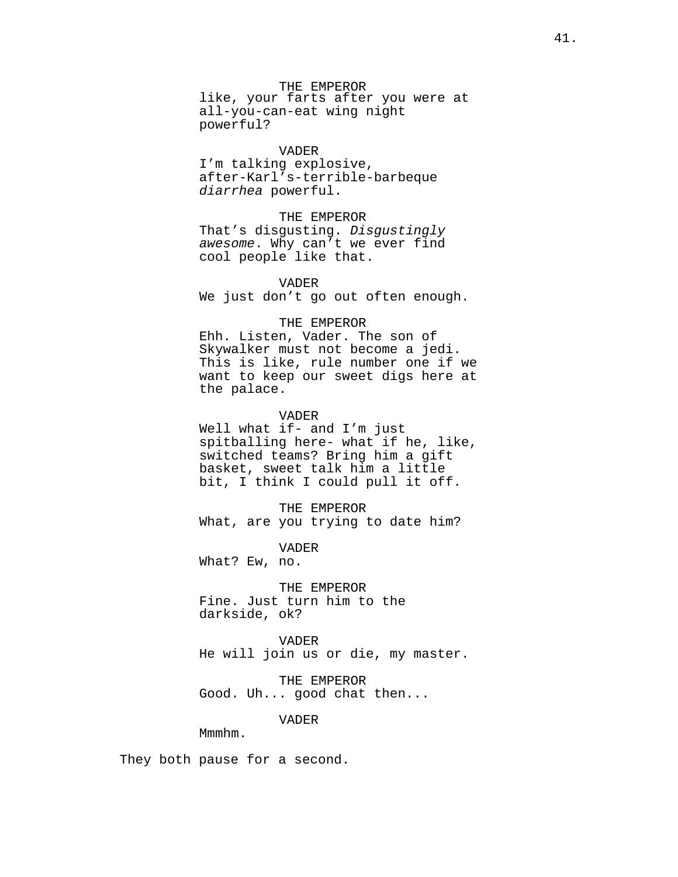THE EMPEROR
like, your farts after you were at all-you-can-eat wing night powerful?

VADER
I'm talking explosive, after-Karl's-terrible-barbeque *diarrhea* powerful.

THE EMPEROR
That's disgusting. *Disgustingly awesome*. Why can't we ever find cool people like that.

VADER
We just don't go out often enough.

THE EMPEROR
Ehh. Listen, Vader. The son of Skywalker must not become a jedi. This is like, rule number one if we want to keep our sweet digs here at the palace.

VADER
Well what if- and I'm just spitballing here- what if he, like, switched teams? Bring him a gift basket, sweet talk him a little bit, I think I could pull it off.

THE EMPEROR
What, are you trying to date him?

VADER
What? Ew, no.

THE EMPEROR
Fine. Just turn him to the darkside, ok?

VADER
He will join us or die, my master.

THE EMPEROR
Good. Uh... good chat then...

VADER
Mmmhm.

They both pause for a second.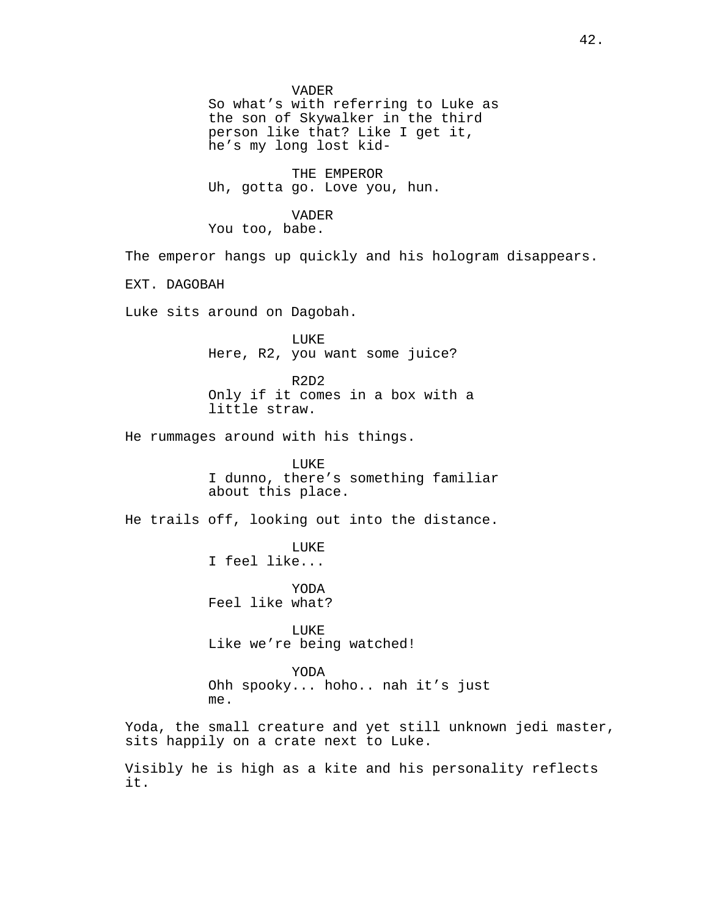VADER
So what's with referring to Luke as the son of Skywalker in the third person like that? Like I get it, he's my long lost kid-

THE EMPEROR
Uh, gotta go. Love you, hun.

VADER
You too, babe.

The emperor hangs up quickly and his hologram disappears.

EXT. DAGOBAH

Luke sits around on Dagobah.

LUKE
Here, R2, you want some juice?

R2D2
Only if it comes in a box with a little straw.

He rummages around with his things.

LUKE
I dunno, there's something familiar about this place.

He trails off, looking out into the distance.

LUKE
I feel like...

YODA
Feel like what?

LUKE
Like we're being watched!

YODA
Ohh spooky... hoho.. nah it's just me.

Yoda, the small creature and yet still unknown jedi master, sits happily on a crate next to Luke.

Visibly he is high as a kite and his personality reflects it.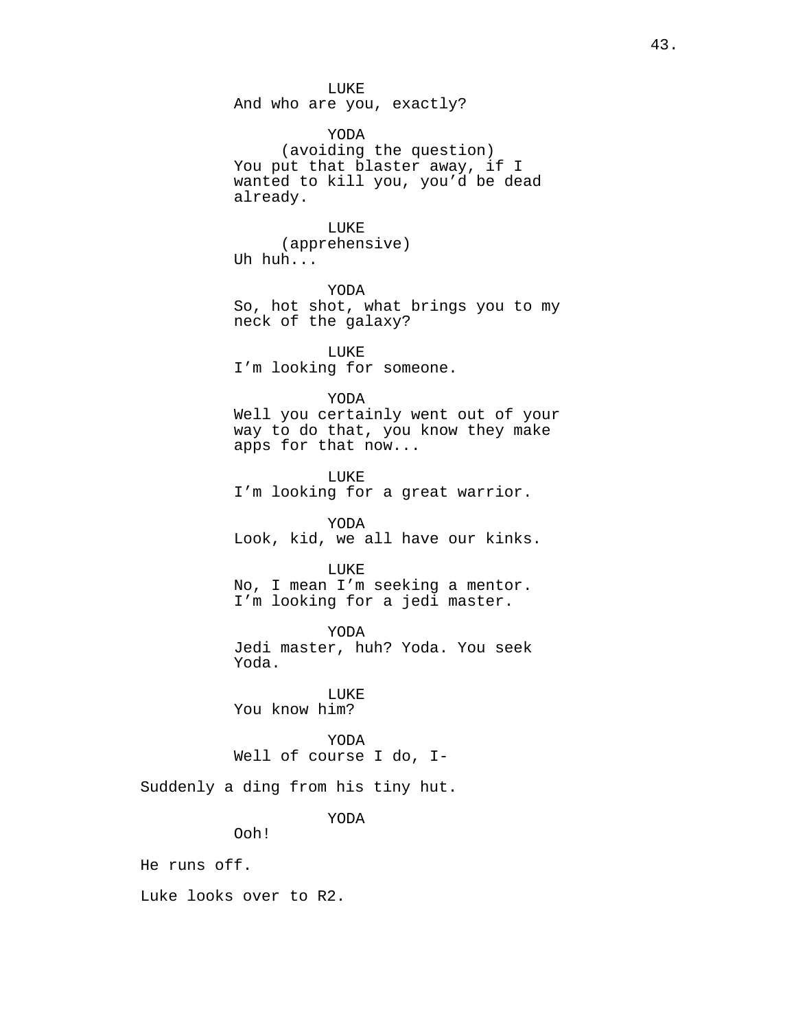LUKE
And who are you, exactly?

YODA
(avoiding the question)
You put that blaster away, if I wanted to kill you, you'd be dead already.

LUKE
(apprehensive)
Uh huh...

YODA
So, hot shot, what brings you to my neck of the galaxy?

LUKE
I'm looking for someone.

YODA
Well you certainly went out of your way to do that, you know they make apps for that now...

LUKE
I'm looking for a great warrior.

YODA
Look, kid, we all have our kinks.

LUKE
No, I mean I'm seeking a mentor. I'm looking for a jedi master.

YODA
Jedi master, huh? Yoda. You seek Yoda.

LUKE
You know him?

YODA
Well of course I do, I-

Suddenly a ding from his tiny hut.

YODA
Ooh!

He runs off.

Luke looks over to R2.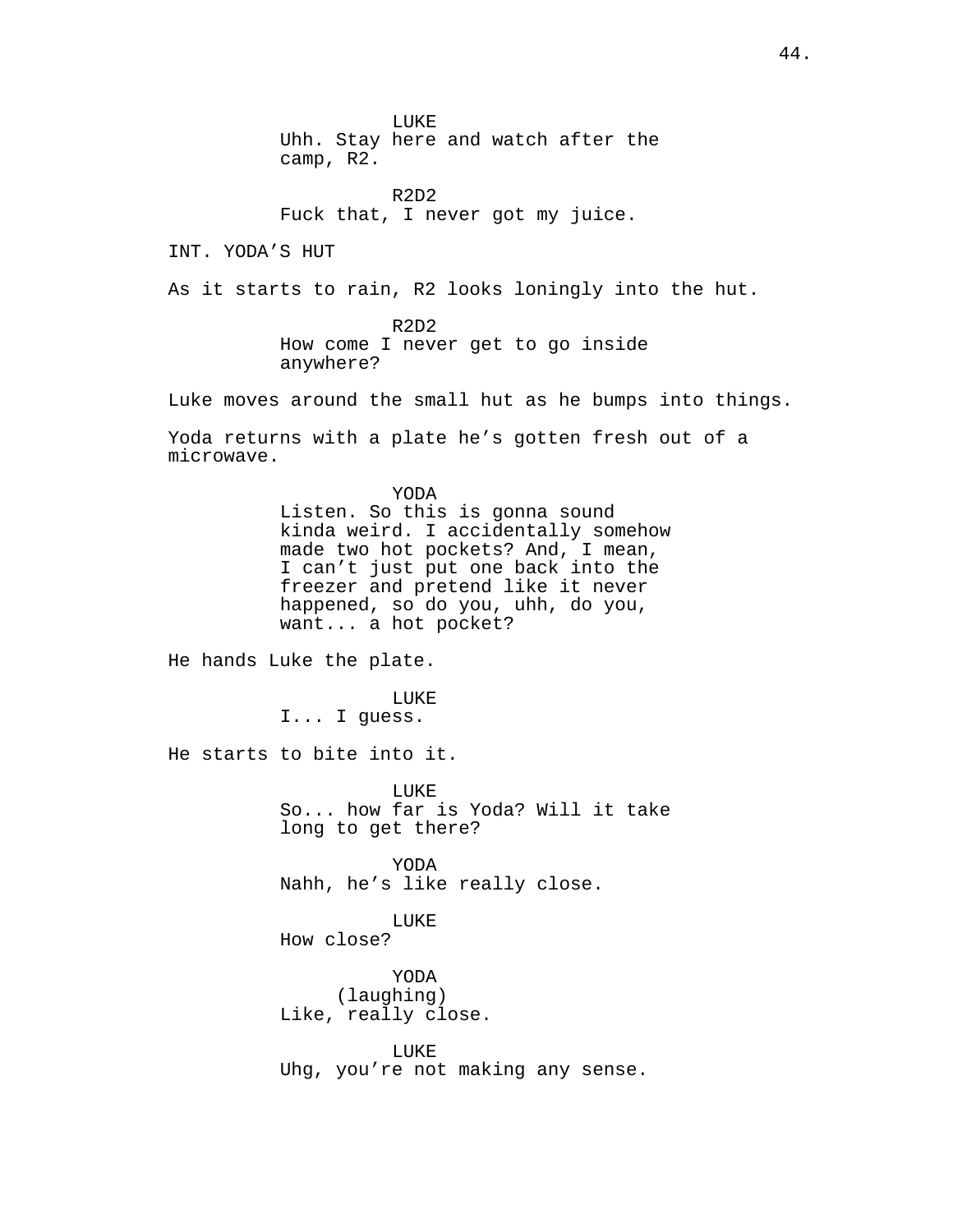LUKE
Uhh. Stay here and watch after the camp, R2.

R2D2
Fuck that, I never got my juice.

INT. YODA'S HUT

As it starts to rain, R2 looks loningly into the hut.

R2D2
How come I never get to go inside anywhere?

Luke moves around the small hut as he bumps into things.

Yoda returns with a plate he's gotten fresh out of a microwave.

YODA
Listen. So this is gonna sound kinda weird. I accidentally somehow made two hot pockets? And, I mean, I can't just put one back into the freezer and pretend like it never happened, so do you, uhh, do you, want... a hot pocket?

He hands Luke the plate.

LUKE
I... I guess.

He starts to bite into it.

LUKE
So... how far is Yoda? Will it take long to get there?

YODA
Nahh, he's like really close.

LUKE
How close?

YODA
(laughing)
Like, really close.

LUKE
Uhg, you're not making any sense.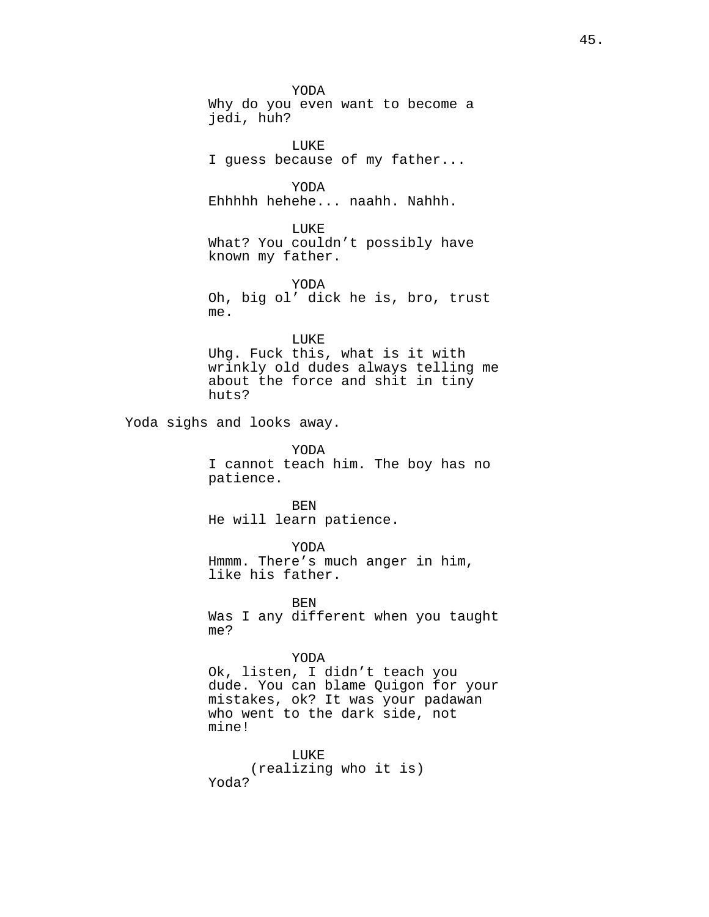YODA
Why do you even want to become a jedi, huh?

LUKE
I guess because of my father...

YODA
Ehhhhh hehehe... naahh. Nahhh.

LUKE
What? You couldn’t possibly have known my father.

YODA
Oh, big ol’ dick he is, bro, trust me.

LUKE
Uhg. Fuck this, what is it with wrinkly old dudes always telling me about the force and shit in tiny huts?

Yoda sighs and looks away.

YODA
I cannot teach him. The boy has no patience.

BEN
He will learn patience.

YODA
Hmmm. There’s much anger in him, like his father.

BEN
Was I any different when you taught me?

YODA
Ok, listen, I didn’t teach you dude. You can blame Quigon for your mistakes, ok? It was your padawan who went to the dark side, not mine!

LUKE
(realizing who it is)
Yoda?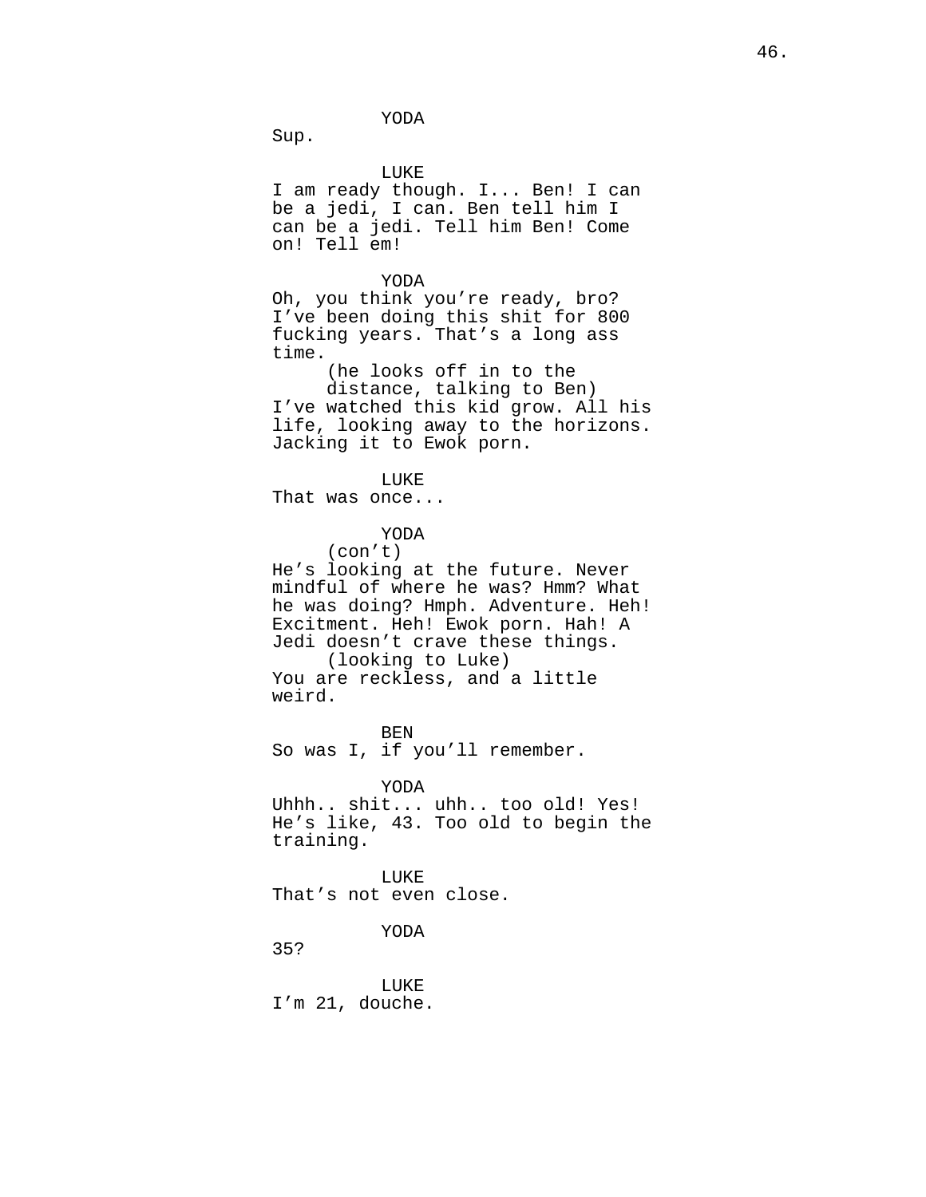YODA
Sup.

LUKE
I am ready though. I... Ben! I can be a jedi, I can. Ben tell him I can be a jedi. Tell him Ben! Come on! Tell em!

YODA
Oh, you think you're ready, bro? I've been doing this shit for 800 fucking years. That's a long ass time.
(he looks off in to the distance, talking to Ben)
I've watched this kid grow. All his life, looking away to the horizons. Jacking it to Ewok porn.

LUKE
That was once...

YODA
(con't)
He's looking at the future. Never mindful of where he was? Hmm? What he was doing? Hmph. Adventure. Heh! Excitment. Heh! Ewok porn. Hah! A Jedi doesn't crave these things.
(looking to Luke)
You are reckless, and a little weird.

BEN
So was I, if you'll remember.

YODA
Uhhh.. shit... uhh.. too old! Yes! He's like, 43. Too old to begin the training.

LUKE
That's not even close.

YODA
35?

LUKE
I'm 21, douche.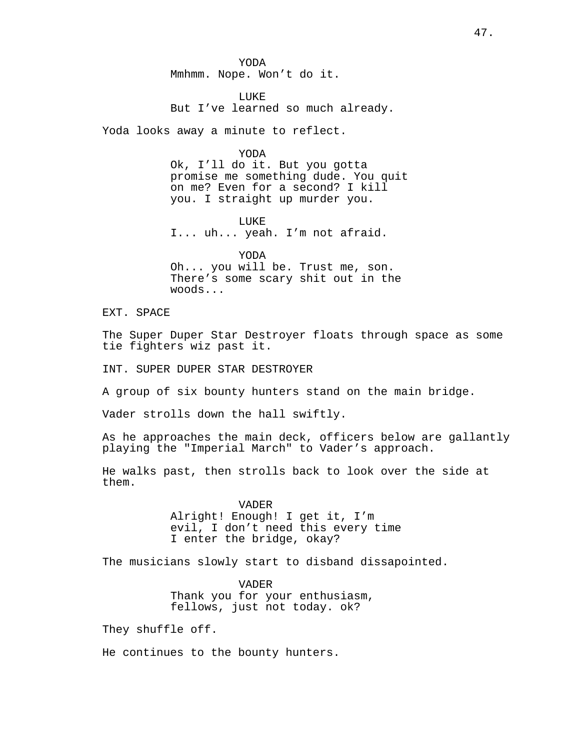YODA
Mmhmm. Nope. Won't do it.

LUKE
But I've learned so much already.

Yoda looks away a minute to reflect.

YODA
Ok, I'll do it. But you gotta promise me something dude. You quit on me? Even for a second? I kill you. I straight up murder you.

LUKE
I... uh... yeah. I'm not afraid.

YODA
Oh... you will be. Trust me, son. There's some scary shit out in the woods...

EXT. SPACE

The Super Duper Star Destroyer floats through space as some tie fighters wiz past it.

INT. SUPER DUPER STAR DESTROYER

A group of six bounty hunters stand on the main bridge.

Vader strolls down the hall swiftly.

As he approaches the main deck, officers below are gallantly playing the "Imperial March" to Vader's approach.

He walks past, then strolls back to look over the side at them.

VADER
Alright! Enough! I get it, I'm evil, I don't need this every time I enter the bridge, okay?

The musicians slowly start to disband dissapointed.

VADER
Thank you for your enthusiasm, fellows, just not today. ok?

They shuffle off.

He continues to the bounty hunters.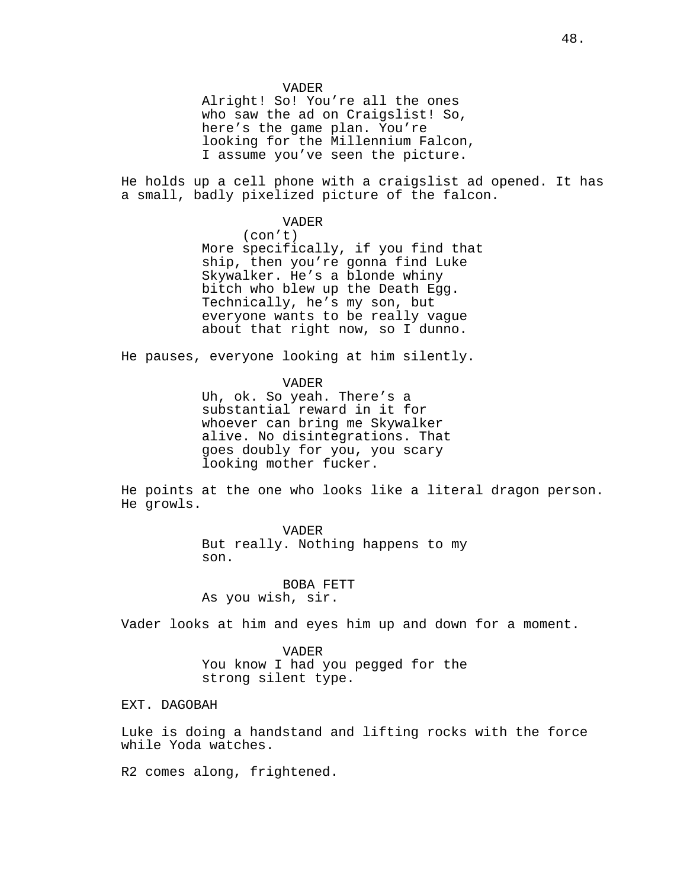VADER
Alright! So! You're all the ones who saw the ad on Craigslist! So, here's the game plan. You're looking for the Millennium Falcon, I assume you've seen the picture.

He holds up a cell phone with a craigslist ad opened. It has a small, badly pixelized picture of the falcon.

VADER
(con't)
More specifically, if you find that ship, then you're gonna find Luke Skywalker. He's a blonde whiny bitch who blew up the Death Egg. Technically, he's my son, but everyone wants to be really vague about that right now, so I dunno.

He pauses, everyone looking at him silently.

VADER
Uh, ok. So yeah. There's a substantial reward in it for whoever can bring me Skywalker alive. No disintegrations. That goes doubly for you, you scary looking mother fucker.

He points at the one who looks like a literal dragon person. He growls.

VADER
But really. Nothing happens to my son.

BOBA FETT
As you wish, sir.

Vader looks at him and eyes him up and down for a moment.

VADER
You know I had you pegged for the strong silent type.

EXT. DAGOBAH

Luke is doing a handstand and lifting rocks with the force while Yoda watches.

R2 comes along, frightened.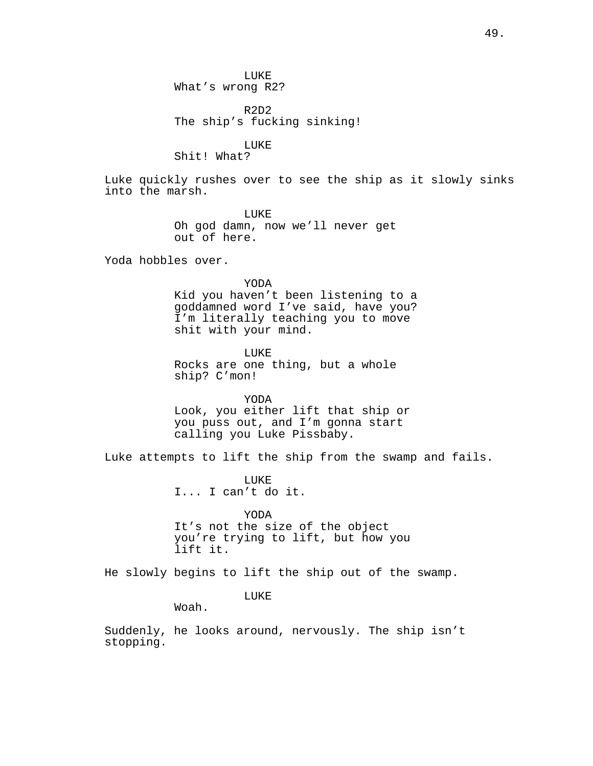LUKE
What's wrong R2?

R2D2
The ship's fucking sinking!

LUKE
Shit! What?

Luke quickly rushes over to see the ship as it slowly sinks into the marsh.

LUKE
Oh god damn, now we'll never get out of here.

Yoda hobbles over.

YODA
Kid you haven't been listening to a goddamned word I've said, have you? I'm literally teaching you to move shit with your mind.

LUKE
Rocks are one thing, but a whole ship? C'mon!

YODA
Look, you either lift that ship or you puss out, and I'm gonna start calling you Luke Pissbaby.

Luke attempts to lift the ship from the swamp and fails.

LUKE
I... I can't do it.

YODA
It's not the size of the object you're trying to lift, but how you lift it.

He slowly begins to lift the ship out of the swamp.

LUKE
Woah.

Suddenly, he looks around, nervously. The ship isn't stopping.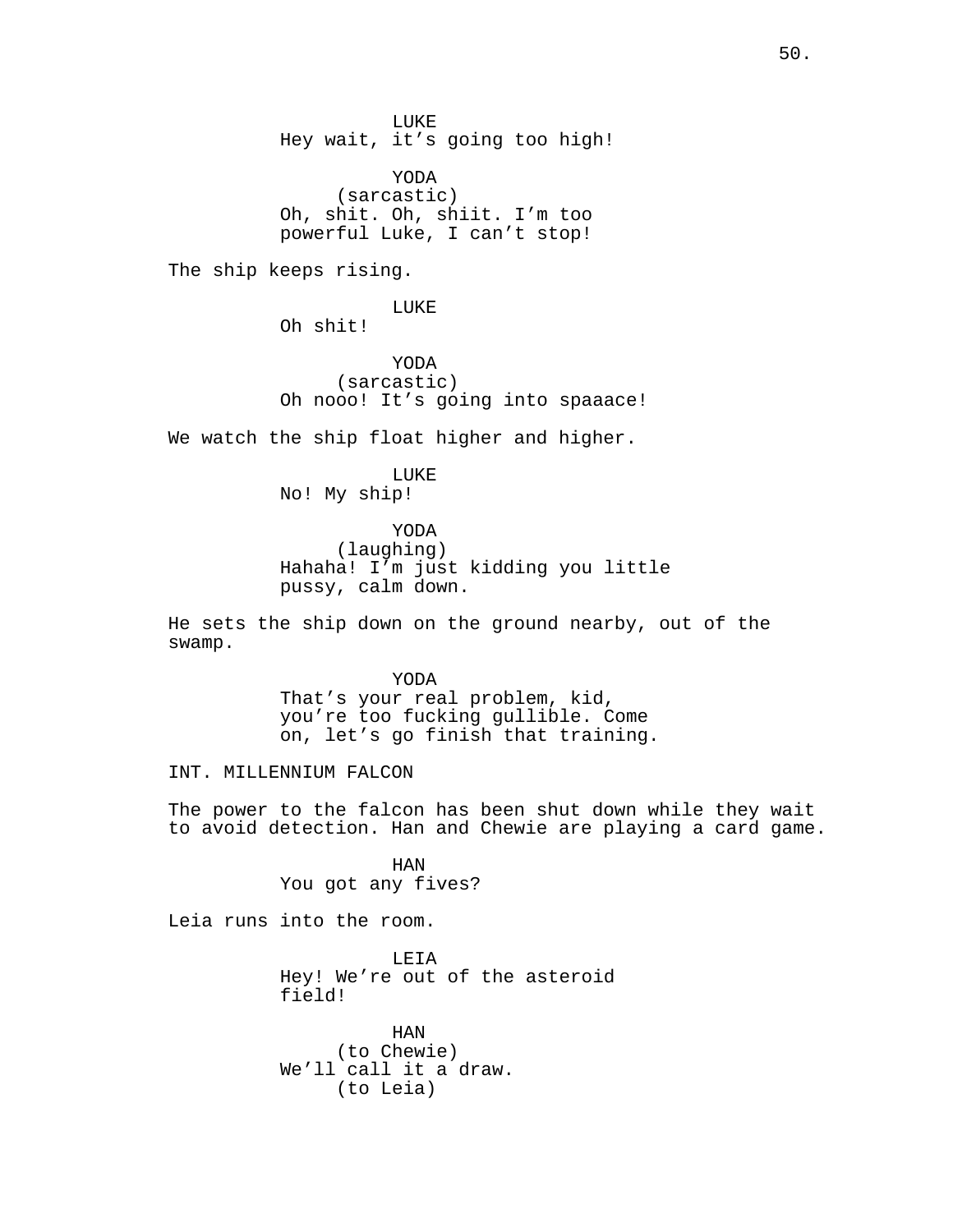LUKE
Hey wait, it's going too high!

YODA
(sarcastic)
Oh, shit. Oh, shiit. I'm too powerful Luke, I can't stop!

The ship keeps rising.

LUKE
Oh shit!

YODA
(sarcastic)
Oh nooo! It's going into spaaace!

We watch the ship float higher and higher.

LUKE
No! My ship!

YODA
(laughing)
Hahaha! I'm just kidding you little pussy, calm down.

He sets the ship down on the ground nearby, out of the swamp.

YODA
That's your real problem, kid, you're too fucking gullible. Come on, let's go finish that training.

INT. MILLENNIUM FALCON

The power to the falcon has been shut down while they wait to avoid detection. Han and Chewie are playing a card game.

HAN
You got any fives?

Leia runs into the room.

LEIA
Hey! We're out of the asteroid field!

HAN
(to Chewie)
We'll call it a draw.
(to Leia)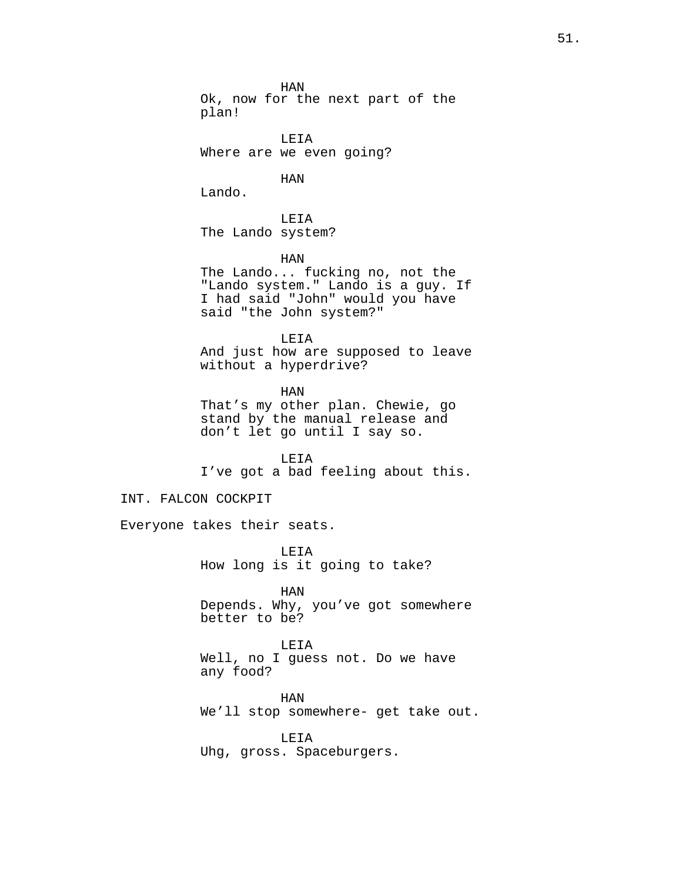HAN
Ok, now for the next part of the plan!

LEIA
Where are we even going?

HAN
Lando.

LEIA
The Lando system?

HAN
The Lando... fucking no, not the "Lando system." Lando is a guy. If I had said "John" would you have said "the John system?"

LEIA
And just how are supposed to leave without a hyperdrive?

HAN
That’s my other plan. Chewie, go stand by the manual release and don’t let go until I say so.

LEIA
I’ve got a bad feeling about this.

INT. FALCON COCKPIT

Everyone takes their seats.

LEIA
How long is it going to take?

HAN
Depends. Why, you’ve got somewhere better to be?

LEIA
Well, no I guess not. Do we have any food?

HAN
We’ll stop somewhere- get take out.

LEIA
Uhg, gross. Spaceburgers.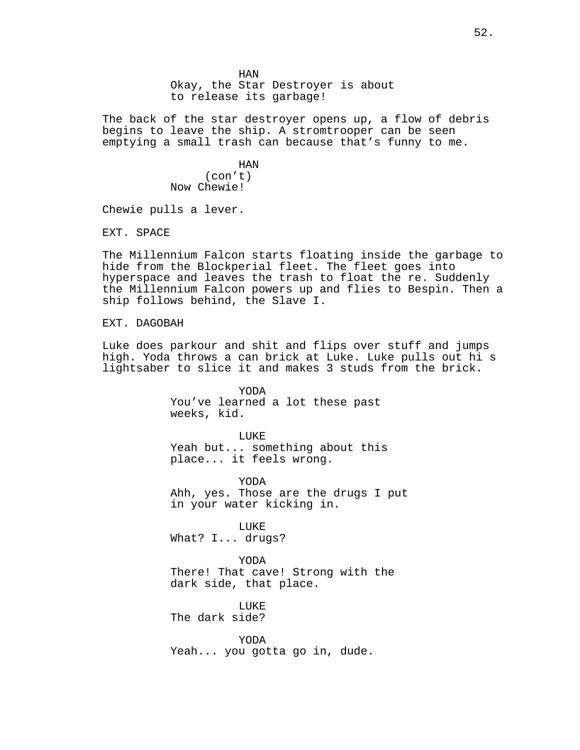HAN
Okay, the Star Destroyer is about to release its garbage!

The back of the star destroyer opens up, a flow of debris begins to leave the ship. A stromtrooper can be seen emptying a small trash can because that's funny to me.

HAN
(con't)
Now Chewie!

Chewie pulls a lever.

EXT. SPACE

The Millennium Falcon starts floating inside the garbage to hide from the Blockperial fleet. The fleet goes into hyperspace and leaves the trash to float the re. Suddenly the Millennium Falcon powers up and flies to Bespin. Then a ship follows behind, the Slave I.

EXT. DAGOBAH

Luke does parkour and shit and flips over stuff and jumps high. Yoda throws a can brick at Luke. Luke pulls out hi s lightsaber to slice it and makes 3 studs from the brick.

YODA
You've learned a lot these past weeks, kid.

LUKE
Yeah but... something about this place... it feels wrong.

YODA
Ahh, yes. Those are the drugs I put in your water kicking in.

LUKE
What? I... drugs?

YODA
There! That cave! Strong with the dark side, that place.

LUKE
The dark side?

YODA
Yeah... you gotta go in, dude.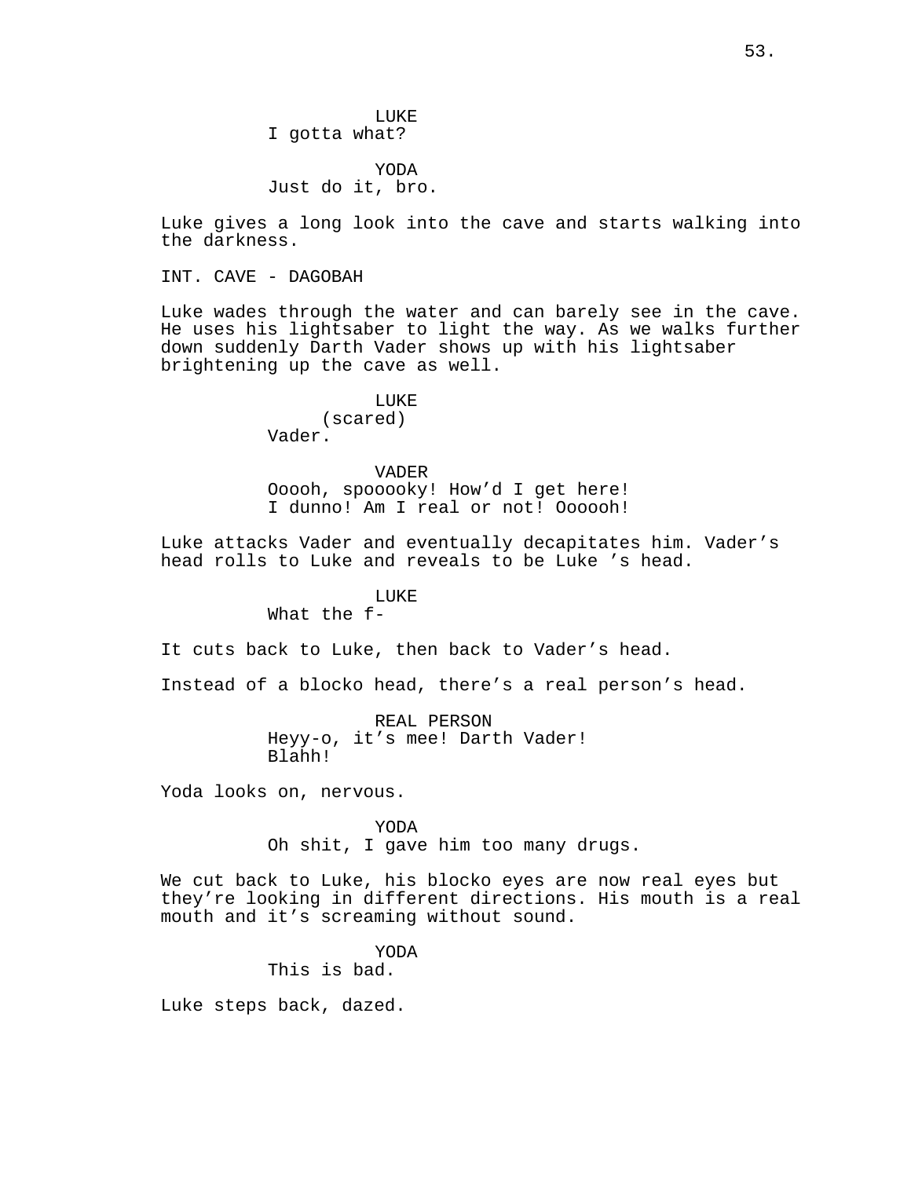LUKE
I gotta what?

YODA
Just do it, bro.

Luke gives a long look into the cave and starts walking into the darkness.

INT. CAVE - DAGOBAH

Luke wades through the water and can barely see in the cave. He uses his lightsaber to light the way. As we walks further down suddenly Darth Vader shows up with his lightsaber brightening up the cave as well.

LUKE
(scared)
Vader.

VADER
Ooooh, spooooky! How’d I get here! I dunno! Am I real or not! Oooooh!

Luke attacks Vader and eventually decapitates him. Vader’s head rolls to Luke and reveals to be Luke ’s head.

LUKE
What the f-

It cuts back to Luke, then back to Vader’s head.

Instead of a blocko head, there’s a real person’s head.

REAL PERSON
Heyy-o, it’s mee! Darth Vader! Blahh!

Yoda looks on, nervous.

YODA
Oh shit, I gave him too many drugs.

We cut back to Luke, his blocko eyes are now real eyes but they’re looking in different directions. His mouth is a real mouth and it’s screaming without sound.

YODA
This is bad.

Luke steps back, dazed.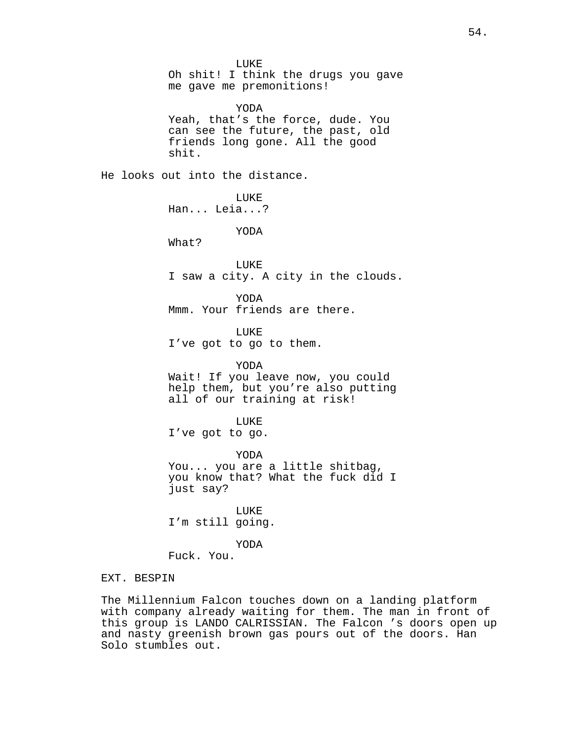LUKE

Oh shit! I think the drugs you gave me gave me premonitions!

YODA

Yeah, that’s the force, dude. You can see the future, the past, old friends long gone. All the good shit.

He looks out into the distance.

LUKE

Han... Leia...?

YODA

What?

LUKE

I saw a city. A city in the clouds.

YODA

Mmm. Your friends are there.

LUKE

I’ve got to go to them.

YODA

Wait! If you leave now, you could help them, but you’re also putting all of our training at risk!

LUKE

I’ve got to go.

YODA

You... you are a little shitbag, you know that? What the fuck did I just say?

LUKE

I’m still going.

YODA

Fuck. You.

EXT. BESPIN

The Millennium Falcon touches down on a landing platform with company already waiting for them. The man in front of this group is LANDO CALRISSIAN. The Falcon ’s doors open up and nasty greenish brown gas pours out of the doors. Han Solo stumbles out.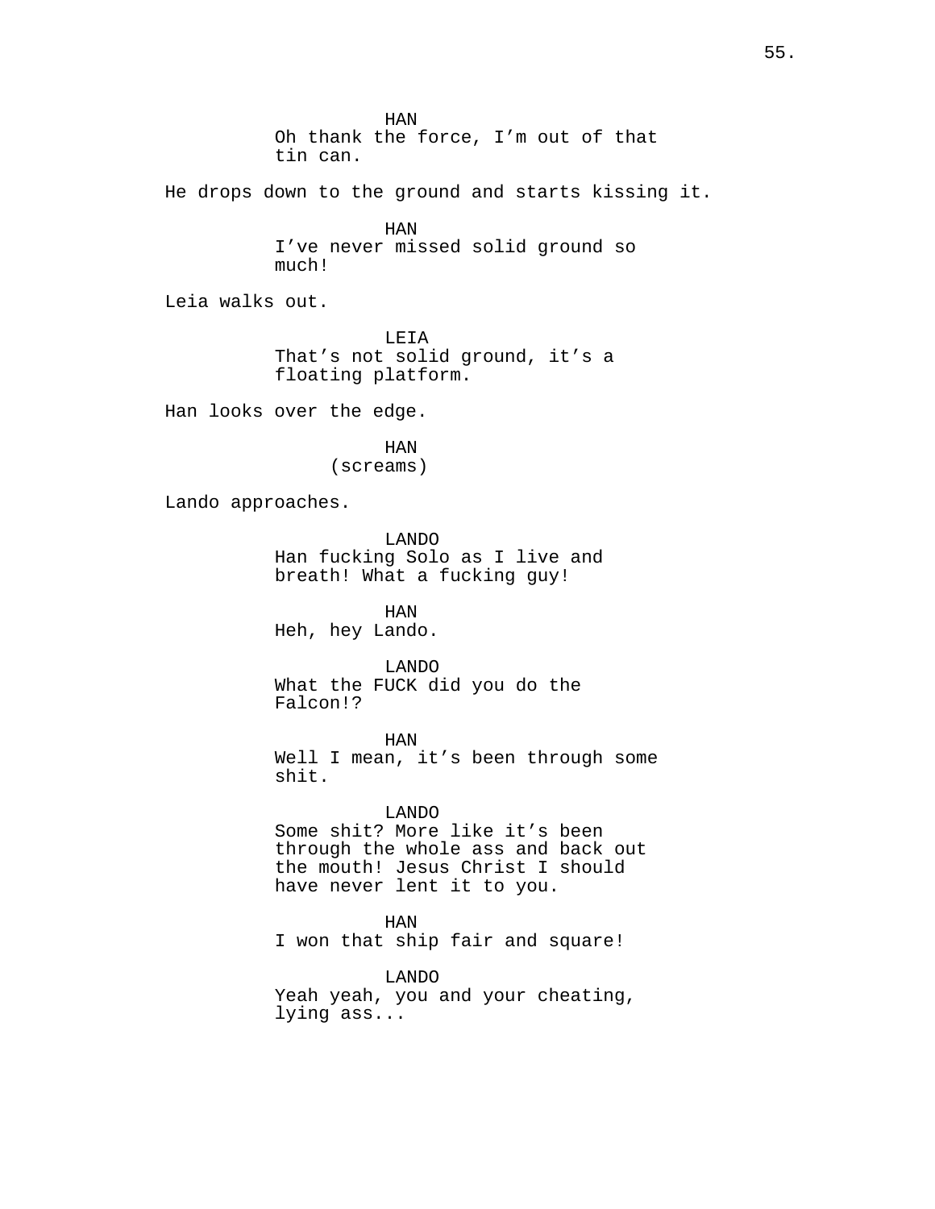HAN
Oh thank the force, I'm out of that tin can.

He drops down to the ground and starts kissing it.

HAN
I've never missed solid ground so much!

Leia walks out.

LEIA
That's not solid ground, it's a floating platform.

Han looks over the edge.

HAN
(screams)

Lando approaches.

LANDO
Han fucking Solo as I live and breath! What a fucking guy!

HAN
Heh, hey Lando.

LANDO
What the FUCK did you do the Falcon!?

HAN
Well I mean, it's been through some shit.

LANDO
Some shit? More like it's been through the whole ass and back out the mouth! Jesus Christ I should have never lent it to you.

HAN
I won that ship fair and square!

LANDO
Yeah yeah, you and your cheating, lying ass...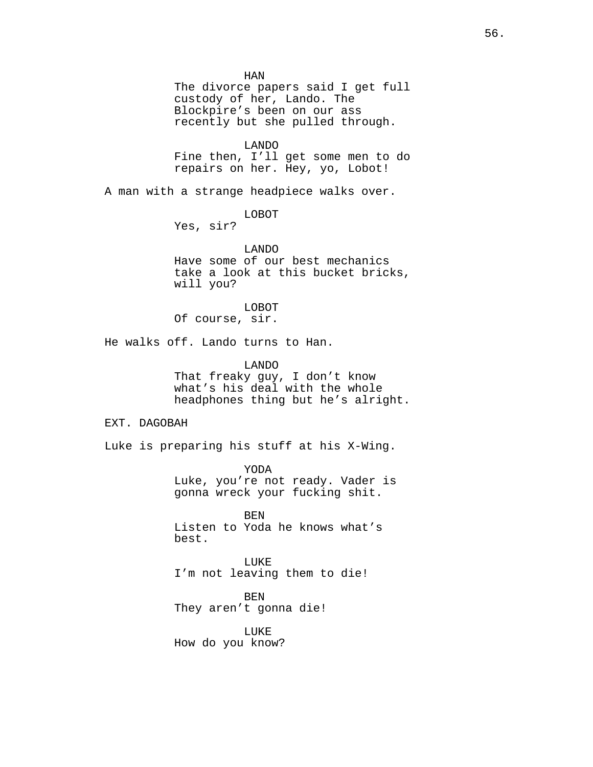HAN
The divorce papers said I get full custody of her, Lando. The Blockpire's been on our ass recently but she pulled through.

LANDO
Fine then, I'll get some men to do repairs on her. Hey, yo, Lobot!

A man with a strange headpiece walks over.

LOBOT
Yes, sir?

LANDO
Have some of our best mechanics take a look at this bucket bricks, will you?

LOBOT
Of course, sir.

He walks off. Lando turns to Han.

LANDO
That freaky guy, I don't know what's his deal with the whole headphones thing but he's alright.

EXT. DAGOBAH

Luke is preparing his stuff at his X-Wing.

YODA
Luke, you're not ready. Vader is gonna wreck your fucking shit.

BEN
Listen to Yoda he knows what's best.

LUKE
I'm not leaving them to die!

BEN
They aren't gonna die!

LUKE
How do you know?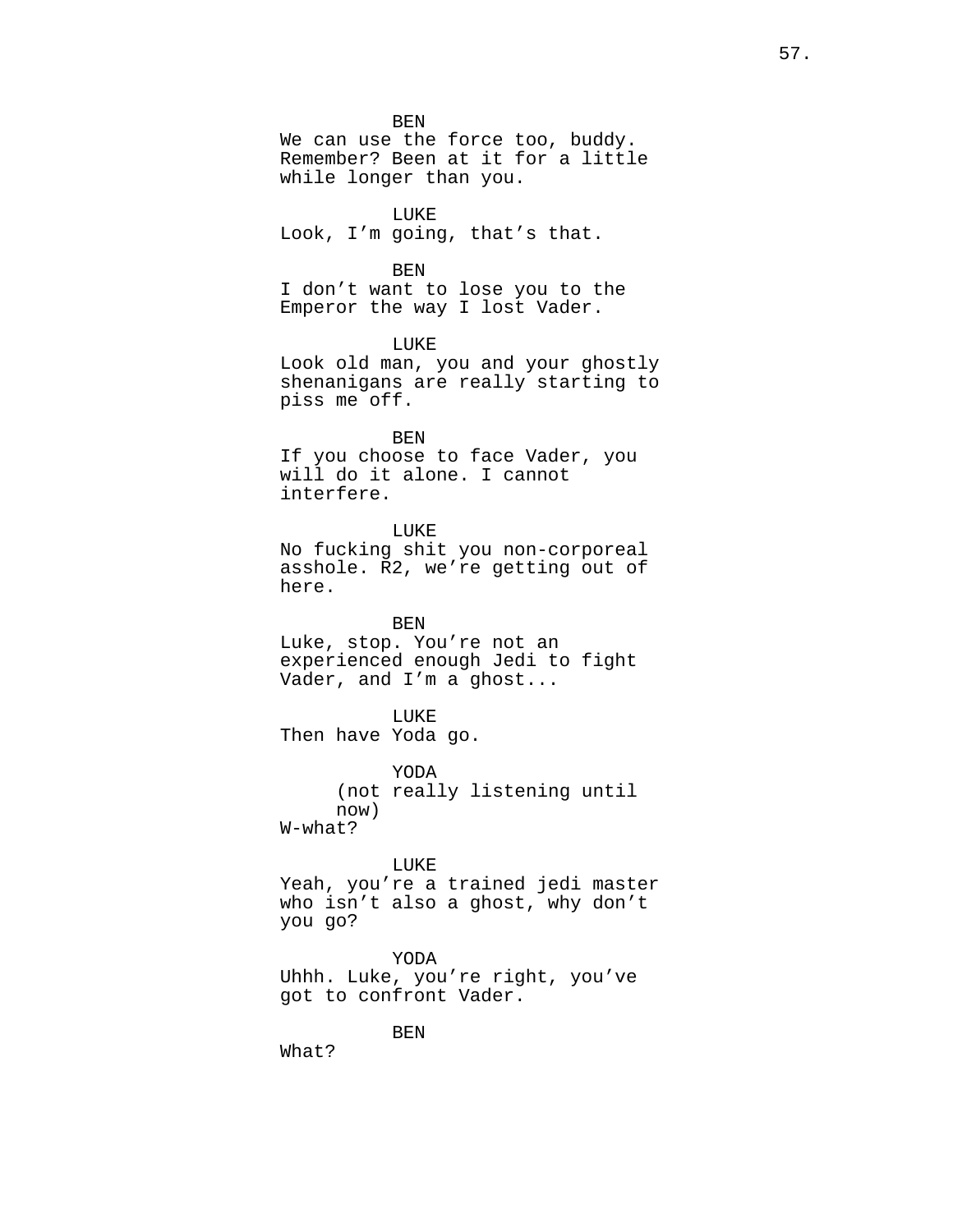BEN
We can use the force too, buddy. Remember? Been at it for a little while longer than you.

LUKE
Look, I'm going, that's that.

BEN
I don't want to lose you to the Emperor the way I lost Vader.

LUKE
Look old man, you and your ghostly shenanigans are really starting to piss me off.

BEN
If you choose to face Vader, you will do it alone. I cannot interfere.

LUKE
No fucking shit you non-corporeal asshole. R2, we're getting out of here.

BEN
Luke, stop. You're not an experienced enough Jedi to fight Vader, and I'm a ghost...

LUKE
Then have Yoda go.

YODA
(not really listening until now)
W-what?

LUKE
Yeah, you're a trained jedi master who isn't also a ghost, why don't you go?

YODA
Uhhh. Luke, you're right, you've got to confront Vader.

BEN
What?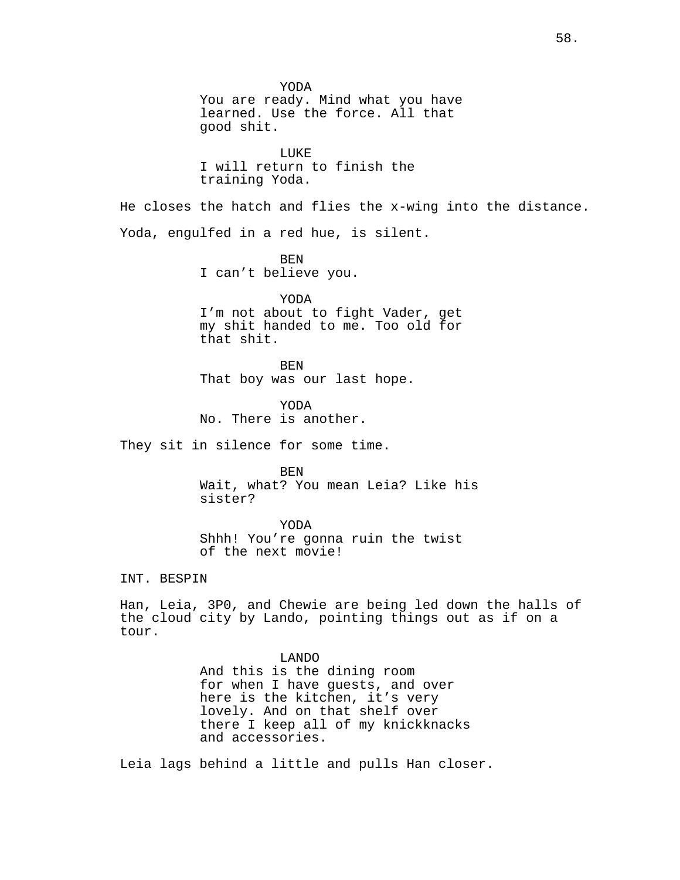YODA
You are ready. Mind what you have learned. Use the force. All that good shit.

LUKE
I will return to finish the training Yoda.

He closes the hatch and flies the x-wing into the distance.

Yoda, engulfed in a red hue, is silent.

BEN
I can't believe you.

YODA
I'm not about to fight Vader, get my shit handed to me. Too old for that shit.

BEN
That boy was our last hope.

YODA
No. There is another.

They sit in silence for some time.

BEN
Wait, what? You mean Leia? Like his sister?

YODA
Shhh! You're gonna ruin the twist of the next movie!

INT. BESPIN

Han, Leia, 3P0, and Chewie are being led down the halls of the cloud city by Lando, pointing things out as if on a tour.

LANDO
And this is the dining room for when I have guests, and over here is the kitchen, it's very lovely. And on that shelf over there I keep all of my knickknacks and accessories.

Leia lags behind a little and pulls Han closer.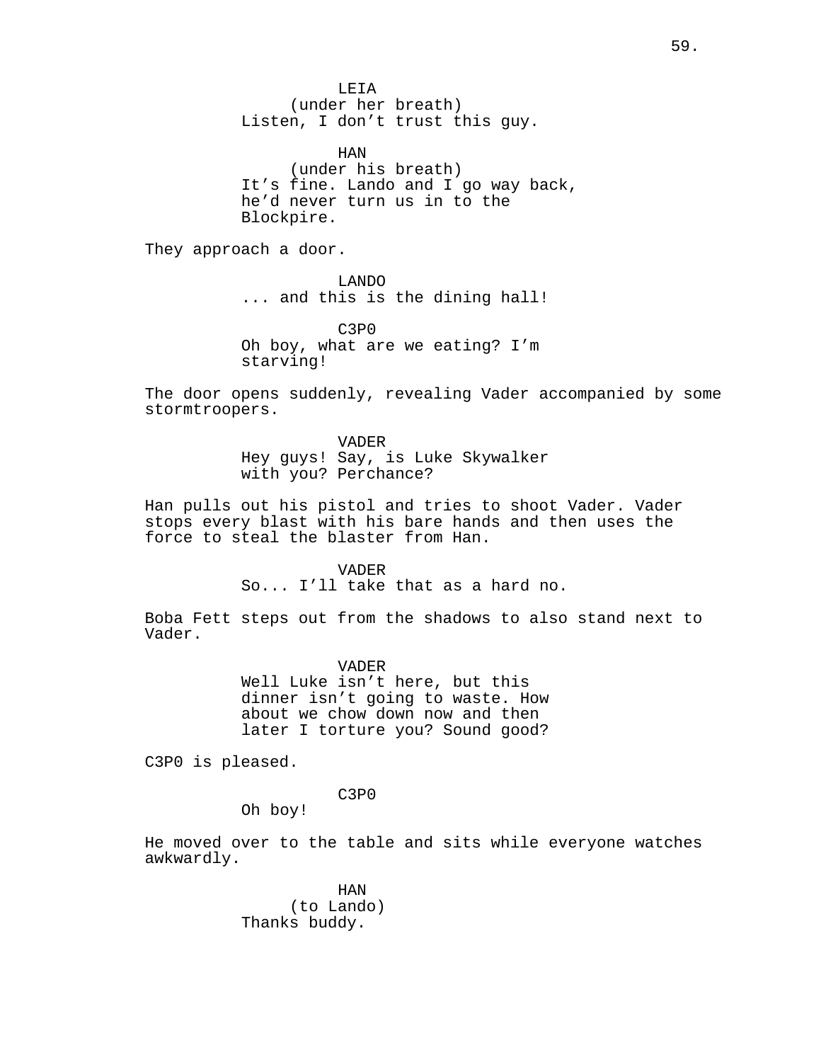LEIA
(under her breath)
Listen, I don't trust this guy.

HAN
(under his breath)
It's fine. Lando and I go way back, he'd never turn us in to the Blockpire.

They approach a door.

LANDO
... and this is the dining hall!

C3P0
Oh boy, what are we eating? I'm starving!

The door opens suddenly, revealing Vader accompanied by some stormtroopers.

VADER
Hey guys! Say, is Luke Skywalker with you? Perchance?

Han pulls out his pistol and tries to shoot Vader. Vader stops every blast with his bare hands and then uses the force to steal the blaster from Han.

VADER
So... I'll take that as a hard no.

Boba Fett steps out from the shadows to also stand next to Vader.

VADER
Well Luke isn't here, but this dinner isn't going to waste. How about we chow down now and then later I torture you? Sound good?

C3P0 is pleased.

C3P0
Oh boy!

He moved over to the table and sits while everyone watches awkwardly.

HAN
(to Lando)
Thanks buddy.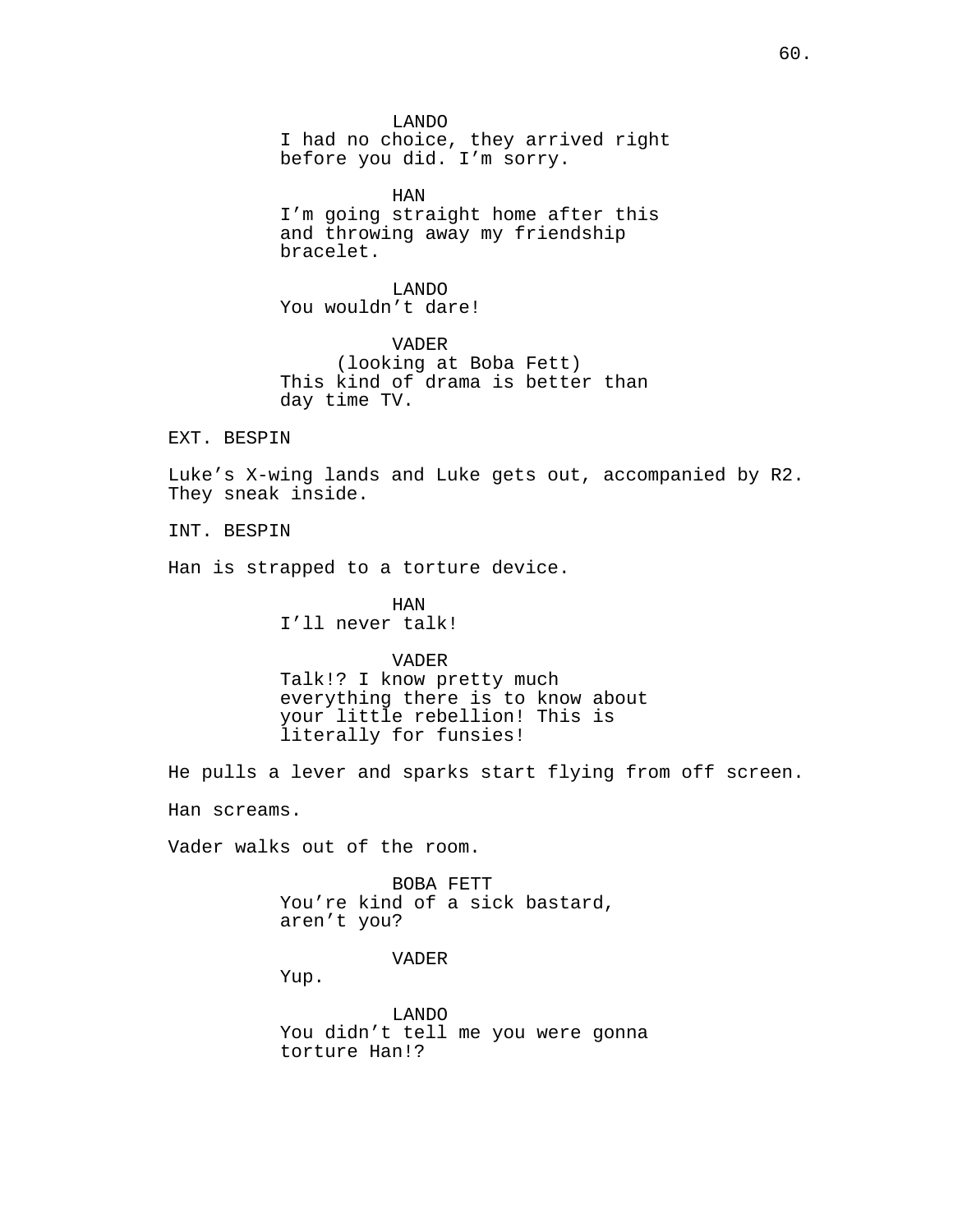LANDO
I had no choice, they arrived right before you did. I'm sorry.

HAN
I'm going straight home after this and throwing away my friendship bracelet.

LANDO
You wouldn't dare!

VADER
(looking at Boba Fett)
This kind of drama is better than day time TV.

EXT. BESPIN

Luke's X-wing lands and Luke gets out, accompanied by R2. They sneak inside.

INT. BESPIN

Han is strapped to a torture device.

HAN
I'll never talk!

VADER
Talk!? I know pretty much everything there is to know about your little rebellion! This is literally for funsies!

He pulls a lever and sparks start flying from off screen.

Han screams.

Vader walks out of the room.

BOBA FETT
You're kind of a sick bastard, aren't you?

VADER
Yup.

LANDO
You didn't tell me you were gonna torture Han!?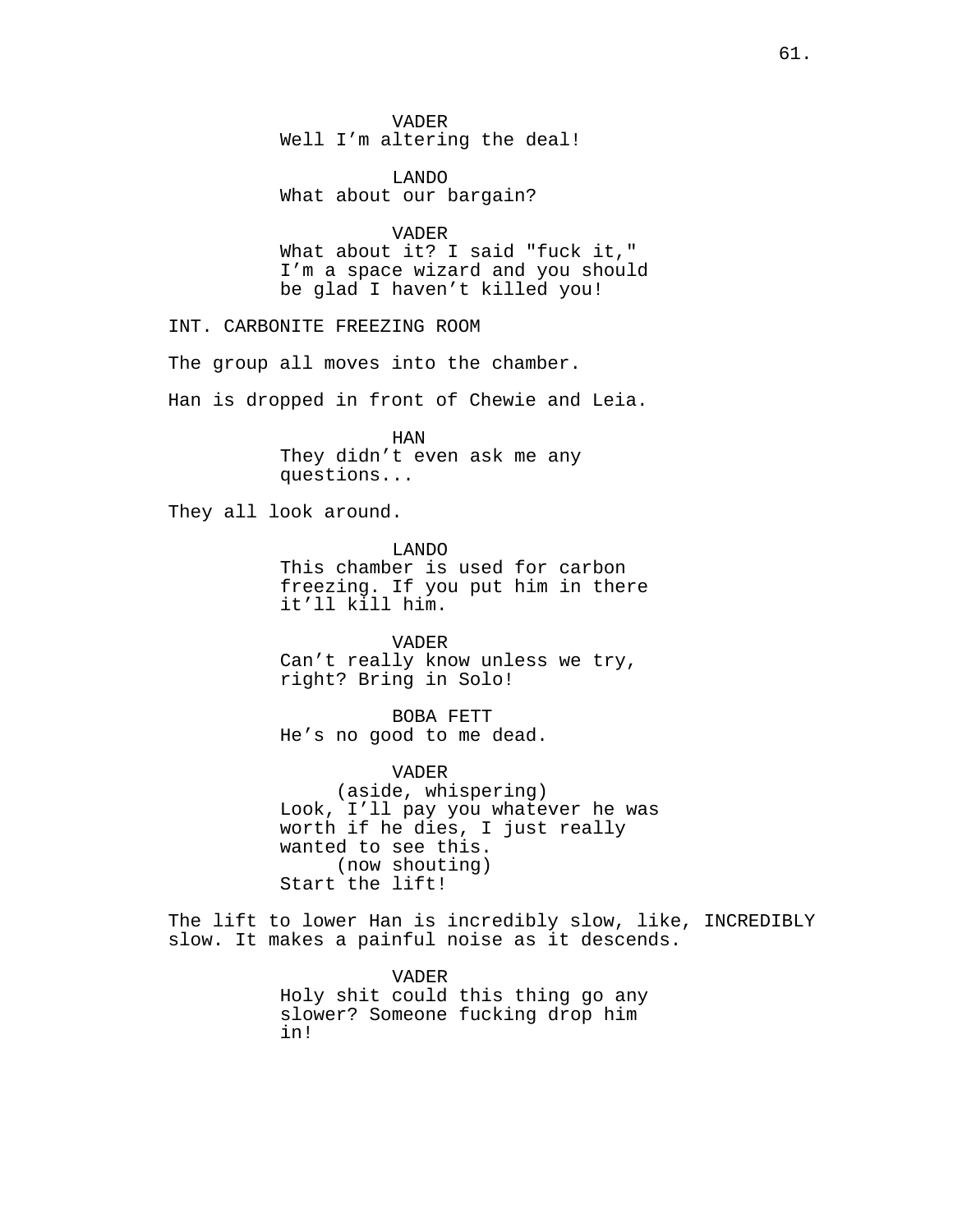VADER
Well I'm altering the deal!

LANDO
What about our bargain?

VADER
What about it? I said "fuck it," I'm a space wizard and you should be glad I haven't killed you!

INT. CARBONITE FREEZING ROOM

The group all moves into the chamber.

Han is dropped in front of Chewie and Leia.

HAN
They didn't even ask me any questions...

They all look around.

LANDO
This chamber is used for carbon freezing. If you put him in there it'll kill him.

VADER
Can't really know unless we try, right? Bring in Solo!

BOBA FETT
He's no good to me dead.

VADER
(aside, whispering)
Look, I'll pay you whatever he was worth if he dies, I just really wanted to see this.
(now shouting)
Start the lift!

The lift to lower Han is incredibly slow, like, INCREDIBLY slow. It makes a painful noise as it descends.

VADER
Holy shit could this thing go any slower? Someone fucking drop him in!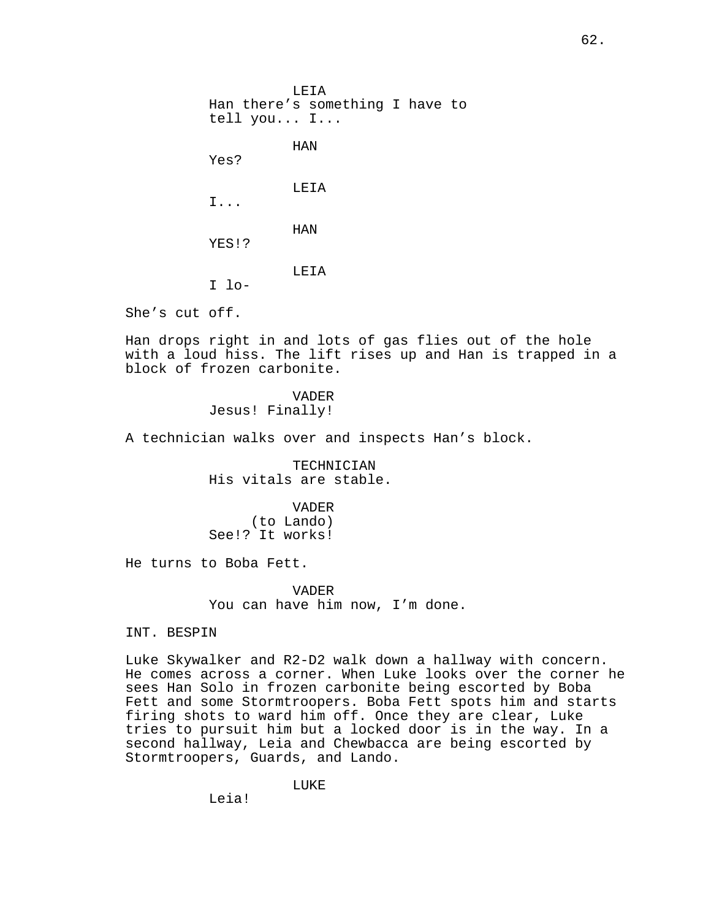LEIA
Han there's something I have to tell you... I...

HAN
Yes?

LEIA
I...

HAN
YES!?

LEIA
I lo-

She's cut off.

Han drops right in and lots of gas flies out of the hole with a loud hiss. The lift rises up and Han is trapped in a block of frozen carbonite.

VADER
Jesus! Finally!

A technician walks over and inspects Han's block.

TECHNICIAN
His vitals are stable.

VADER
(to Lando)
See!? It works!

He turns to Boba Fett.

VADER
You can have him now, I'm done.

INT. BESPIN

Luke Skywalker and R2-D2 walk down a hallway with concern. He comes across a corner. When Luke looks over the corner he sees Han Solo in frozen carbonite being escorted by Boba Fett and some Stormtroopers. Boba Fett spots him and starts firing shots to ward him off. Once they are clear, Luke tries to pursuit him but a locked door is in the way. In a second hallway, Leia and Chewbacca are being escorted by Stormtroopers, Guards, and Lando.

LUKE
Leia!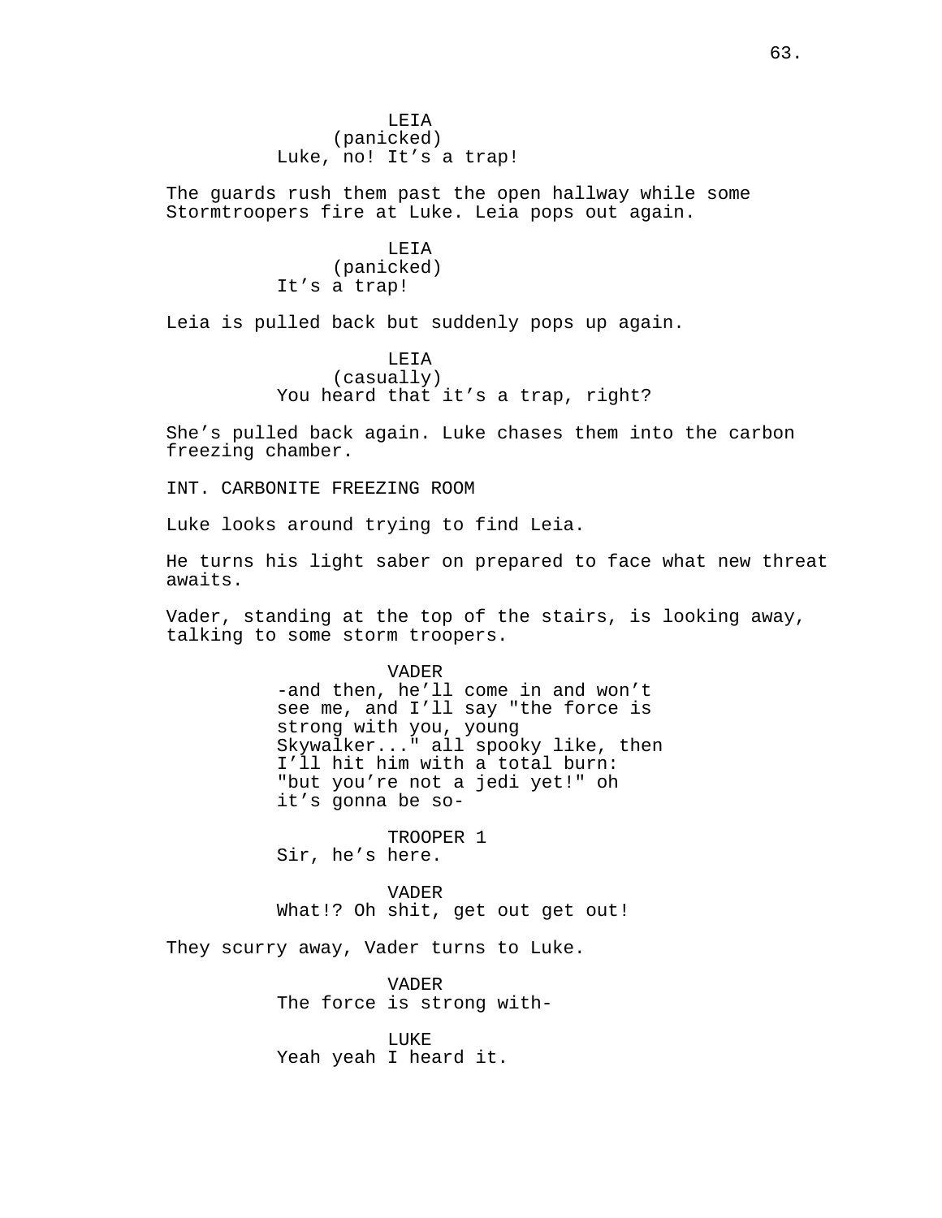LEIA
(panicked)
Luke, no! It's a trap!

The guards rush them past the open hallway while some Stormtroopers fire at Luke. Leia pops out again.

LEIA
(panicked)
It's a trap!

Leia is pulled back but suddenly pops up again.

LEIA
(casually)
You heard that it's a trap, right?

She's pulled back again. Luke chases them into the carbon freezing chamber.

INT. CARBONITE FREEZING ROOM

Luke looks around trying to find Leia.

He turns his light saber on prepared to face what new threat awaits.

Vader, standing at the top of the stairs, is looking away, talking to some storm troopers.

VADER
-and then, he'll come in and won't see me, and I'll say "the force is strong with you, young Skywalker..." all spooky like, then I'll hit him with a total burn: "but you're not a jedi yet!" oh it's gonna be so-

TROOPER 1
Sir, he's here.

VADER
What!? Oh shit, get out get out!

They scurry away, Vader turns to Luke.

VADER
The force is strong with-

LUKE
Yeah yeah I heard it.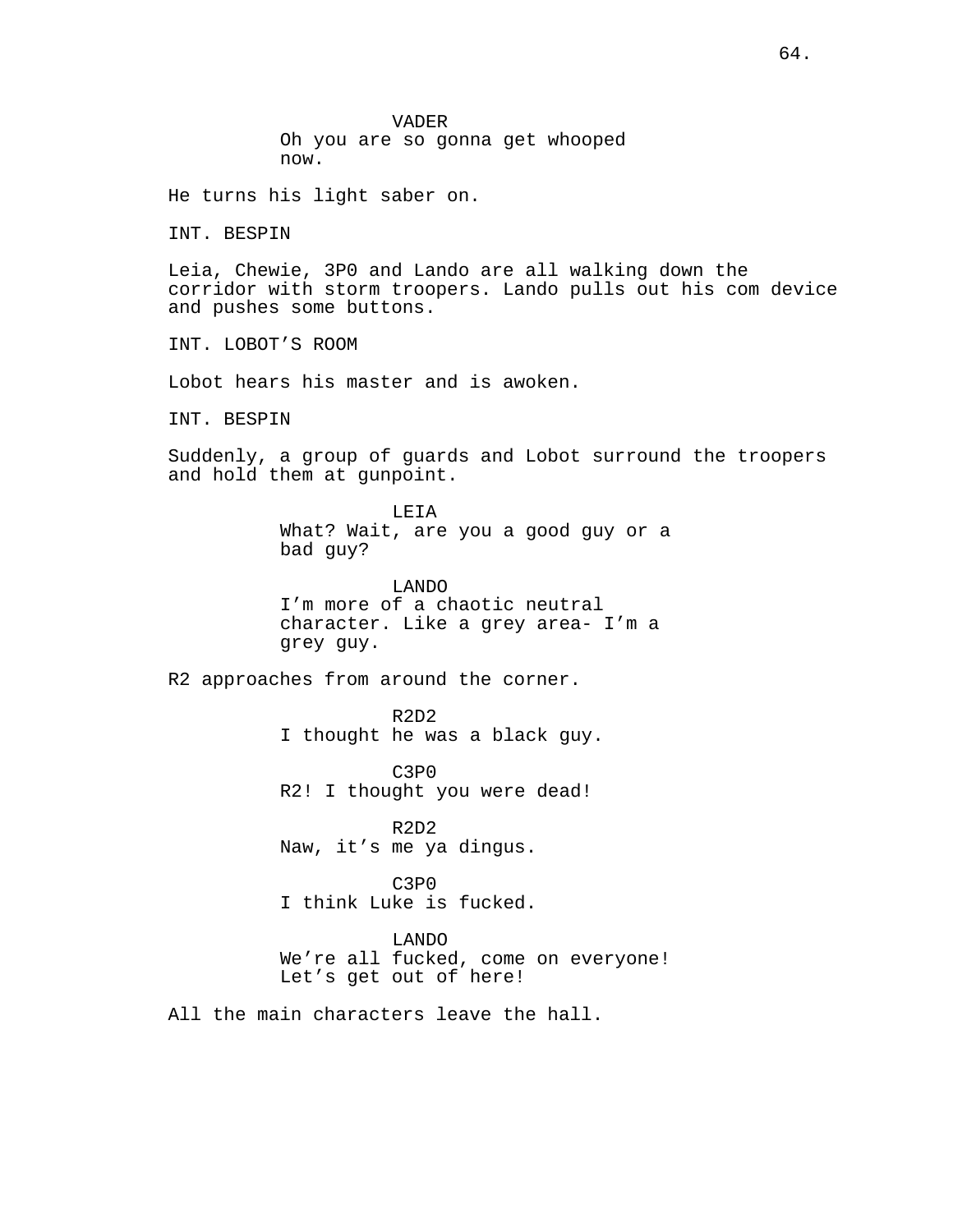VADER
Oh you are so gonna get whooped now.

He turns his light saber on.

INT. BESPIN

Leia, Chewie, 3P0 and Lando are all walking down the corridor with storm troopers. Lando pulls out his com device and pushes some buttons.

INT. LOBOT'S ROOM

Lobot hears his master and is awoken.

INT. BESPIN

Suddenly, a group of guards and Lobot surround the troopers and hold them at gunpoint.

LEIA
What? Wait, are you a good guy or a bad guy?

LANDO
I'm more of a chaotic neutral character. Like a grey area- I'm a grey guy.

R2 approaches from around the corner.

R2D2
I thought he was a black guy.

C3P0
R2! I thought you were dead!

R2D2
Naw, it's me ya dingus.

C3P0
I think Luke is fucked.

LANDO
We're all fucked, come on everyone! Let's get out of here!

All the main characters leave the hall.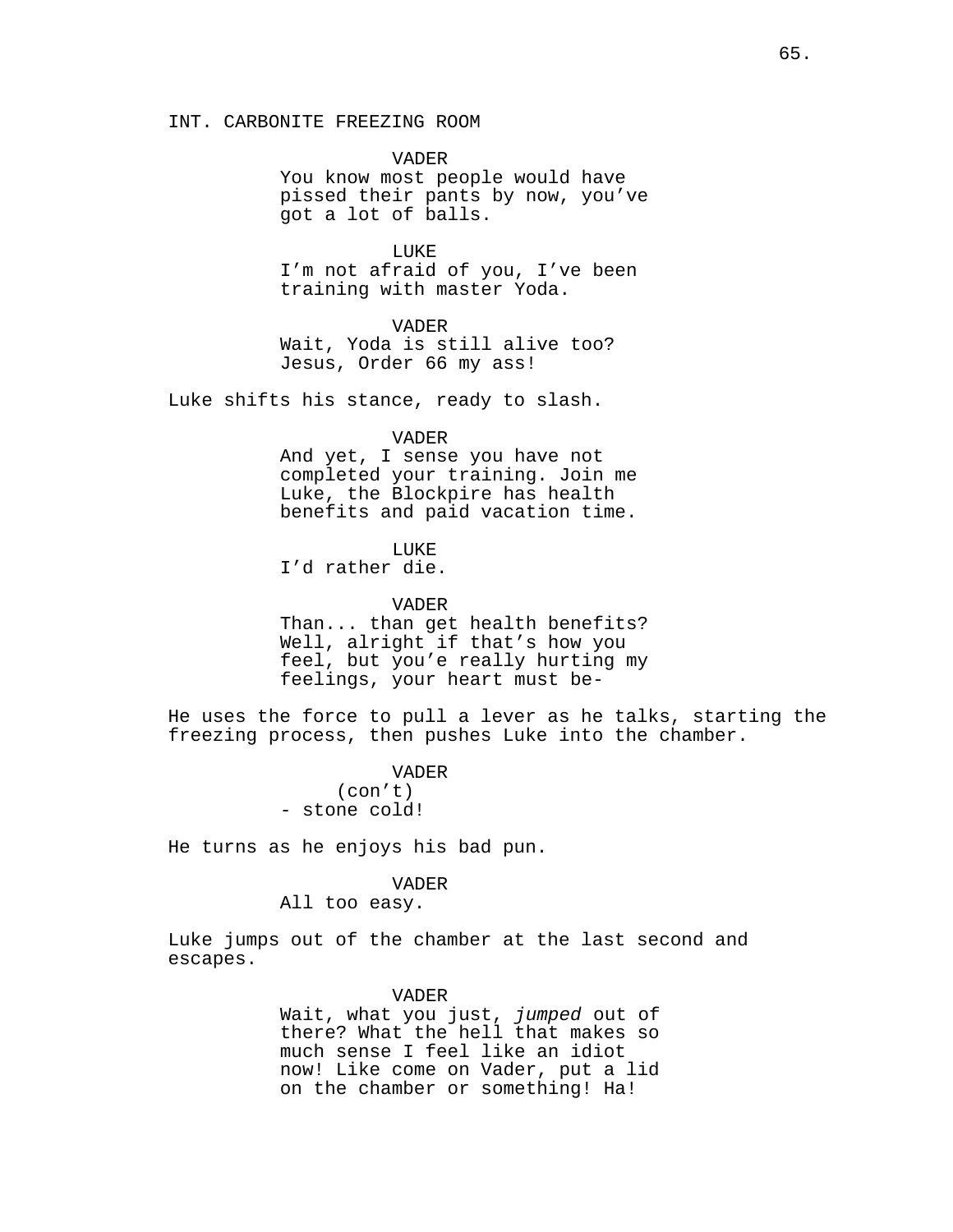INT. CARBONITE FREEZING ROOM

VADER
You know most people would have pissed their pants by now, you've got a lot of balls.

LUKE
I'm not afraid of you, I've been training with master Yoda.

VADER
Wait, Yoda is still alive too? Jesus, Order 66 my ass!

Luke shifts his stance, ready to slash.

VADER
And yet, I sense you have not completed your training. Join me Luke, the Blockpire has health benefits and paid vacation time.

LUKE
I'd rather die.

VADER
Than... than get health benefits? Well, alright if that's how you feel, but you'e really hurting my feelings, your heart must be-

He uses the force to pull a lever as he talks, starting the freezing process, then pushes Luke into the chamber.

VADER
(con't)
- stone cold!

He turns as he enjoys his bad pun.

VADER
All too easy.

Luke jumps out of the chamber at the last second and escapes.

VADER
Wait, what you just, *jumped* out of there? What the hell that makes so much sense I feel like an idiot now! Like come on Vader, put a lid on the chamber or something! Ha!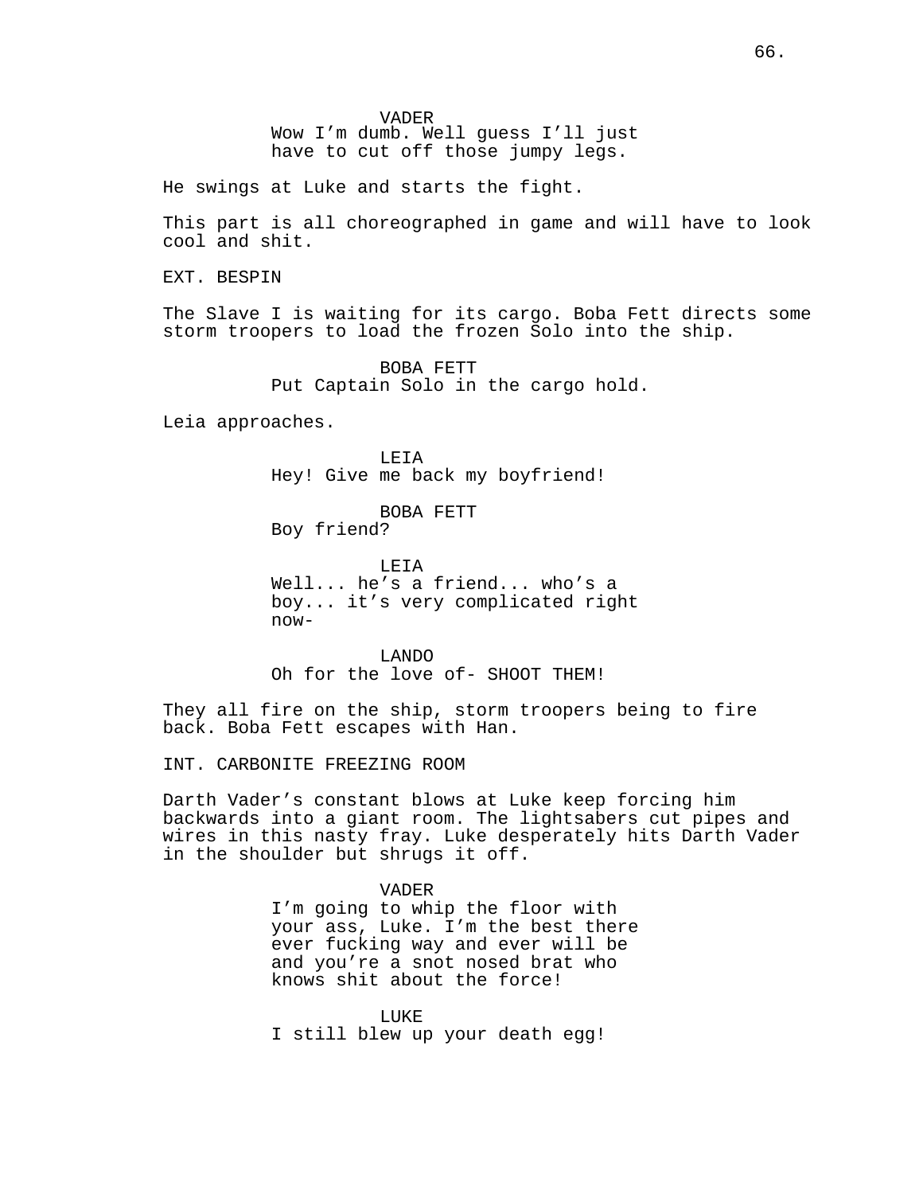VADER
Wow I’m dumb. Well guess I’ll just have to cut off those jumpy legs.

He swings at Luke and starts the fight.

This part is all choreographed in game and will have to look cool and shit.

EXT. BESPIN

The Slave I is waiting for its cargo. Boba Fett directs some storm troopers to load the frozen Solo into the ship.

BOBA FETT
Put Captain Solo in the cargo hold.

Leia approaches.

LEIA
Hey! Give me back my boyfriend!

BOBA FETT
Boy friend?

LEIA
Well... he’s a friend... who’s a boy... it’s very complicated right now-

LANDO
Oh for the love of- SHOOT THEM!

They all fire on the ship, storm troopers being to fire back. Boba Fett escapes with Han.

INT. CARBONITE FREEZING ROOM

Darth Vader’s constant blows at Luke keep forcing him backwards into a giant room. The lightsabers cut pipes and wires in this nasty fray. Luke desperately hits Darth Vader in the shoulder but shrugs it off.

VADER
I’m going to whip the floor with your ass, Luke. I’m the best there ever fucking way and ever will be and you’re a snot nosed brat who knows shit about the force!

LUKE
I still blew up your death egg!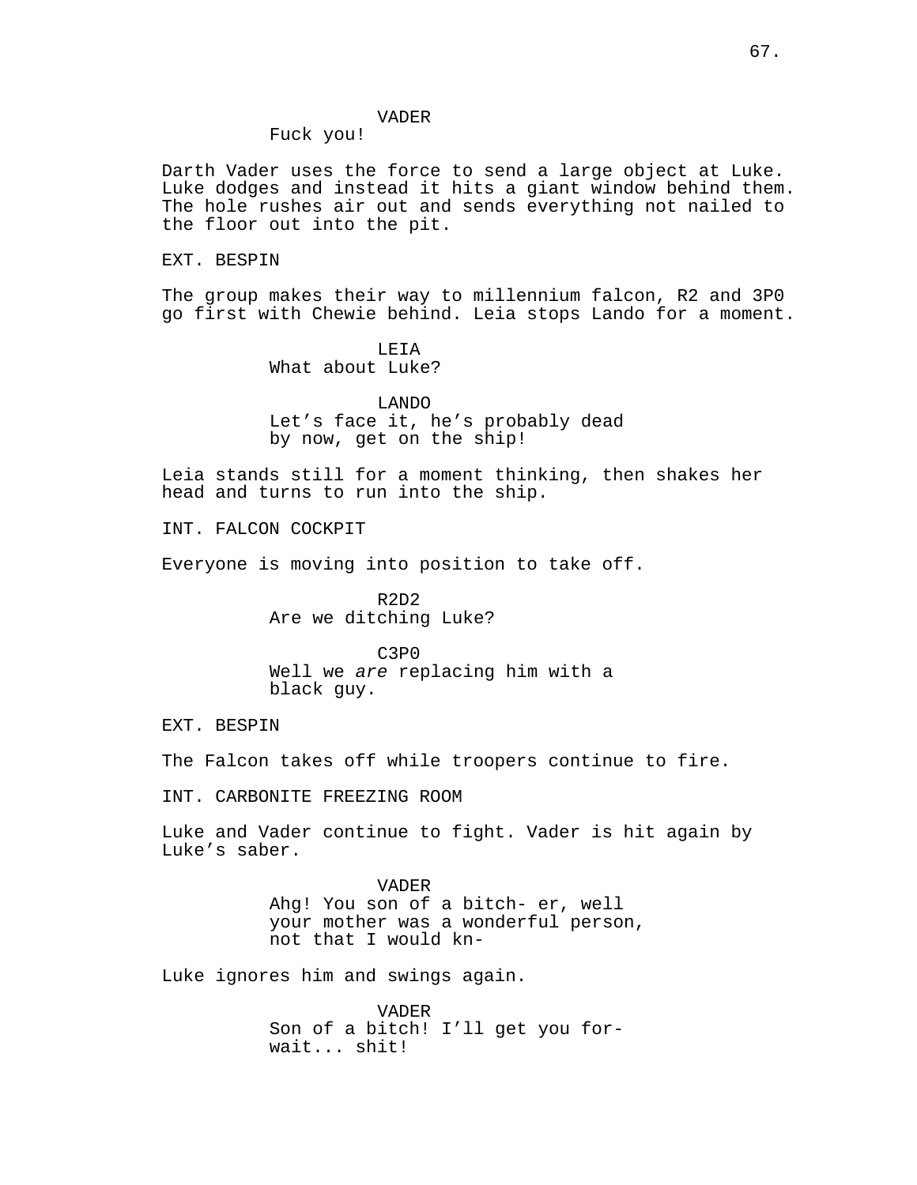VADER
Fuck you!

Darth Vader uses the force to send a large object at Luke. Luke dodges and instead it hits a giant window behind them. The hole rushes air out and sends everything not nailed to the floor out into the pit.

EXT. BESPIN

The group makes their way to millennium falcon, R2 and 3P0 go first with Chewie behind. Leia stops Lando for a moment.

LEIA
What about Luke?

LANDO
Let's face it, he's probably dead by now, get on the ship!

Leia stands still for a moment thinking, then shakes her head and turns to run into the ship.

INT. FALCON COCKPIT

Everyone is moving into position to take off.

R2D2
Are we ditching Luke?

C3P0
Well we *are* replacing him with a black guy.

EXT. BESPIN

The Falcon takes off while troopers continue to fire.

INT. CARBONITE FREEZING ROOM

Luke and Vader continue to fight. Vader is hit again by Luke's saber.

VADER
Ahg! You son of a bitch- er, well your mother was a wonderful person, not that I would kn-

Luke ignores him and swings again.

VADER
Son of a bitch! I'll get you for- wait... shit!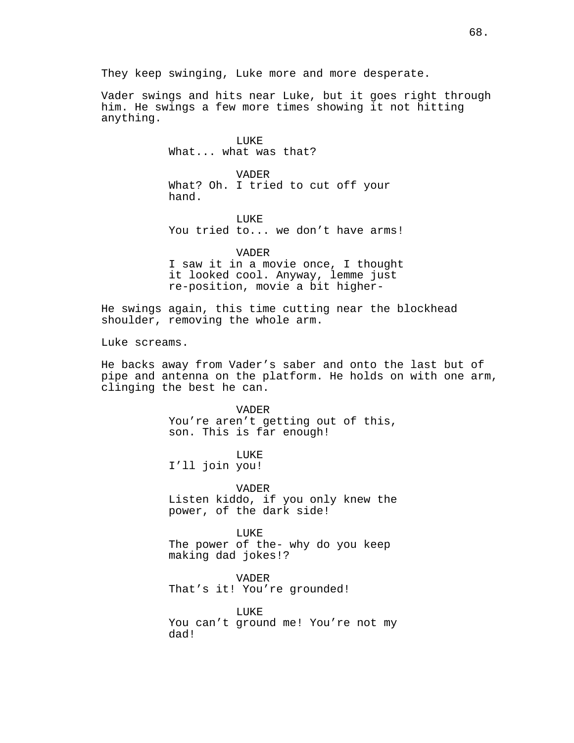They keep swinging, Luke more and more desperate.

Vader swings and hits near Luke, but it goes right through him. He swings a few more times showing it not hitting anything.

LUKE
What... what was that?

VADER
What? Oh. I tried to cut off your hand.

LUKE
You tried to... we don't have arms!

VADER
I saw it in a movie once, I thought it looked cool. Anyway, lemme just re-position, movie a bit higher-

He swings again, this time cutting near the blockhead shoulder, removing the whole arm.

Luke screams.

He backs away from Vader's saber and onto the last but of pipe and antenna on the platform. He holds on with one arm, clinging the best he can.

VADER
You're aren't getting out of this, son. This is far enough!

LUKE
I'll join you!

VADER
Listen kiddo, if you only knew the power, of the dark side!

LUKE
The power of the- why do you keep making dad jokes!?

VADER
That's it! You're grounded!

LUKE
You can't ground me! You're not my dad!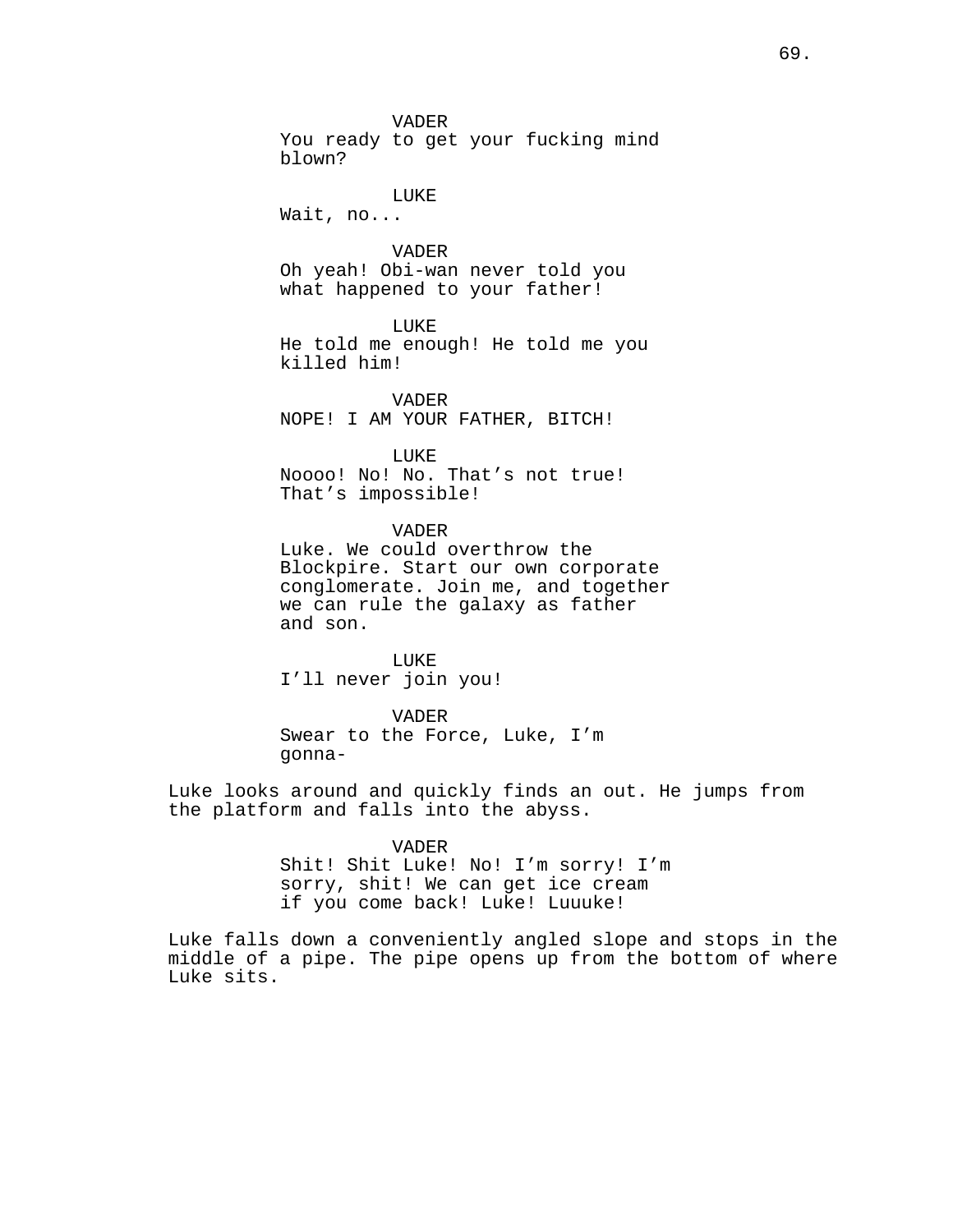VADER
You ready to get your fucking mind blown?

LUKE
Wait, no...

VADER
Oh yeah! Obi-wan never told you what happened to your father!

LUKE
He told me enough! He told me you killed him!

VADER
NOPE! I AM YOUR FATHER, BITCH!

LUKE
Noooo! No! No. That’s not true! That’s impossible!

VADER
Luke. We could overthrow the Blockpire. Start our own corporate conglomerate. Join me, and together we can rule the galaxy as father and son.

LUKE
I’ll never join you!

VADER
Swear to the Force, Luke, I’m gonna-

Luke looks around and quickly finds an out. He jumps from the platform and falls into the abyss.

VADER
Shit! Shit Luke! No! I’m sorry! I’m sorry, shit! We can get ice cream if you come back! Luke! Luuuke!

Luke falls down a conveniently angled slope and stops in the middle of a pipe. The pipe opens up from the bottom of where Luke sits.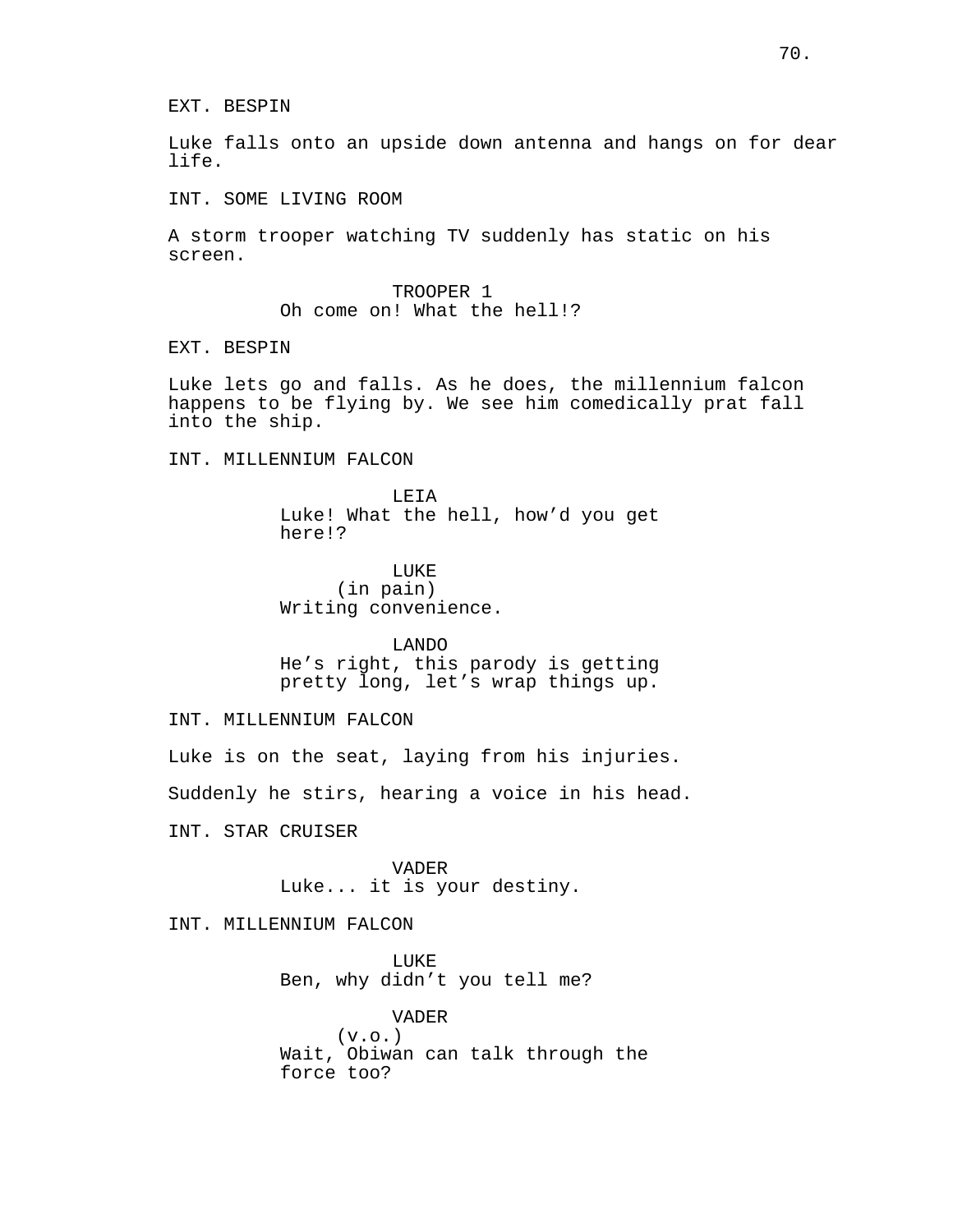EXT. BESPIN

Luke falls onto an upside down antenna and hangs on for dear life.

INT. SOME LIVING ROOM

A storm trooper watching TV suddenly has static on his screen.

TROOPER 1
Oh come on! What the hell!?

EXT. BESPIN

Luke lets go and falls. As he does, the millennium falcon happens to be flying by. We see him comedically prat fall into the ship.

INT. MILLENNIUM FALCON

LEIA
Luke! What the hell, how'd you get here!?

LUKE
(in pain)
Writing convenience.

LANDO
He's right, this parody is getting pretty long, let's wrap things up.

INT. MILLENNIUM FALCON

Luke is on the seat, laying from his injuries.

Suddenly he stirs, hearing a voice in his head.

INT. STAR CRUISER

VADER
Luke... it is your destiny.

INT. MILLENNIUM FALCON

LUKE
Ben, why didn't you tell me?

VADER
(v.o.)
Wait, Obiwan can talk through the force too?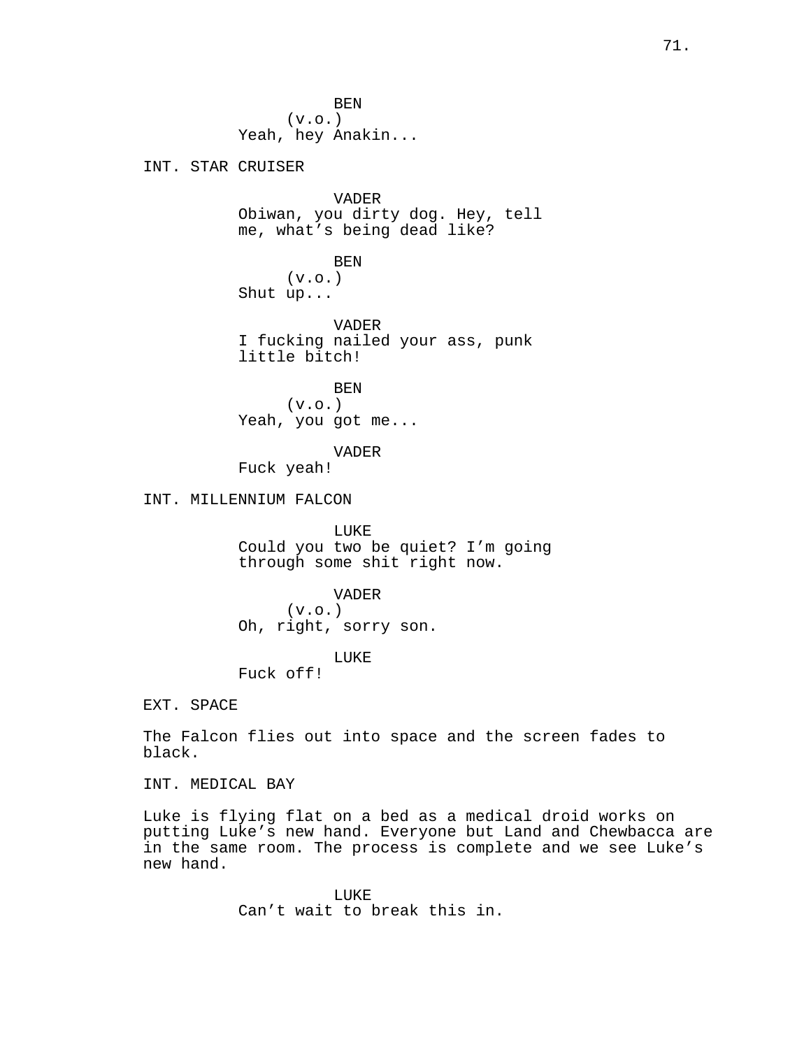BEN
(v.o.)
Yeah, hey Anakin...

INT. STAR CRUISER

VADER
Obiwan, you dirty dog. Hey, tell me, what’s being dead like?

BEN
(v.o.)
Shut up...

VADER
I fucking nailed your ass, punk little bitch!

BEN
(v.o.)
Yeah, you got me...

VADER
Fuck yeah!

INT. MILLENNIUM FALCON

LUKE
Could you two be quiet? I’m going through some shit right now.

VADER
(v.o.)
Oh, right, sorry son.

LUKE
Fuck off!

EXT. SPACE

The Falcon flies out into space and the screen fades to black.

INT. MEDICAL BAY

Luke is flying flat on a bed as a medical droid works on putting Luke’s new hand. Everyone but Land and Chewbacca are in the same room. The process is complete and we see Luke’s new hand.

LUKE
Can’t wait to break this in.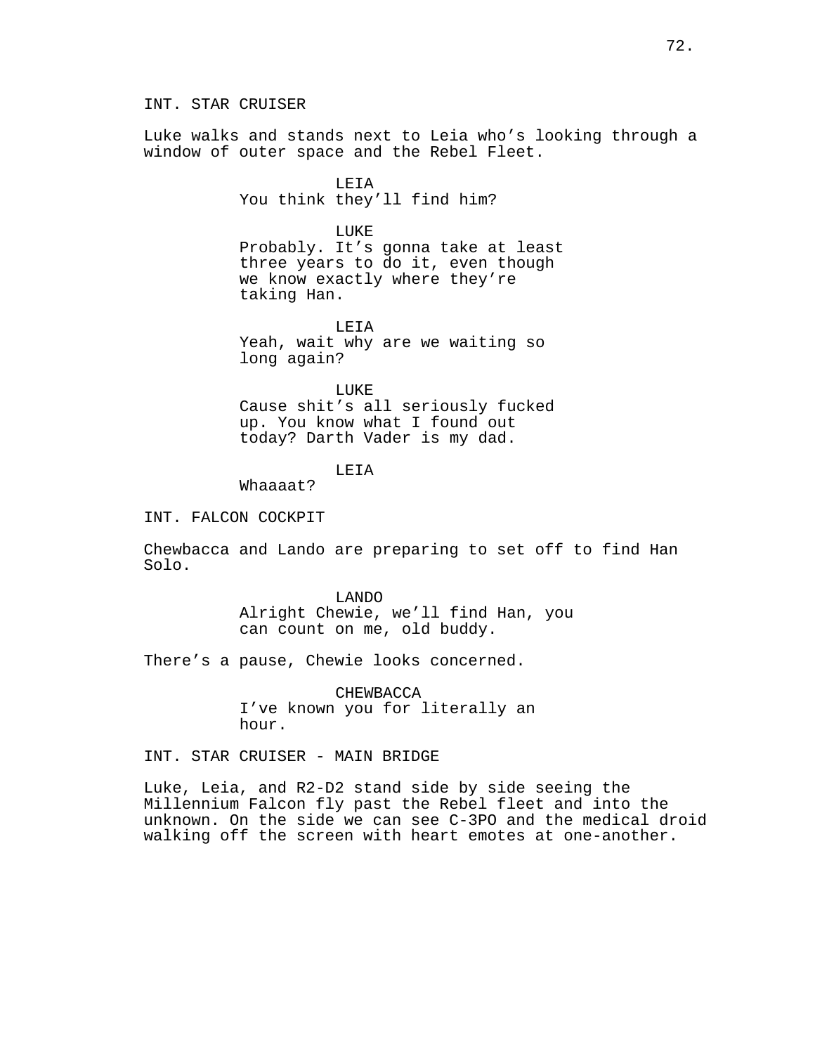INT. STAR CRUISER

Luke walks and stands next to Leia who's looking through a window of outer space and the Rebel Fleet.

LEIA

You think they'll find him?

LUKE

Probably. It's gonna take at least three years to do it, even though we know exactly where they're taking Han.

LEIA

Yeah, wait why are we waiting so long again?

LUKE

Cause shit's all seriously fucked up. You know what I found out today? Darth Vader is my dad.

LEIA

Whaaaat?

INT. FALCON COCKPIT

Chewbacca and Lando are preparing to set off to find Han Solo.

LANDO

Alright Chewie, we'll find Han, you can count on me, old buddy.

There's a pause, Chewie looks concerned.

CHEWBACCA

I've known you for literally an hour.

INT. STAR CRUISER - MAIN BRIDGE

Luke, Leia, and R2-D2 stand side by side seeing the Millennium Falcon fly past the Rebel fleet and into the unknown. On the side we can see C-3PO and the medical droid walking off the screen with heart emotes at one-another.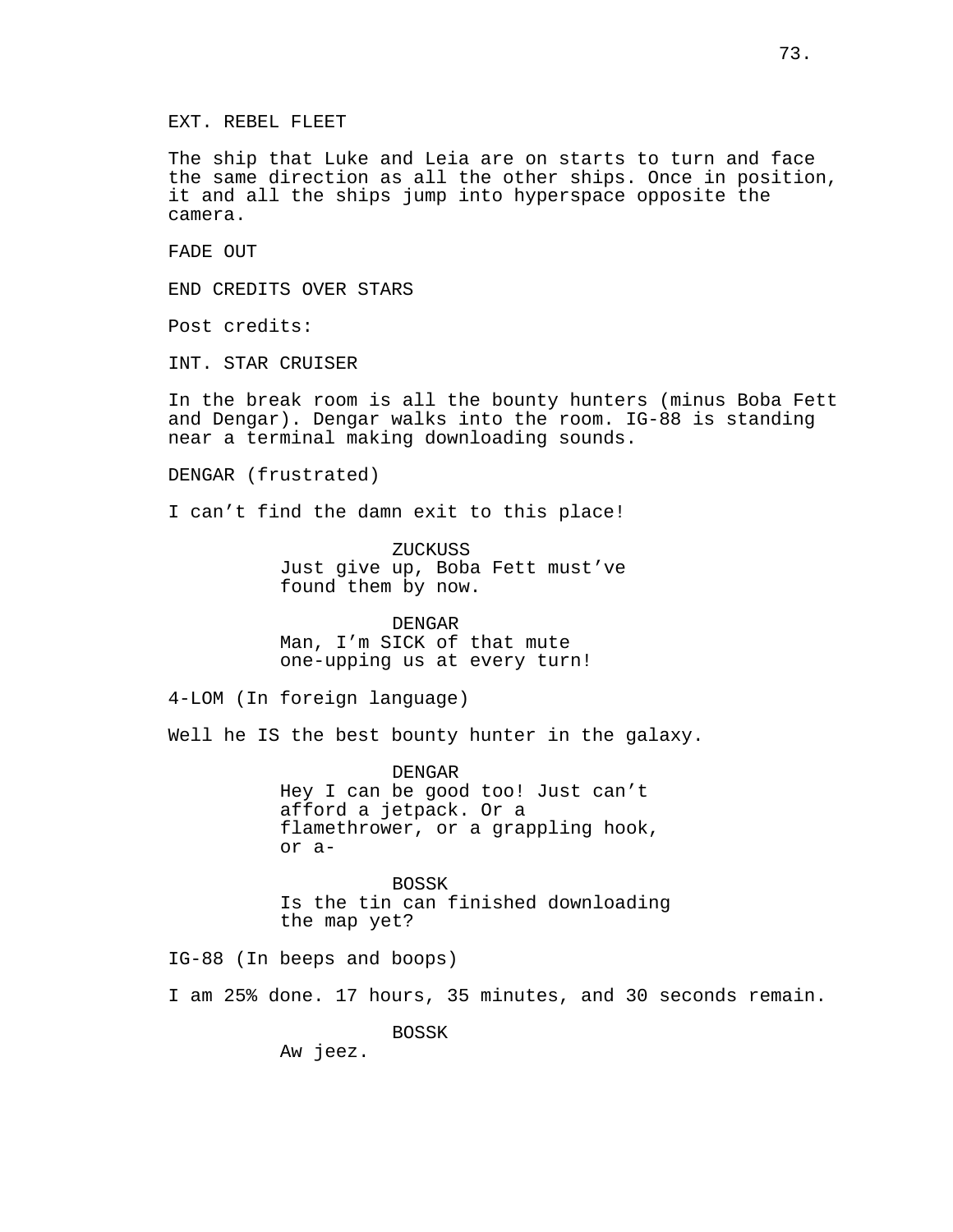EXT. REBEL FLEET

The ship that Luke and Leia are on starts to turn and face the same direction as all the other ships. Once in position, it and all the ships jump into hyperspace opposite the camera.

FADE OUT

END CREDITS OVER STARS

Post credits:

INT. STAR CRUISER

In the break room is all the bounty hunters (minus Boba Fett and Dengar). Dengar walks into the room. IG-88 is standing near a terminal making downloading sounds.

DENGAR (frustrated)

I can't find the damn exit to this place!

ZUCKUSS
Just give up, Boba Fett must've found them by now.

DENGAR
Man, I'm SICK of that mute one-upping us at every turn!

4-LOM (In foreign language)

Well he IS the best bounty hunter in the galaxy.

DENGAR
Hey I can be good too! Just can't afford a jetpack. Or a flamethrower, or a grappling hook, or a-

BOSSK
Is the tin can finished downloading the map yet?

IG-88 (In beeps and boops)

I am 25% done. 17 hours, 35 minutes, and 30 seconds remain.

BOSSK
Aw jeez.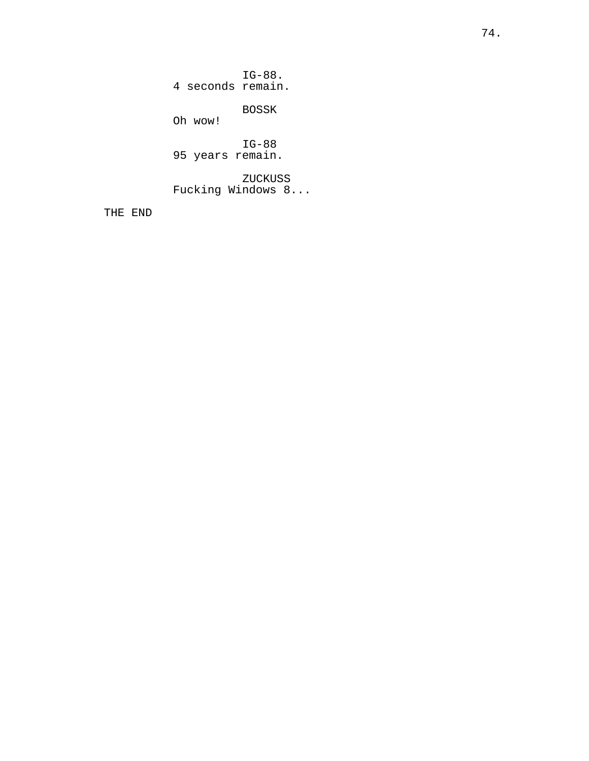IG-88.
4 seconds remain.

BOSSK
Oh wow!

IG-88
95 years remain.

ZUCKUSS
Fucking Windows 8...

THE END